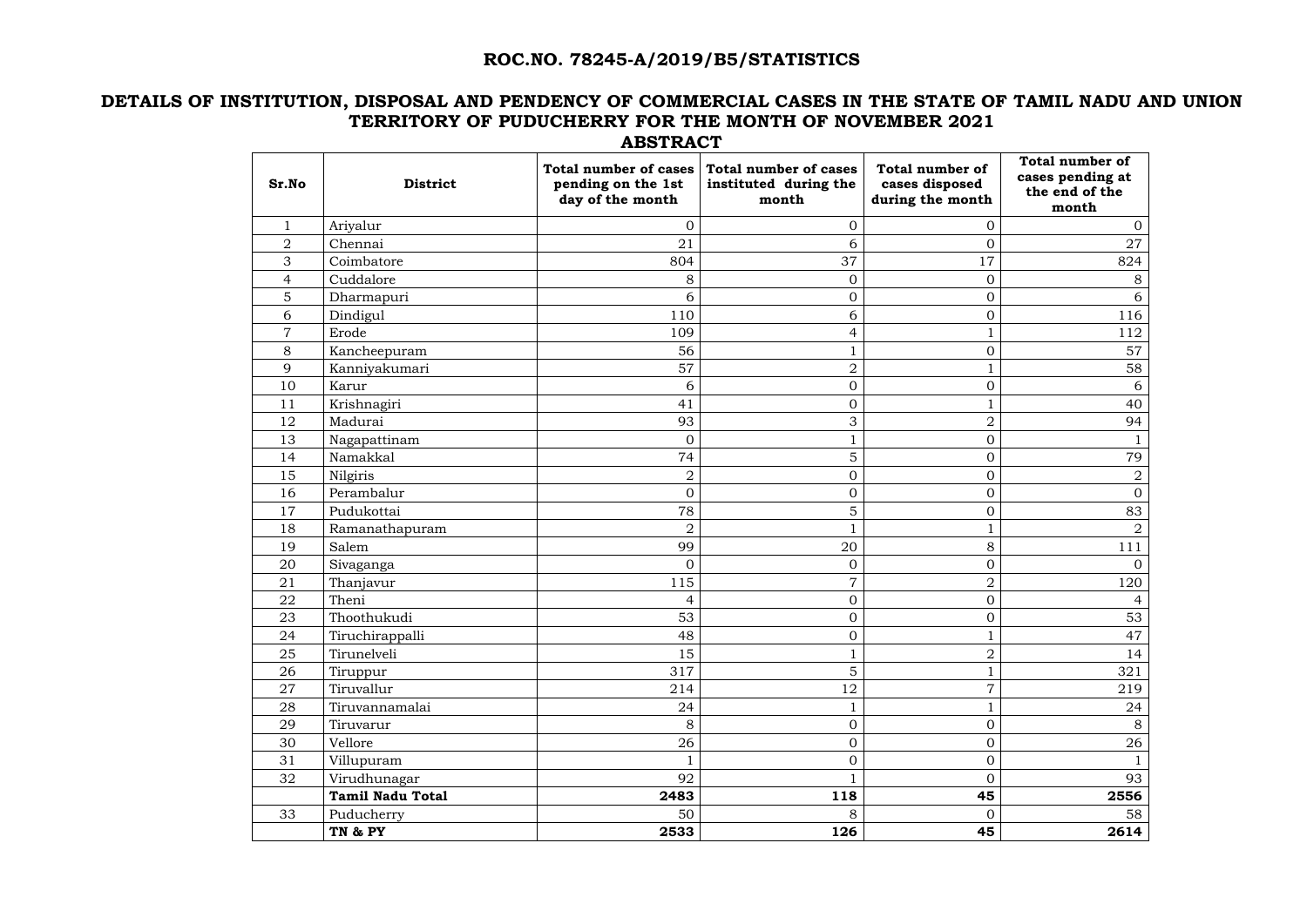## ROC.NO. 78245-A/2019/B5/STATISTICS

## DETAILS OF INSTITUTION, DISPOSAL AND PENDENCY OF COMMERCIAL CASES IN THE STATE OF TAMIL NADU AND UNION TERRITORY OF PUDUCHERRY FOR THE MONTH OF NOVEMBER 2021

### ABSTRACT

| Sr.No | District | Total number of cases pending on the 1st day of the month | Total number of cases instituted during the month | Total number of cases disposed during the month | Total number of cases pending at the end of the month |
|---|---|---|---|---|---|
| 1 | Ariyalur | 0 | 0 | 0 | 0 |
| 2 | Chennai | 21 | 6 | 0 | 27 |
| 3 | Coimbatore | 804 | 37 | 17 | 824 |
| 4 | Cuddalore | 8 | 0 | 0 | 8 |
| 5 | Dharmapuri | 6 | 0 | 0 | 6 |
| 6 | Dindigul | 110 | 6 | 0 | 116 |
| 7 | Erode | 109 | 4 | 1 | 112 |
| 8 | Kancheepuram | 56 | 1 | 0 | 57 |
| 9 | Kanniyakumari | 57 | 2 | 1 | 58 |
| 10 | Karur | 6 | 0 | 0 | 6 |
| 11 | Krishnagiri | 41 | 0 | 1 | 40 |
| 12 | Madurai | 93 | 3 | 2 | 94 |
| 13 | Nagapattinam | 0 | 1 | 0 | 1 |
| 14 | Namakkal | 74 | 5 | 0 | 79 |
| 15 | Nilgiris | 2 | 0 | 0 | 2 |
| 16 | Perambalur | 0 | 0 | 0 | 0 |
| 17 | Pudukottai | 78 | 5 | 0 | 83 |
| 18 | Ramanathapuram | 2 | 1 | 1 | 2 |
| 19 | Salem | 99 | 20 | 8 | 111 |
| 20 | Sivaganga | 0 | 0 | 0 | 0 |
| 21 | Thanjavur | 115 | 7 | 2 | 120 |
| 22 | Theni | 4 | 0 | 0 | 4 |
| 23 | Thoothukudi | 53 | 0 | 0 | 53 |
| 24 | Tiruchirappalli | 48 | 0 | 1 | 47 |
| 25 | Tirunelveli | 15 | 1 | 2 | 14 |
| 26 | Tiruppur | 317 | 5 | 1 | 321 |
| 27 | Tiruvallur | 214 | 12 | 7 | 219 |
| 28 | Tiruvannamalai | 24 | 1 | 1 | 24 |
| 29 | Tiruvarur | 8 | 0 | 0 | 8 |
| 30 | Vellore | 26 | 0 | 0 | 26 |
| 31 | Villupuram | 1 | 0 | 0 | 1 |
| 32 | Virudhunagar | 92 | 1 | 0 | 93 |
| | **Tamil Nadu Total** | **2483** | **118** | **45** | **2556** |
| 33 | Puducherry | 50 | 8 | 0 | 58 |
| | **TN & PY** | **2533** | **126** | **45** | **2614** |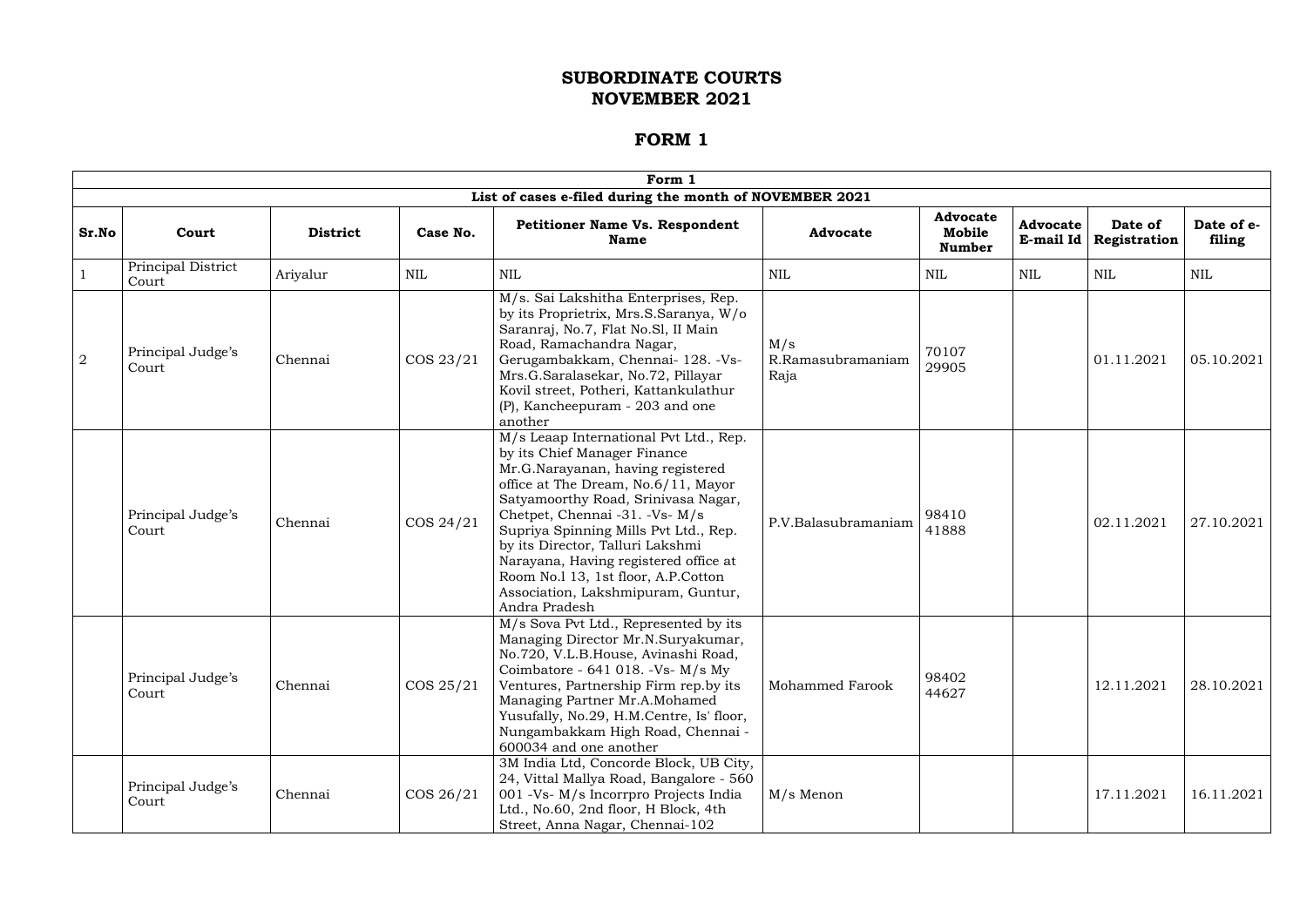# SUBORDINATE COURTS
# NOVEMBER 2021

## FORM 1

| Form 1 | | | | | | | | | |
|---|---|---|---|---|---|---|---|---|---|
| **List of cases e-filed during the month of NOVEMBER 2021** | | | | | | | | | |
| **Sr.No** | **Court** | **District** | **Case No.** | **Petitioner Name Vs. Respondent Name** | **Advocate** | **Advocate Mobile Number** | **Advocate E-mail Id** | **Date of Registration** | **Date of e-filing** |
| 1 | Principal District Court | Ariyalur | NIL | NIL | NIL | NIL | NIL | NIL | NIL |
| 2 | Principal Judge's Court | Chennai | COS 23/21 | M/s. Sai Lakshitha Enterprises, Rep. by its Proprietrix, Mrs.S.Saranya, W/o Saranraj, No.7, Flat No.Sl, II Main Road, Ramachandra Nagar, Gerugambakkam, Chennai- 128. -Vs- Mrs.G.Saralasekar, No.72, Pillayar Kovil street, Potheri, Kattankulathur (P), Kancheepuram - 203 and one another | M/s R.Ramasubramaniam Raja | 70107 29905 | | 01.11.2021 | 05.10.2021 |
| | Principal Judge's Court | Chennai | COS 24/21 | M/s Leaap International Pvt Ltd., Rep. by its Chief Manager Finance Mr.G.Narayanan, having registered office at The Dream, No.6/11, Mayor Satyamoorthy Road, Srinivasa Nagar, Chetpet, Chennai -31. -Vs- M/s Supriya Spinning Mills Pvt Ltd., Rep. by its Director, Talluri Lakshmi Narayana, Having registered office at Room No.l 13, 1st floor, A.P.Cotton Association, Lakshmipuram, Guntur, Andra Pradesh | P.V.Balasubramaniam | 98410 41888 | | 02.11.2021 | 27.10.2021 |
| | Principal Judge's Court | Chennai | COS 25/21 | M/s Sova Pvt Ltd., Represented by its Managing Director Mr.N.Suryakumar, No.720, V.L.B.House, Avinashi Road, Coimbatore - 641 018. -Vs- M/s My Ventures, Partnership Firm rep.by its Managing Partner Mr.A.Mohamed Yusufally, No.29, H.M.Centre, Is' floor, Nungambakkam High Road, Chennai - 600034 and one another | Mohammed Farook | 98402 44627 | | 12.11.2021 | 28.10.2021 |
| | Principal Judge's Court | Chennai | COS 26/21 | 3M India Ltd, Concorde Block, UB City, 24, Vittal Mallya Road, Bangalore - 560 001 -Vs- M/s Incorrpro Projects India Ltd., No.60, 2nd floor, H Block, 4th Street, Anna Nagar, Chennai-102 | M/s Menon | | | 17.11.2021 | 16.11.2021 |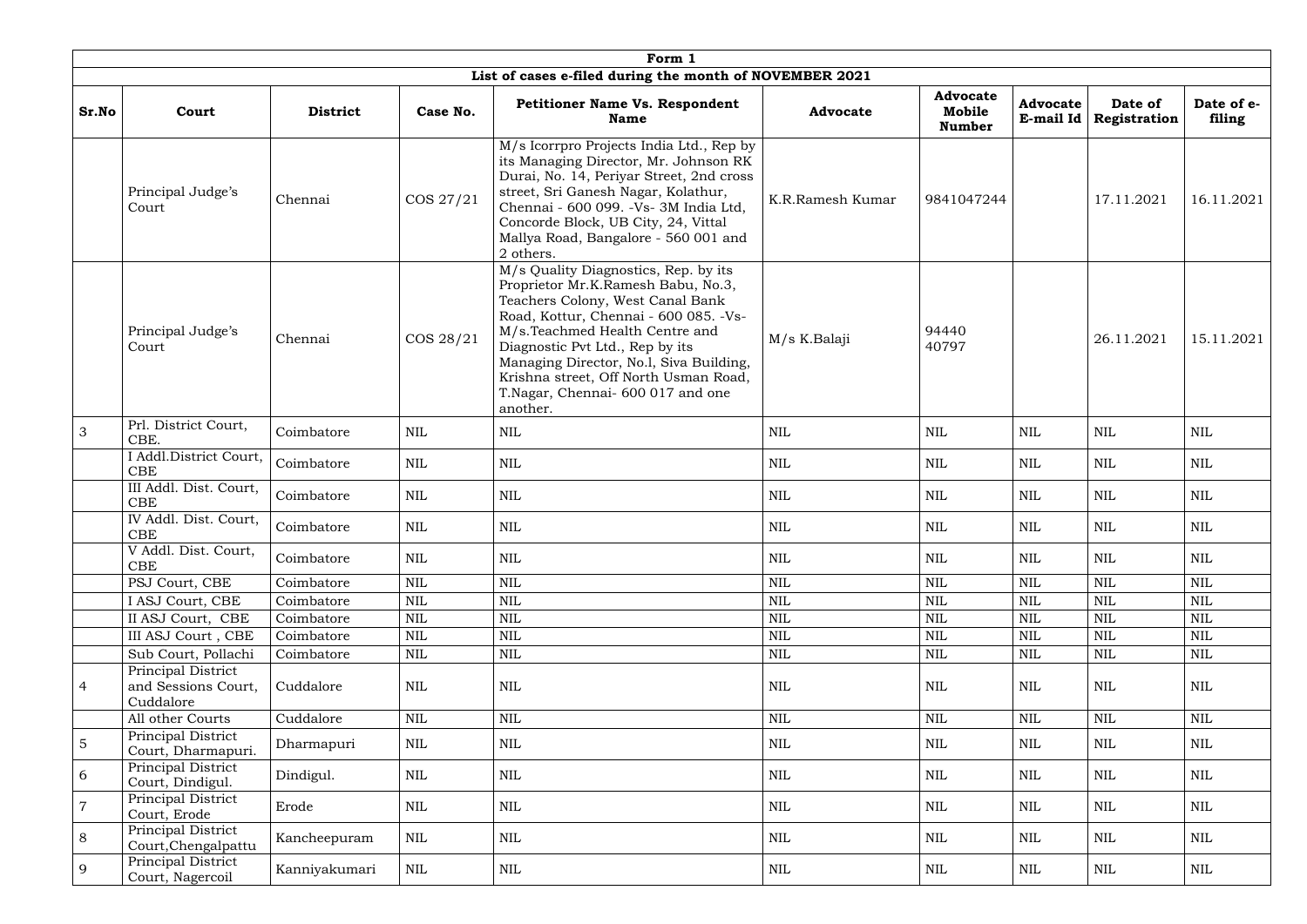| Form 1 | | | | | | | | | |
|---|---|---|---|---|---|---|---|---|---|
| List of cases e-filed during the month of NOVEMBER 2021 | | | | | | | | | |
| **Sr.No** | **Court** | **District** | **Case No.** | **Petitioner Name Vs. Respondent Name** | **Advocate** | **Advocate Mobile Number** | **Advocate E-mail Id** | **Date of Registration** | **Date of e-filing** |
| | Principal Judge's Court | Chennai | COS 27/21 | M/s Icorrpro Projects India Ltd., Rep by its Managing Director, Mr. Johnson RK Durai, No. 14, Periyar Street, 2nd cross street, Sri Ganesh Nagar, Kolathur, Chennai - 600 099. -Vs- 3M India Ltd, Concorde Block, UB City, 24, Vittal Mallya Road, Bangalore - 560 001 and 2 others. | K.R.Ramesh Kumar | 9841047244 | | 17.11.2021 | 16.11.2021 |
| | Principal Judge's Court | Chennai | COS 28/21 | M/s Quality Diagnostics, Rep. by its Proprietor Mr.K.Ramesh Babu, No.3, Teachers Colony, West Canal Bank Road, Kottur, Chennai - 600 085. -Vs- M/s.Teachmed Health Centre and Diagnostic Pvt Ltd., Rep by its Managing Director, No.l, Siva Building, Krishna street, Off North Usman Road, T.Nagar, Chennai- 600 017 and one another. | M/s K.Balaji | 94440 40797 | | 26.11.2021 | 15.11.2021 |
| 3 | Prl. District Court, CBE. | Coimbatore | NIL | NIL | NIL | NIL | NIL | NIL | NIL |
| | I Addl.District Court, CBE | Coimbatore | NIL | NIL | NIL | NIL | NIL | NIL | NIL |
| | III Addl. Dist. Court, CBE | Coimbatore | NIL | NIL | NIL | NIL | NIL | NIL | NIL |
| | IV Addl. Dist. Court, CBE | Coimbatore | NIL | NIL | NIL | NIL | NIL | NIL | NIL |
| | V Addl. Dist. Court, CBE | Coimbatore | NIL | NIL | NIL | NIL | NIL | NIL | NIL |
| | PSJ Court, CBE | Coimbatore | NIL | NIL | NIL | NIL | NIL | NIL | NIL |
| | I ASJ Court, CBE | Coimbatore | NIL | NIL | NIL | NIL | NIL | NIL | NIL |
| | II ASJ Court, CBE | Coimbatore | NIL | NIL | NIL | NIL | NIL | NIL | NIL |
| | III ASJ Court , CBE | Coimbatore | NIL | NIL | NIL | NIL | NIL | NIL | NIL |
| | Sub Court, Pollachi | Coimbatore | NIL | NIL | NIL | NIL | NIL | NIL | NIL |
| 4 | Principal District and Sessions Court, Cuddalore | Cuddalore | NIL | NIL | NIL | NIL | NIL | NIL | NIL |
| | All other Courts | Cuddalore | NIL | NIL | NIL | NIL | NIL | NIL | NIL |
| 5 | Principal District Court, Dharmapuri. | Dharmapuri | NIL | NIL | NIL | NIL | NIL | NIL | NIL |
| 6 | Principal District Court, Dindigul. | Dindigul. | NIL | NIL | NIL | NIL | NIL | NIL | NIL |
| 7 | Principal District Court, Erode | Erode | NIL | NIL | NIL | NIL | NIL | NIL | NIL |
| 8 | Principal District Court,Chengalpattu | Kancheepuram | NIL | NIL | NIL | NIL | NIL | NIL | NIL |
| 9 | Principal District Court, Nagercoil | Kanniyakumari | NIL | NIL | NIL | NIL | NIL | NIL | NIL |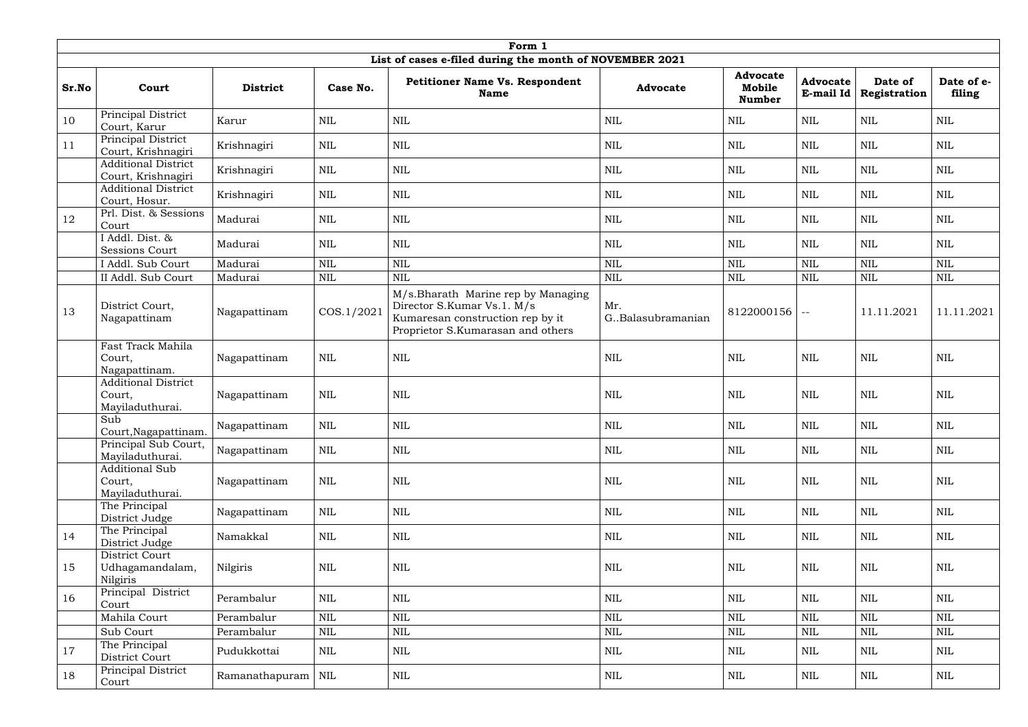| Form 1 | | | | | | | | | |
|---|---|---|---|---|---|---|---|---|---|
| **List of cases e-filed during the month of NOVEMBER 2021** | | | | | | | | | |
| **Sr.No** | **Court** | **District** | **Case No.** | **Petitioner Name Vs. Respondent Name** | **Advocate** | **Advocate Mobile Number** | **Advocate E-mail Id** | **Date of Registration** | **Date of e-filing** |
| 10 | Principal District Court, Karur | Karur | NIL | NIL | NIL | NIL | NIL | NIL | NIL |
| 11 | Principal District Court, Krishnagiri | Krishnagiri | NIL | NIL | NIL | NIL | NIL | NIL | NIL |
| | Additional District Court, Krishnagiri | Krishnagiri | NIL | NIL | NIL | NIL | NIL | NIL | NIL |
| | Additional District Court, Hosur. | Krishnagiri | NIL | NIL | NIL | NIL | NIL | NIL | NIL |
| 12 | Prl. Dist. & Sessions Court | Madurai | NIL | NIL | NIL | NIL | NIL | NIL | NIL |
| | I Addl. Dist. & Sessions Court | Madurai | NIL | NIL | NIL | NIL | NIL | NIL | NIL |
| | I Addl. Sub Court | Madurai | NIL | NIL | NIL | NIL | NIL | NIL | NIL |
| | II Addl. Sub Court | Madurai | NIL | NIL | NIL | NIL | NIL | NIL | NIL |
| 13 | District Court, Nagapattinam | Nagapattinam | COS.1/2021 | M/s.Bharath Marine rep by Managing Director S.Kumar Vs.1. M/s Kumaresan construction rep by it Proprietor S.Kumarasan and others | Mr. G..Balasubramanian | 8122000156 | -- | 11.11.2021 | 11.11.2021 |
| | Fast Track Mahila Court, Nagapattinam. | Nagapattinam | NIL | NIL | NIL | NIL | NIL | NIL | NIL |
| | Additional District Court, Mayiladuthurai. | Nagapattinam | NIL | NIL | NIL | NIL | NIL | NIL | NIL |
| | Sub Court,Nagapattinam. | Nagapattinam | NIL | NIL | NIL | NIL | NIL | NIL | NIL |
| | Principal Sub Court, Mayiladuthurai. | Nagapattinam | NIL | NIL | NIL | NIL | NIL | NIL | NIL |
| | Additional Sub Court, Mayiladuthurai. | Nagapattinam | NIL | NIL | NIL | NIL | NIL | NIL | NIL |
| | The Principal District Judge | Nagapattinam | NIL | NIL | NIL | NIL | NIL | NIL | NIL |
| 14 | The Principal District Judge | Namakkal | NIL | NIL | NIL | NIL | NIL | NIL | NIL |
| 15 | District Court Udhagamandalam, Nilgiris | Nilgiris | NIL | NIL | NIL | NIL | NIL | NIL | NIL |
| 16 | Principal District Court | Perambalur | NIL | NIL | NIL | NIL | NIL | NIL | NIL |
| | Mahila Court | Perambalur | NIL | NIL | NIL | NIL | NIL | NIL | NIL |
| | Sub Court | Perambalur | NIL | NIL | NIL | NIL | NIL | NIL | NIL |
| 17 | The Principal District Court | Pudukkottai | NIL | NIL | NIL | NIL | NIL | NIL | NIL |
| 18 | Principal District Court | Ramanathapuram | NIL | NIL | NIL | NIL | NIL | NIL | NIL |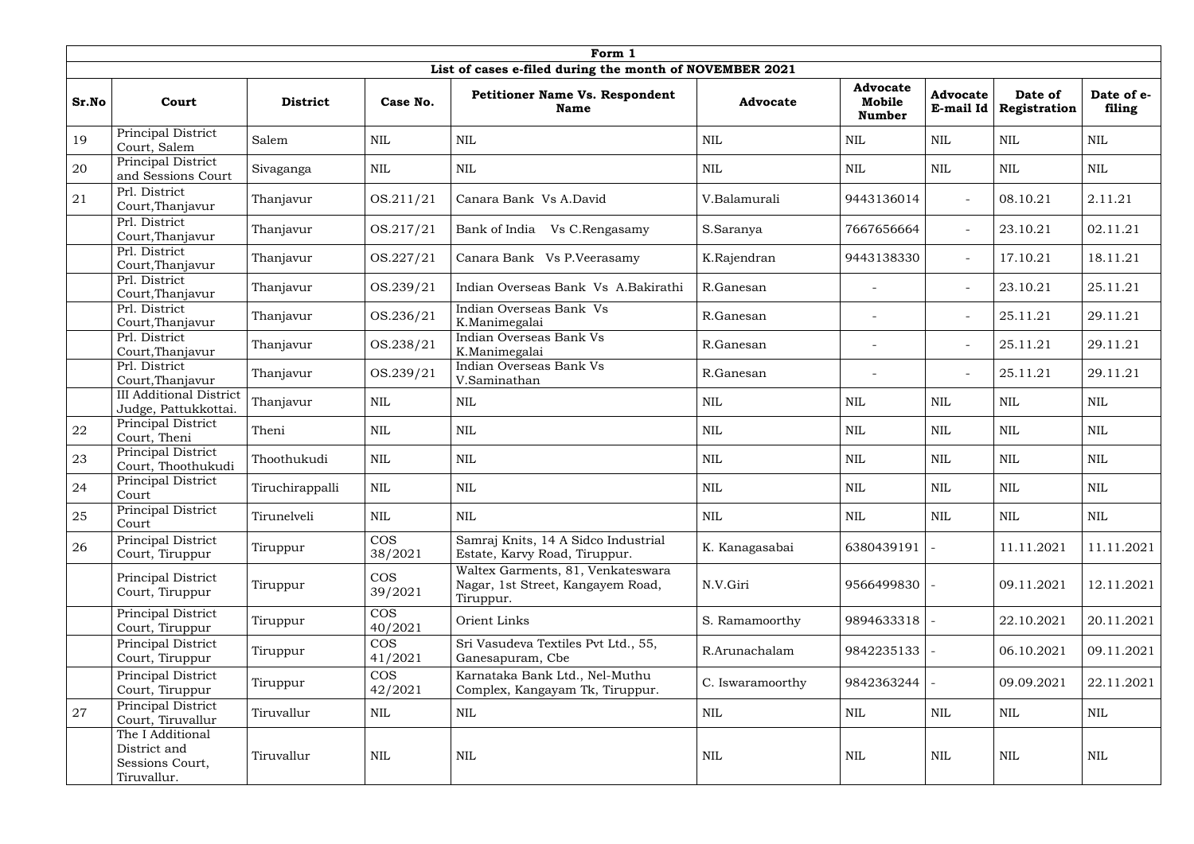| Form 1 | | | | | | | | | |
|---|---|---|---|---|---|---|---|---|---|
| List of cases e-filed during the month of NOVEMBER 2021 | | | | | | | | | |
| **Sr.No** | **Court** | **District** | **Case No.** | **Petitioner Name Vs. Respondent Name** | **Advocate** | **Advocate Mobile Number** | **Advocate E-mail Id** | **Date of Registration** | **Date of e-filing** |
| 19 | Principal District Court, Salem | Salem | NIL | NIL | NIL | NIL | NIL | NIL | NIL |
| 20 | Principal District and Sessions Court | Sivaganga | NIL | NIL | NIL | NIL | NIL | NIL | NIL |
| 21 | Prl. District Court,Thanjavur | Thanjavur | OS.211/21 | Canara Bank Vs A.David | V.Balamurali | 9443136014 | - | 08.10.21 | 2.11.21 |
| | Prl. District Court,Thanjavur | Thanjavur | OS.217/21 | Bank of India Vs C.Rengasamy | S.Saranya | 7667656664 | - | 23.10.21 | 02.11.21 |
| | Prl. District Court,Thanjavur | Thanjavur | OS.227/21 | Canara Bank Vs P.Veerasamy | K.Rajendran | 9443138330 | - | 17.10.21 | 18.11.21 |
| | Prl. District Court,Thanjavur | Thanjavur | OS.239/21 | Indian Overseas Bank Vs A.Bakirathi | R.Ganesan | - | - | 23.10.21 | 25.11.21 |
| | Prl. District Court,Thanjavur | Thanjavur | OS.236/21 | Indian Overseas Bank Vs K.Manimegalai | R.Ganesan | - | - | 25.11.21 | 29.11.21 |
| | Prl. District Court,Thanjavur | Thanjavur | OS.238/21 | Indian Overseas Bank Vs K.Manimegalai | R.Ganesan | - | - | 25.11.21 | 29.11.21 |
| | Prl. District Court,Thanjavur | Thanjavur | OS.239/21 | Indian Overseas Bank Vs V.Saminathan | R.Ganesan | - | - | 25.11.21 | 29.11.21 |
| | III Additional District Judge, Pattukkottai. | Thanjavur | NIL | NIL | NIL | NIL | NIL | NIL | NIL |
| 22 | Principal District Court, Theni | Theni | NIL | NIL | NIL | NIL | NIL | NIL | NIL |
| 23 | Principal District Court, Thoothukudi | Thoothukudi | NIL | NIL | NIL | NIL | NIL | NIL | NIL |
| 24 | Principal District Court | Tiruchirappalli | NIL | NIL | NIL | NIL | NIL | NIL | NIL |
| 25 | Principal District Court | Tirunelveli | NIL | NIL | NIL | NIL | NIL | NIL | NIL |
| 26 | Principal District Court, Tiruppur | Tiruppur | COS 38/2021 | Samraj Knits, 14 A Sidco Industrial Estate, Karvy Road, Tiruppur. | K. Kanagasabai | 6380439191 | - | 11.11.2021 | 11.11.2021 |
| | Principal District Court, Tiruppur | Tiruppur | COS 39/2021 | Waltex Garments, 81, Venkateswara Nagar, 1st Street, Kangayem Road, Tiruppur. | N.V.Giri | 9566499830 | - | 09.11.2021 | 12.11.2021 |
| | Principal District Court, Tiruppur | Tiruppur | COS 40/2021 | Orient Links | S. Ramamoorthy | 9894633318 | - | 22.10.2021 | 20.11.2021 |
| | Principal District Court, Tiruppur | Tiruppur | COS 41/2021 | Sri Vasudeva Textiles Pvt Ltd., 55, Ganesapuram, Cbe | R.Arunachalam | 9842235133 | - | 06.10.2021 | 09.11.2021 |
| | Principal District Court, Tiruppur | Tiruppur | COS 42/2021 | Karnataka Bank Ltd., Nel-Muthu Complex, Kangayam Tk, Tiruppur. | C. Iswaramoorthy | 9842363244 | - | 09.09.2021 | 22.11.2021 |
| 27 | Principal District Court, Tiruvallur | Tiruvallur | NIL | NIL | NIL | NIL | NIL | NIL | NIL |
| | The I Additional District and Sessions Court, Tiruvallur. | Tiruvallur | NIL | NIL | NIL | NIL | NIL | NIL | NIL |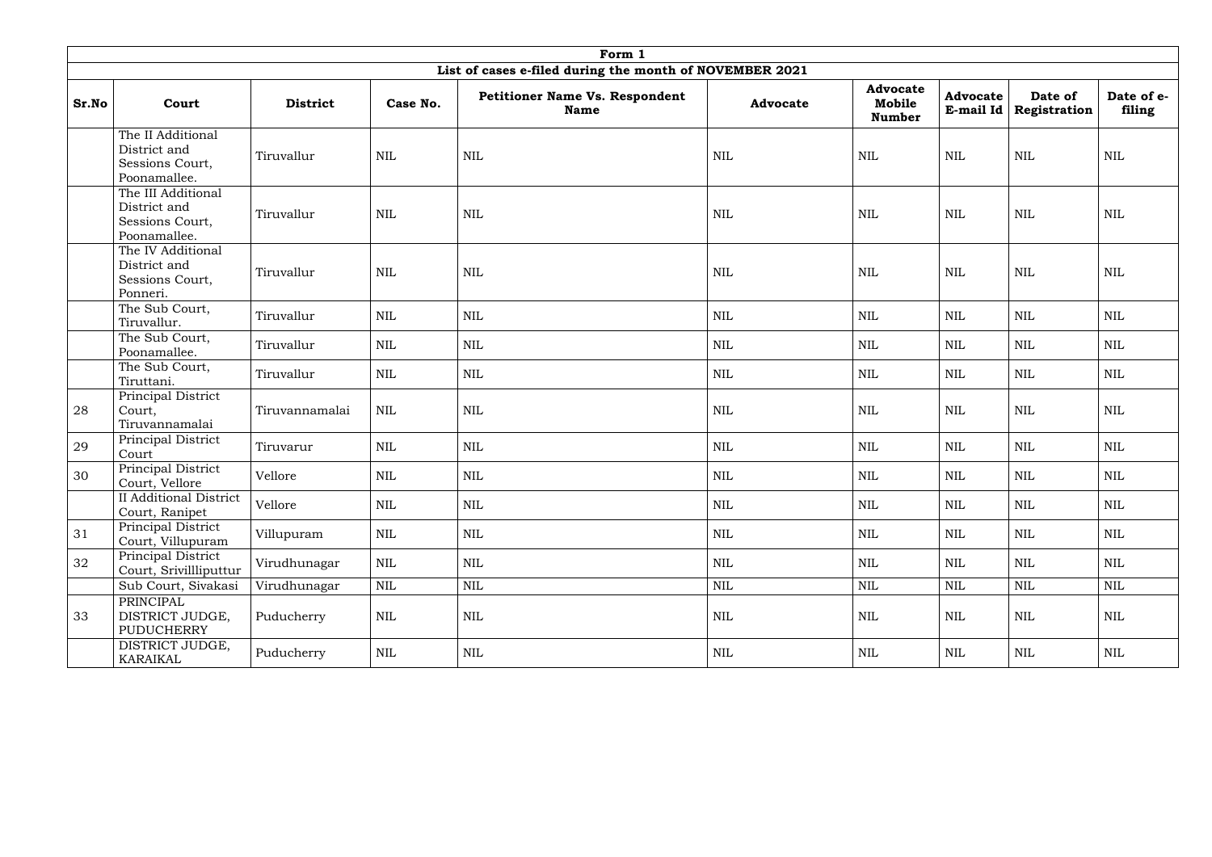| Form 1 | | | | | | | | | |
|---|---|---|---|---|---|---|---|---|---|
| List of cases e-filed during the month of NOVEMBER 2021 | | | | | | | | | |
| **Sr.No** | **Court** | **District** | **Case No.** | **Petitioner Name Vs. Respondent Name** | **Advocate** | **Advocate Mobile Number** | **Advocate E-mail Id** | **Date of Registration** | **Date of e-filing** |
| | The II Additional District and Sessions Court, Poonamallee. | Tiruvallur | NIL | NIL | NIL | NIL | NIL | NIL | NIL |
| | The III Additional District and Sessions Court, Poonamallee. | Tiruvallur | NIL | NIL | NIL | NIL | NIL | NIL | NIL |
| | The IV Additional District and Sessions Court, Ponneri. | Tiruvallur | NIL | NIL | NIL | NIL | NIL | NIL | NIL |
| | The Sub Court, Tiruvallur. | Tiruvallur | NIL | NIL | NIL | NIL | NIL | NIL | NIL |
| | The Sub Court, Poonamallee. | Tiruvallur | NIL | NIL | NIL | NIL | NIL | NIL | NIL |
| | The Sub Court, Tiruttani. | Tiruvallur | NIL | NIL | NIL | NIL | NIL | NIL | NIL |
| 28 | Principal District Court, Tiruvannamalai | Tiruvannamalai | NIL | NIL | NIL | NIL | NIL | NIL | NIL |
| 29 | Principal District Court | Tiruvarur | NIL | NIL | NIL | NIL | NIL | NIL | NIL |
| 30 | Principal District Court, Vellore | Vellore | NIL | NIL | NIL | NIL | NIL | NIL | NIL |
| | II Additional District Court, Ranipet | Vellore | NIL | NIL | NIL | NIL | NIL | NIL | NIL |
| 31 | Principal District Court, Villupuram | Villupuram | NIL | NIL | NIL | NIL | NIL | NIL | NIL |
| 32 | Principal District Court, Srivillliputtur | Virudhunagar | NIL | NIL | NIL | NIL | NIL | NIL | NIL |
| | Sub Court, Sivakasi | Virudhunagar | NIL | NIL | NIL | NIL | NIL | NIL | NIL |
| 33 | PRINCIPAL DISTRICT JUDGE, PUDUCHERRY | Puducherry | NIL | NIL | NIL | NIL | NIL | NIL | NIL |
| | DISTRICT JUDGE, KARAIKAL | Puducherry | NIL | NIL | NIL | NIL | NIL | NIL | NIL |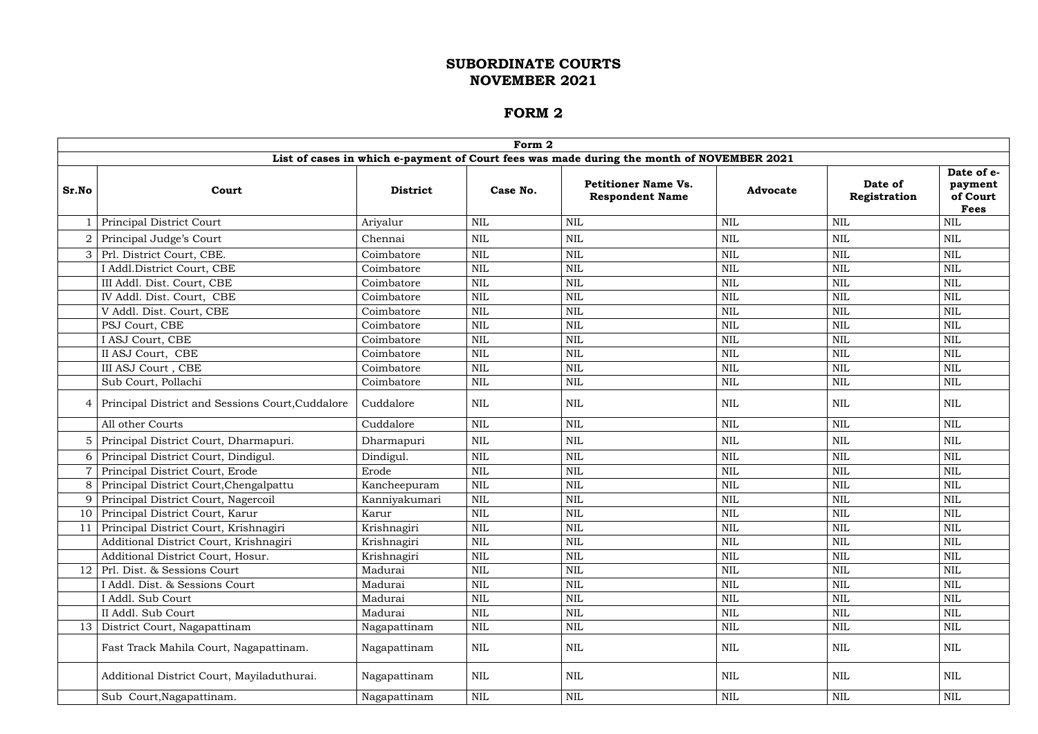# SUBORDINATE COURTS
# NOVEMBER 2021

## FORM 2

| Form 2 | | | | | | | |
|---|---|---|---|---|---|---|---|
| **List of cases in which e-payment of Court fees was made during the month of NOVEMBER 2021** | | | | | | | |
| **Sr.No** | **Court** | **District** | **Case No.** | **Petitioner Name Vs. Respondent Name** | **Advocate** | **Date of Registration** | **Date of e-payment of Court Fees** |
| 1 | Principal District Court | Ariyalur | NIL | NIL | NIL | NIL | NIL |
| 2 | Principal Judge's Court | Chennai | NIL | NIL | NIL | NIL | NIL |
| 3 | Prl. District Court, CBE. | Coimbatore | NIL | NIL | NIL | NIL | NIL |
| | I Addl.District Court, CBE | Coimbatore | NIL | NIL | NIL | NIL | NIL |
| | III Addl. Dist. Court, CBE | Coimbatore | NIL | NIL | NIL | NIL | NIL |
| | IV Addl. Dist. Court, CBE | Coimbatore | NIL | NIL | NIL | NIL | NIL |
| | V Addl. Dist. Court, CBE | Coimbatore | NIL | NIL | NIL | NIL | NIL |
| | PSJ Court, CBE | Coimbatore | NIL | NIL | NIL | NIL | NIL |
| | I ASJ Court, CBE | Coimbatore | NIL | NIL | NIL | NIL | NIL |
| | II ASJ Court, CBE | Coimbatore | NIL | NIL | NIL | NIL | NIL |
| | III ASJ Court , CBE | Coimbatore | NIL | NIL | NIL | NIL | NIL |
| | Sub Court, Pollachi | Coimbatore | NIL | NIL | NIL | NIL | NIL |
| 4 | Principal District and Sessions Court,Cuddalore | Cuddalore | NIL | NIL | NIL | NIL | NIL |
| | All other Courts | Cuddalore | NIL | NIL | NIL | NIL | NIL |
| 5 | Principal District Court, Dharmapuri. | Dharmapuri | NIL | NIL | NIL | NIL | NIL |
| 6 | Principal District Court, Dindigul. | Dindigul. | NIL | NIL | NIL | NIL | NIL |
| 7 | Principal District Court, Erode | Erode | NIL | NIL | NIL | NIL | NIL |
| 8 | Principal District Court,Chengalpattu | Kancheepuram | NIL | NIL | NIL | NIL | NIL |
| 9 | Principal District Court, Nagercoil | Kanniyakumari | NIL | NIL | NIL | NIL | NIL |
| 10 | Principal District Court, Karur | Karur | NIL | NIL | NIL | NIL | NIL |
| 11 | Principal District Court, Krishnagiri | Krishnagiri | NIL | NIL | NIL | NIL | NIL |
| | Additional District Court, Krishnagiri | Krishnagiri | NIL | NIL | NIL | NIL | NIL |
| | Additional District Court, Hosur. | Krishnagiri | NIL | NIL | NIL | NIL | NIL |
| 12 | Prl. Dist. & Sessions Court | Madurai | NIL | NIL | NIL | NIL | NIL |
| | I Addl. Dist. & Sessions Court | Madurai | NIL | NIL | NIL | NIL | NIL |
| | I Addl. Sub Court | Madurai | NIL | NIL | NIL | NIL | NIL |
| | II Addl. Sub Court | Madurai | NIL | NIL | NIL | NIL | NIL |
| 13 | District Court, Nagapattinam | Nagapattinam | NIL | NIL | NIL | NIL | NIL |
| | Fast Track Mahila Court, Nagapattinam. | Nagapattinam | NIL | NIL | NIL | NIL | NIL |
| | Additional District Court, Mayiladuthurai. | Nagapattinam | NIL | NIL | NIL | NIL | NIL |
| | Sub Court,Nagapattinam. | Nagapattinam | NIL | NIL | NIL | NIL | NIL |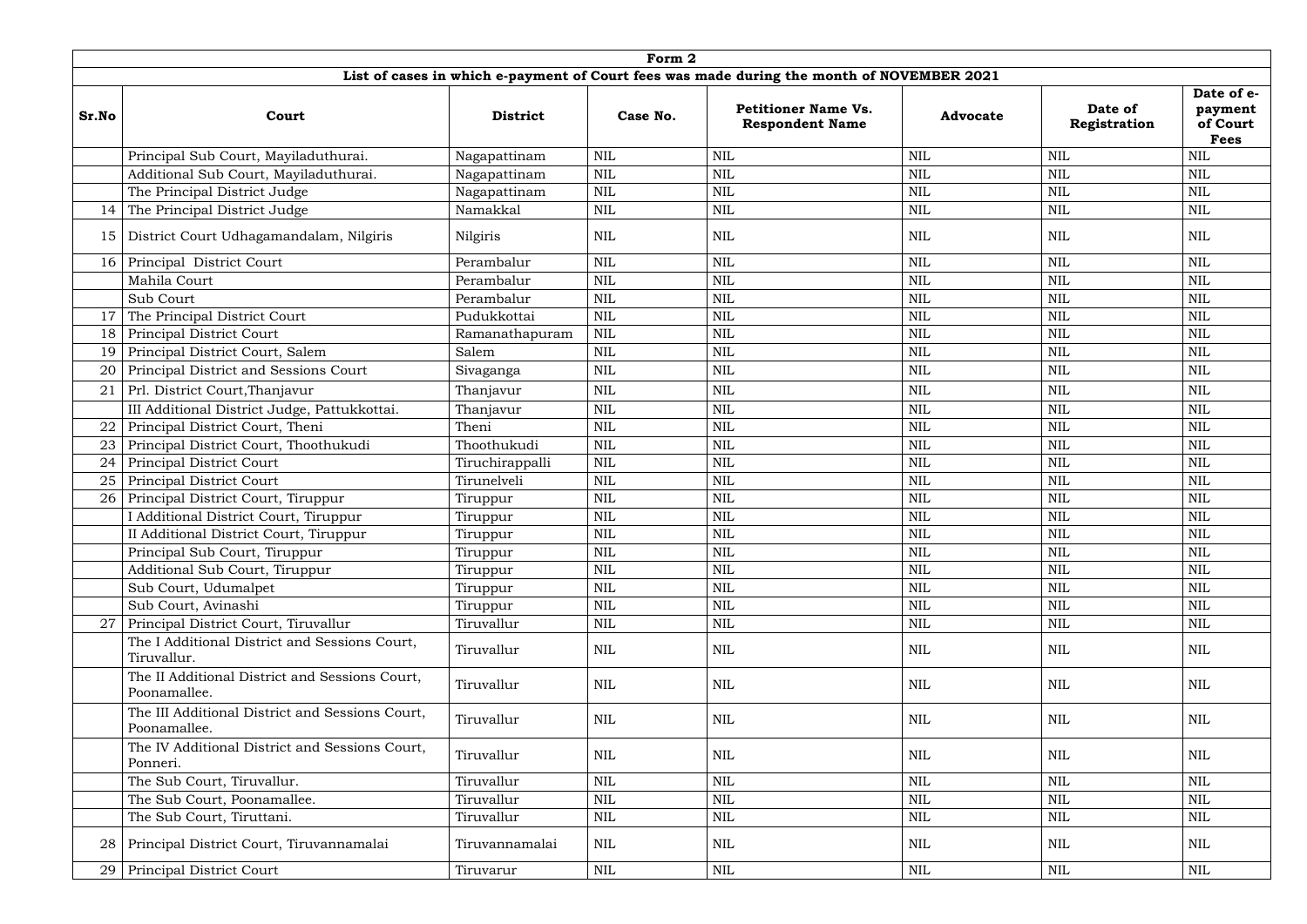| Form 2 | | | | | | | |
|---|---|---|---|---|---|---|---|
| **List of cases in which e-payment of Court fees was made during the month of NOVEMBER 2021** | | | | | | | |
| **Sr.No** | **Court** | **District** | **Case No.** | **Petitioner Name Vs. Respondent Name** | **Advocate** | **Date of Registration** | **Date of e-payment of Court Fees** |
| | Principal Sub Court, Mayiladuthurai. | Nagapattinam | NIL | NIL | NIL | NIL | NIL |
| | Additional Sub Court, Mayiladuthurai. | Nagapattinam | NIL | NIL | NIL | NIL | NIL |
| | The Principal District Judge | Nagapattinam | NIL | NIL | NIL | NIL | NIL |
| 14 | The Principal District Judge | Namakkal | NIL | NIL | NIL | NIL | NIL |
| 15 | District Court Udhagamandalam, Nilgiris | Nilgiris | NIL | NIL | NIL | NIL | NIL |
| 16 | Principal District Court | Perambalur | NIL | NIL | NIL | NIL | NIL |
| | Mahila Court | Perambalur | NIL | NIL | NIL | NIL | NIL |
| | Sub Court | Perambalur | NIL | NIL | NIL | NIL | NIL |
| 17 | The Principal District Court | Pudukkottai | NIL | NIL | NIL | NIL | NIL |
| 18 | Principal District Court | Ramanathapuram | NIL | NIL | NIL | NIL | NIL |
| 19 | Principal District Court, Salem | Salem | NIL | NIL | NIL | NIL | NIL |
| 20 | Principal District and Sessions Court | Sivaganga | NIL | NIL | NIL | NIL | NIL |
| 21 | Prl. District Court,Thanjavur | Thanjavur | NIL | NIL | NIL | NIL | NIL |
| | III Additional District Judge, Pattukkottai. | Thanjavur | NIL | NIL | NIL | NIL | NIL |
| 22 | Principal District Court, Theni | Theni | NIL | NIL | NIL | NIL | NIL |
| 23 | Principal District Court, Thoothukudi | Thoothukudi | NIL | NIL | NIL | NIL | NIL |
| 24 | Principal District Court | Tiruchirappalli | NIL | NIL | NIL | NIL | NIL |
| 25 | Principal District Court | Tirunelveli | NIL | NIL | NIL | NIL | NIL |
| 26 | Principal District Court, Tiruppur | Tiruppur | NIL | NIL | NIL | NIL | NIL |
| | I Additional District Court, Tiruppur | Tiruppur | NIL | NIL | NIL | NIL | NIL |
| | II Additional District Court, Tiruppur | Tiruppur | NIL | NIL | NIL | NIL | NIL |
| | Principal Sub Court, Tiruppur | Tiruppur | NIL | NIL | NIL | NIL | NIL |
| | Additional Sub Court, Tiruppur | Tiruppur | NIL | NIL | NIL | NIL | NIL |
| | Sub Court, Udumalpet | Tiruppur | NIL | NIL | NIL | NIL | NIL |
| | Sub Court, Avinashi | Tiruppur | NIL | NIL | NIL | NIL | NIL |
| 27 | Principal District Court, Tiruvallur | Tiruvallur | NIL | NIL | NIL | NIL | NIL |
| | The I Additional District and Sessions Court, Tiruvallur. | Tiruvallur | NIL | NIL | NIL | NIL | NIL |
| | The II Additional District and Sessions Court, Poonamallee. | Tiruvallur | NIL | NIL | NIL | NIL | NIL |
| | The III Additional District and Sessions Court, Poonamallee. | Tiruvallur | NIL | NIL | NIL | NIL | NIL |
| | The IV Additional District and Sessions Court, Ponneri. | Tiruvallur | NIL | NIL | NIL | NIL | NIL |
| | The Sub Court, Tiruvallur. | Tiruvallur | NIL | NIL | NIL | NIL | NIL |
| | The Sub Court, Poonamallee. | Tiruvallur | NIL | NIL | NIL | NIL | NIL |
| | The Sub Court, Tiruttani. | Tiruvallur | NIL | NIL | NIL | NIL | NIL |
| 28 | Principal District Court, Tiruvannamalai | Tiruvannamalai | NIL | NIL | NIL | NIL | NIL |
| 29 | Principal District Court | Tiruvarur | NIL | NIL | NIL | NIL | NIL |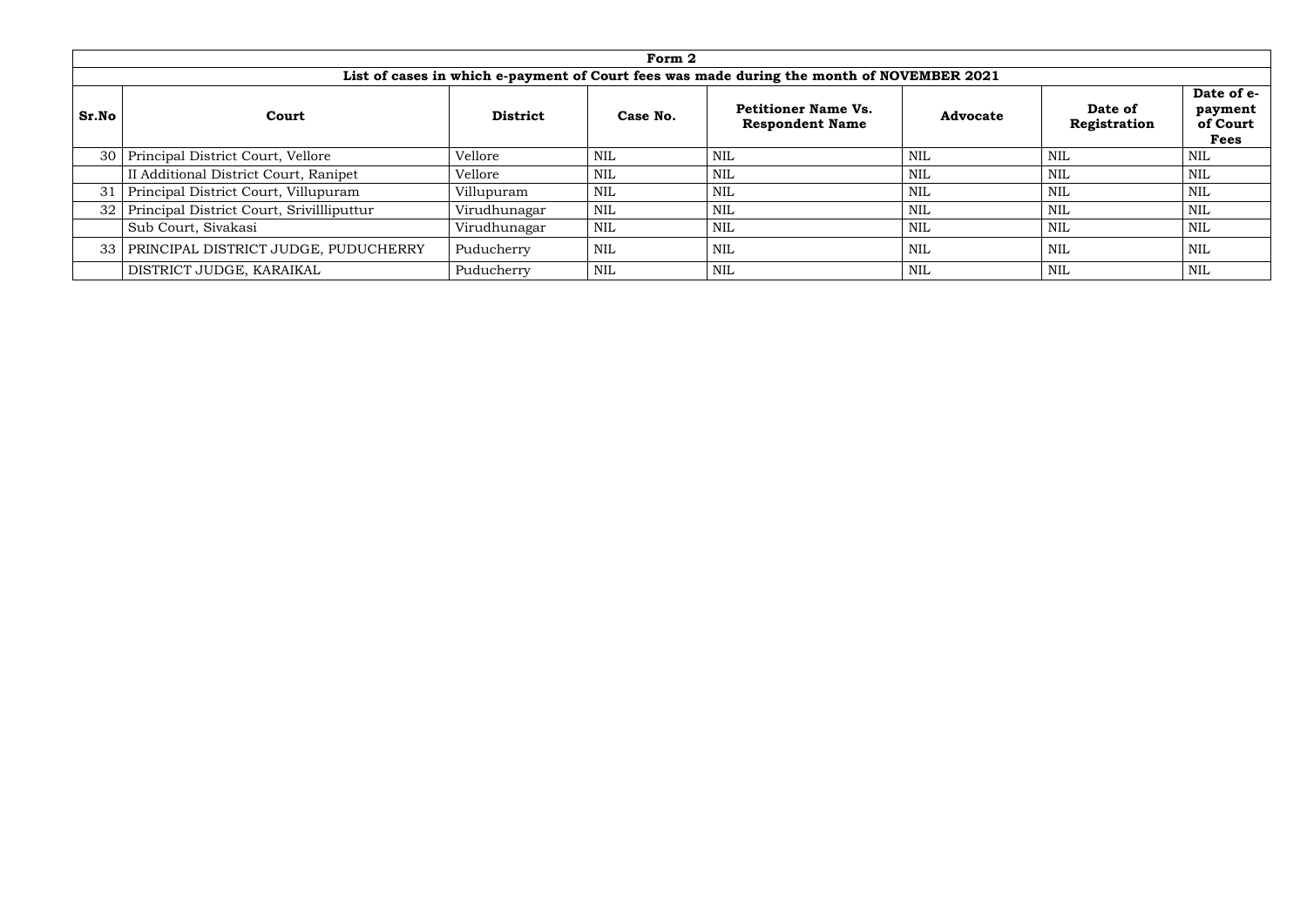| Form 2 | | | | | | | |
|---|---|---|---|---|---|---|---|
| List of cases in which e-payment of Court fees was made during the month of NOVEMBER 2021 | | | | | | | |
| **Sr.No** | **Court** | **District** | **Case No.** | **Petitioner Name Vs. Respondent Name** | **Advocate** | **Date of Registration** | **Date of e-payment of Court Fees** |
| 30 | Principal District Court, Vellore | Vellore | NIL | NIL | NIL | NIL | NIL |
| | II Additional District Court, Ranipet | Vellore | NIL | NIL | NIL | NIL | NIL |
| 31 | Principal District Court, Villupuram | Villupuram | NIL | NIL | NIL | NIL | NIL |
| 32 | Principal District Court, Srivillliputtur | Virudhunagar | NIL | NIL | NIL | NIL | NIL |
| | Sub Court, Sivakasi | Virudhunagar | NIL | NIL | NIL | NIL | NIL |
| 33 | PRINCIPAL DISTRICT JUDGE, PUDUCHERRY | Puducherry | NIL | NIL | NIL | NIL | NIL |
| | DISTRICT JUDGE, KARAIKAL | Puducherry | NIL | NIL | NIL | NIL | NIL |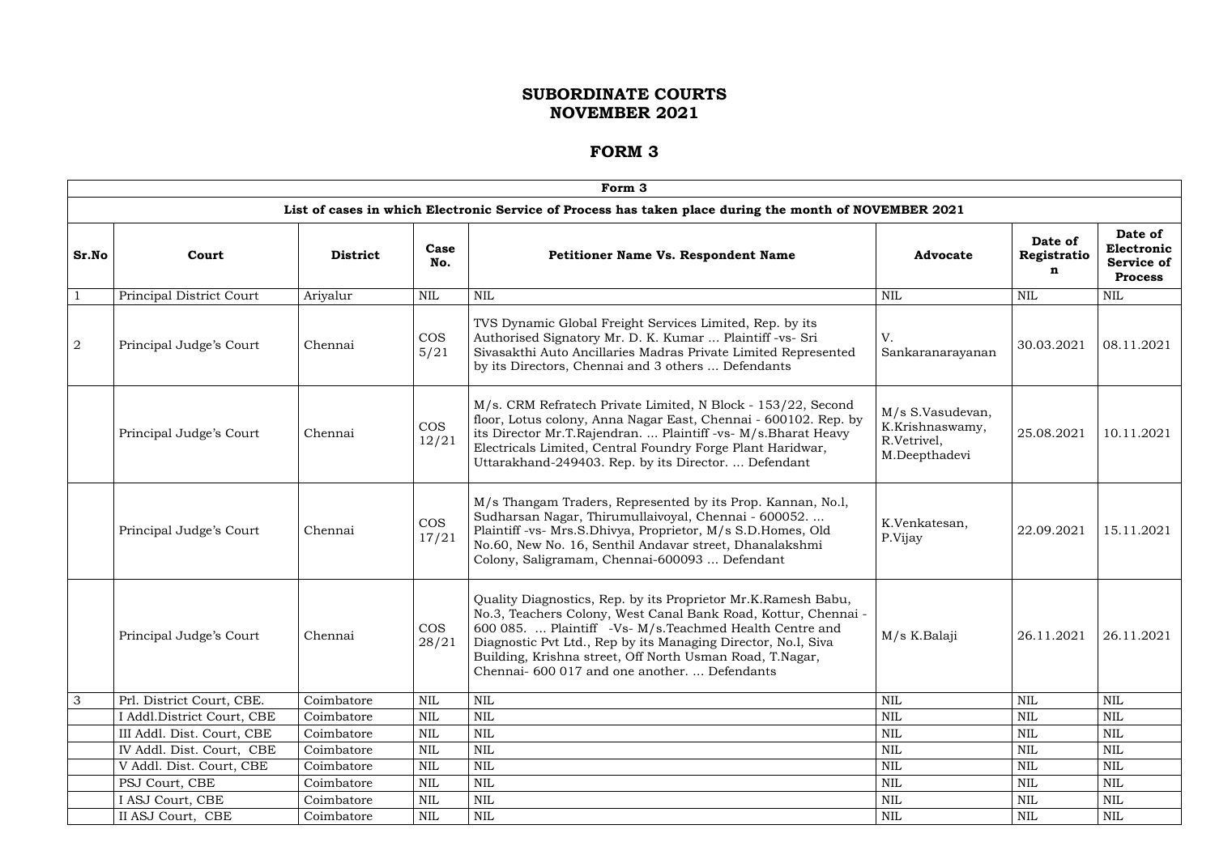# SUBORDINATE COURTS
# NOVEMBER 2021

## FORM 3

| Form 3 | | | | | | | |
|---|---|---|---|---|---|---|---|
| **List of cases in which Electronic Service of Process has taken place during the month of NOVEMBER 2021** | | | | | | | |
| **Sr.No** | **Court** | **District** | **Case No.** | **Petitioner Name Vs. Respondent Name** | **Advocate** | **Date of Registration** | **Date of Electronic Service of Process** |
| 1 | Principal District Court | Ariyalur | NIL | NIL | NIL | NIL | NIL |
| 2 | Principal Judge's Court | Chennai | COS 5/21 | TVS Dynamic Global Freight Services Limited, Rep. by its Authorised Signatory Mr. D. K. Kumar ... Plaintiff -vs- Sri Sivasakthi Auto Ancillaries Madras Private Limited Represented by its Directors, Chennai and 3 others ... Defendants | V. Sankaranarayanan | 30.03.2021 | 08.11.2021 |
| | Principal Judge's Court | Chennai | COS 12/21 | M/s. CRM Refratech Private Limited, N Block - 153/22, Second floor, Lotus colony, Anna Nagar East, Chennai - 600102. Rep. by its Director Mr.T.Rajendran. ... Plaintiff -vs- M/s.Bharat Heavy Electricals Limited, Central Foundry Forge Plant Haridwar, Uttarakhand-249403. Rep. by its Director. ... Defendant | M/s S.Vasudevan, K.Krishnaswamy, R.Vetrivel, M.Deepthadevi | 25.08.2021 | 10.11.2021 |
| | Principal Judge's Court | Chennai | COS 17/21 | M/s Thangam Traders, Represented by its Prop. Kannan, No.l, Sudharsan Nagar, Thirumullaivoyal, Chennai - 600052. ... Plaintiff -vs- Mrs.S.Dhivya, Proprietor, M/s S.D.Homes, Old No.60, New No. 16, Senthil Andavar street, Dhanalakshmi Colony, Saligramam, Chennai-600093 ... Defendant | K.Venkatesan, P.Vijay | 22.09.2021 | 15.11.2021 |
| | Principal Judge's Court | Chennai | COS 28/21 | Quality Diagnostics, Rep. by its Proprietor Mr.K.Ramesh Babu, No.3, Teachers Colony, West Canal Bank Road, Kottur, Chennai - 600 085. ... Plaintiff -Vs- M/s.Teachmed Health Centre and Diagnostic Pvt Ltd., Rep by its Managing Director, No.l, Siva Building, Krishna street, Off North Usman Road, T.Nagar, Chennai- 600 017 and one another. ... Defendants | M/s K.Balaji | 26.11.2021 | 26.11.2021 |
| 3 | Prl. District Court, CBE. | Coimbatore | NIL | NIL | NIL | NIL | NIL |
| | I Addl.District Court, CBE | Coimbatore | NIL | NIL | NIL | NIL | NIL |
| | III Addl. Dist. Court, CBE | Coimbatore | NIL | NIL | NIL | NIL | NIL |
| | IV Addl. Dist. Court, CBE | Coimbatore | NIL | NIL | NIL | NIL | NIL |
| | V Addl. Dist. Court, CBE | Coimbatore | NIL | NIL | NIL | NIL | NIL |
| | PSJ Court, CBE | Coimbatore | NIL | NIL | NIL | NIL | NIL |
| | I ASJ Court, CBE | Coimbatore | NIL | NIL | NIL | NIL | NIL |
| | II ASJ Court, CBE | Coimbatore | NIL | NIL | NIL | NIL | NIL |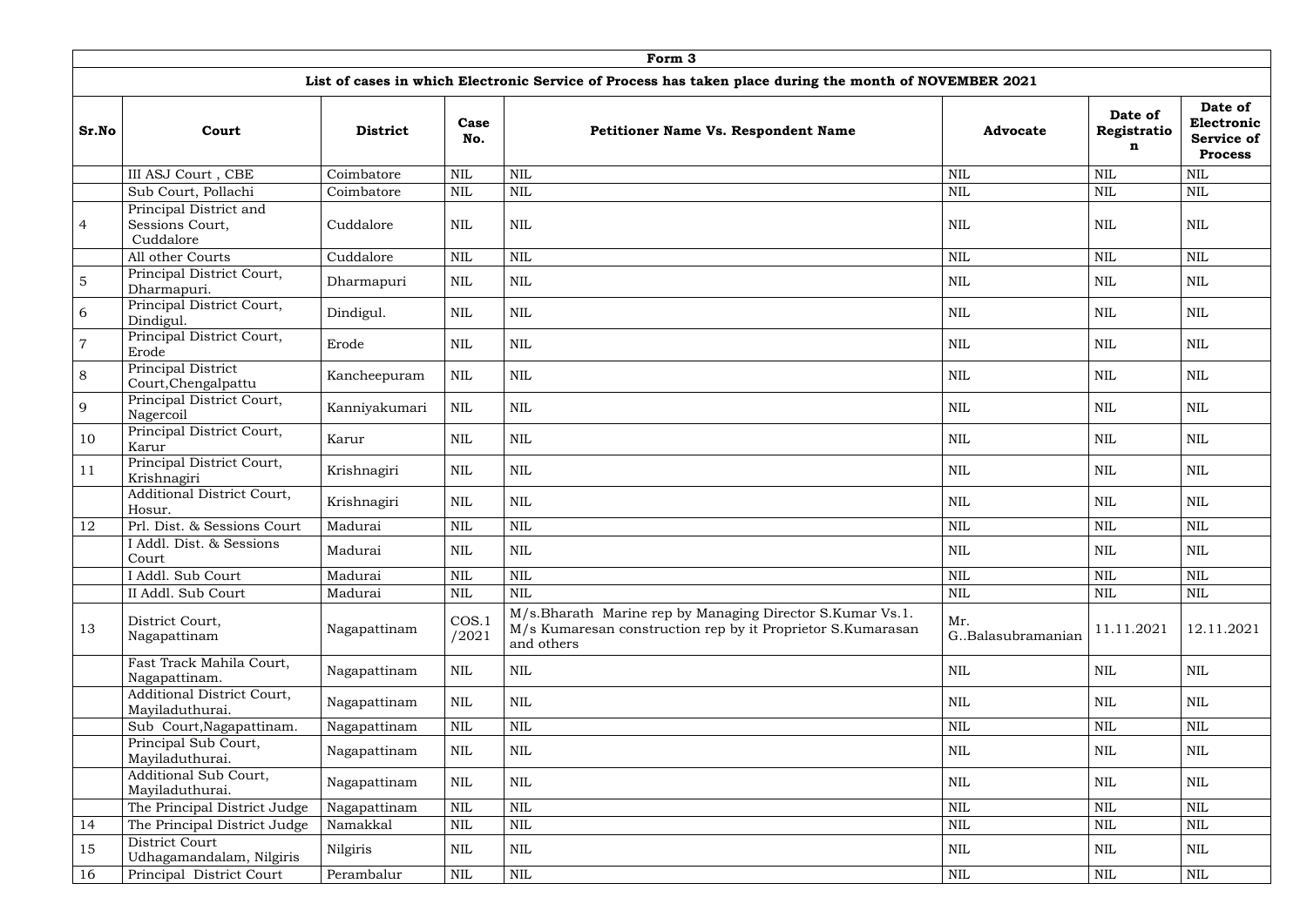| Form 3 | | | | | | | |
|---|---|---|---|---|---|---|---|
| **List of cases in which Electronic Service of Process has taken place during the month of NOVEMBER 2021** | | | | | | | |
| **Sr.No** | **Court** | **District** | **Case No.** | **Petitioner Name Vs. Respondent Name** | **Advocate** | **Date of Registration** | **Date of Electronic Service of Process** |
| | III ASJ Court , CBE | Coimbatore | NIL | NIL | NIL | NIL | NIL |
| | Sub Court, Pollachi | Coimbatore | NIL | NIL | NIL | NIL | NIL |
| 4 | Principal District and Sessions Court, Cuddalore | Cuddalore | NIL | NIL | NIL | NIL | NIL |
| | All other Courts | Cuddalore | NIL | NIL | NIL | NIL | NIL |
| 5 | Principal District Court, Dharmapuri. | Dharmapuri | NIL | NIL | NIL | NIL | NIL |
| 6 | Principal District Court, Dindigul. | Dindigul. | NIL | NIL | NIL | NIL | NIL |
| 7 | Principal District Court, Erode | Erode | NIL | NIL | NIL | NIL | NIL |
| 8 | Principal District Court,Chengalpattu | Kancheepuram | NIL | NIL | NIL | NIL | NIL |
| 9 | Principal District Court, Nagercoil | Kanniyakumari | NIL | NIL | NIL | NIL | NIL |
| 10 | Principal District Court, Karur | Karur | NIL | NIL | NIL | NIL | NIL |
| 11 | Principal District Court, Krishnagiri | Krishnagiri | NIL | NIL | NIL | NIL | NIL |
| | Additional District Court, Hosur. | Krishnagiri | NIL | NIL | NIL | NIL | NIL |
| 12 | Prl. Dist. & Sessions Court | Madurai | NIL | NIL | NIL | NIL | NIL |
| | I Addl. Dist. & Sessions Court | Madurai | NIL | NIL | NIL | NIL | NIL |
| | I Addl. Sub Court | Madurai | NIL | NIL | NIL | NIL | NIL |
| | II Addl. Sub Court | Madurai | NIL | NIL | NIL | NIL | NIL |
| 13 | District Court, Nagapattinam | Nagapattinam | COS.1 /2021 | M/s.Bharath Marine rep by Managing Director S.Kumar Vs.1. M/s Kumaresan construction rep by it Proprietor S.Kumarasan and others | Mr. G..Balasubramanian | 11.11.2021 | 12.11.2021 |
| | Fast Track Mahila Court, Nagapattinam. | Nagapattinam | NIL | NIL | NIL | NIL | NIL |
| | Additional District Court, Mayiladuthurai. | Nagapattinam | NIL | NIL | NIL | NIL | NIL |
| | Sub Court,Nagapattinam. | Nagapattinam | NIL | NIL | NIL | NIL | NIL |
| | Principal Sub Court, Mayiladuthurai. | Nagapattinam | NIL | NIL | NIL | NIL | NIL |
| | Additional Sub Court, Mayiladuthurai. | Nagapattinam | NIL | NIL | NIL | NIL | NIL |
| | The Principal District Judge | Nagapattinam | NIL | NIL | NIL | NIL | NIL |
| 14 | The Principal District Judge | Namakkal | NIL | NIL | NIL | NIL | NIL |
| 15 | District Court Udhagamandalam, Nilgiris | Nilgiris | NIL | NIL | NIL | NIL | NIL |
| 16 | Principal District Court | Perambalur | NIL | NIL | NIL | NIL | NIL |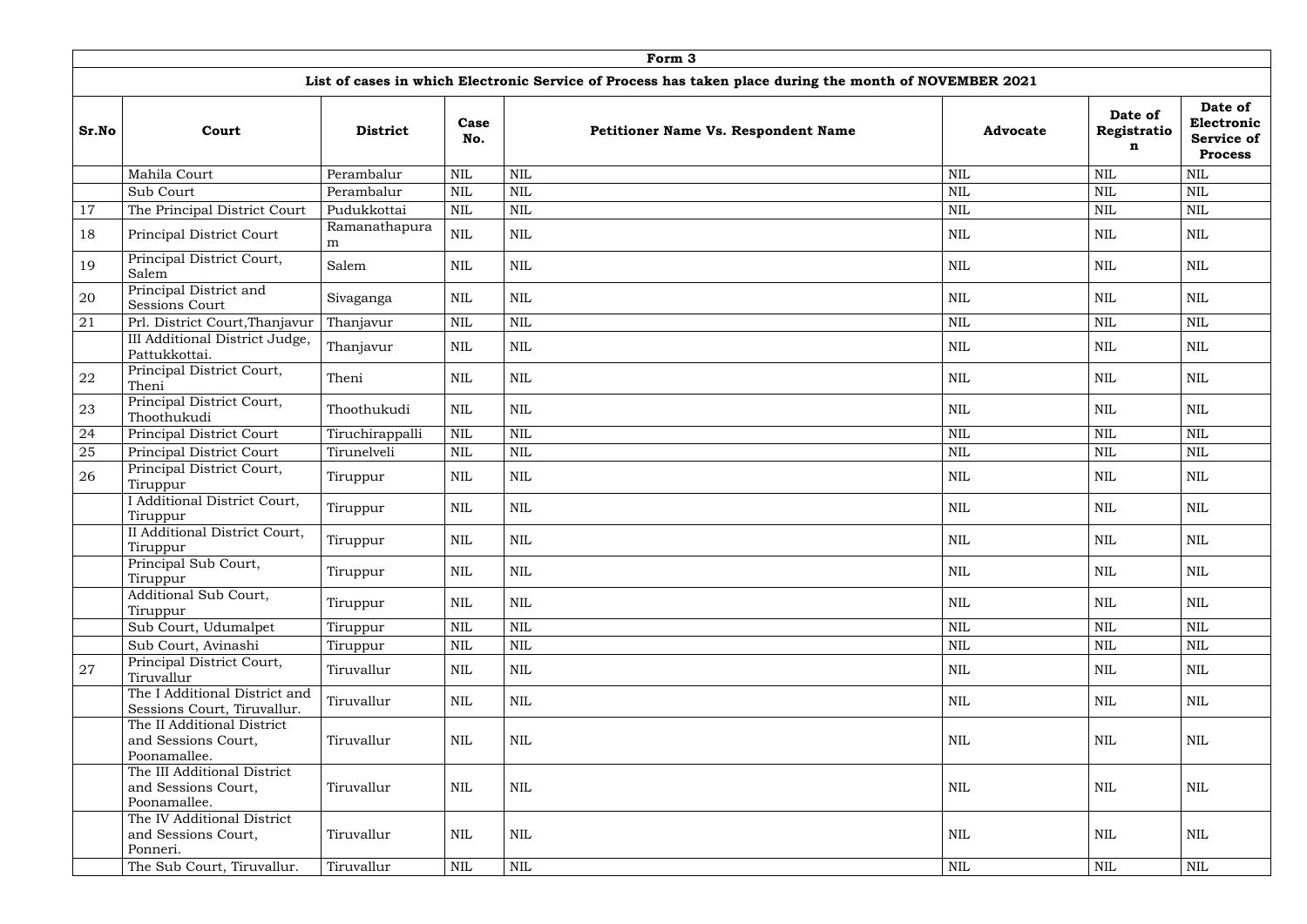| Form 3 | | | | | | | |
|---|---|---|---|---|---|---|---|
| **List of cases in which Electronic Service of Process has taken place during the month of NOVEMBER 2021** | | | | | | | |
| **Sr.No** | **Court** | **District** | **Case No.** | **Petitioner Name Vs. Respondent Name** | **Advocate** | **Date of Registration** | **Date of Electronic Service of Process** |
| | Mahila Court | Perambalur | NIL | NIL | NIL | NIL | NIL |
| | Sub Court | Perambalur | NIL | NIL | NIL | NIL | NIL |
| 17 | The Principal District Court | Pudukkottai | NIL | NIL | NIL | NIL | NIL |
| 18 | Principal District Court | Ramanathapuram | NIL | NIL | NIL | NIL | NIL |
| 19 | Principal District Court, Salem | Salem | NIL | NIL | NIL | NIL | NIL |
| 20 | Principal District and Sessions Court | Sivaganga | NIL | NIL | NIL | NIL | NIL |
| 21 | Prl. District Court,Thanjavur | Thanjavur | NIL | NIL | NIL | NIL | NIL |
| | III Additional District Judge, Pattukkottai. | Thanjavur | NIL | NIL | NIL | NIL | NIL |
| 22 | Principal District Court, Theni | Theni | NIL | NIL | NIL | NIL | NIL |
| 23 | Principal District Court, Thoothukudi | Thoothukudi | NIL | NIL | NIL | NIL | NIL |
| 24 | Principal District Court | Tiruchirappalli | NIL | NIL | NIL | NIL | NIL |
| 25 | Principal District Court | Tirunelveli | NIL | NIL | NIL | NIL | NIL |
| 26 | Principal District Court, Tiruppur | Tiruppur | NIL | NIL | NIL | NIL | NIL |
| | I Additional District Court, Tiruppur | Tiruppur | NIL | NIL | NIL | NIL | NIL |
| | II Additional District Court, Tiruppur | Tiruppur | NIL | NIL | NIL | NIL | NIL |
| | Principal Sub Court, Tiruppur | Tiruppur | NIL | NIL | NIL | NIL | NIL |
| | Additional Sub Court, Tiruppur | Tiruppur | NIL | NIL | NIL | NIL | NIL |
| | Sub Court, Udumalpet | Tiruppur | NIL | NIL | NIL | NIL | NIL |
| | Sub Court, Avinashi | Tiruppur | NIL | NIL | NIL | NIL | NIL |
| 27 | Principal District Court, Tiruvallur | Tiruvallur | NIL | NIL | NIL | NIL | NIL |
| | The I Additional District and Sessions Court, Tiruvallur. | Tiruvallur | NIL | NIL | NIL | NIL | NIL |
| | The II Additional District and Sessions Court, Poonamallee. | Tiruvallur | NIL | NIL | NIL | NIL | NIL |
| | The III Additional District and Sessions Court, Poonamallee. | Tiruvallur | NIL | NIL | NIL | NIL | NIL |
| | The IV Additional District and Sessions Court, Ponneri. | Tiruvallur | NIL | NIL | NIL | NIL | NIL |
| | The Sub Court, Tiruvallur. | Tiruvallur | NIL | NIL | NIL | NIL | NIL |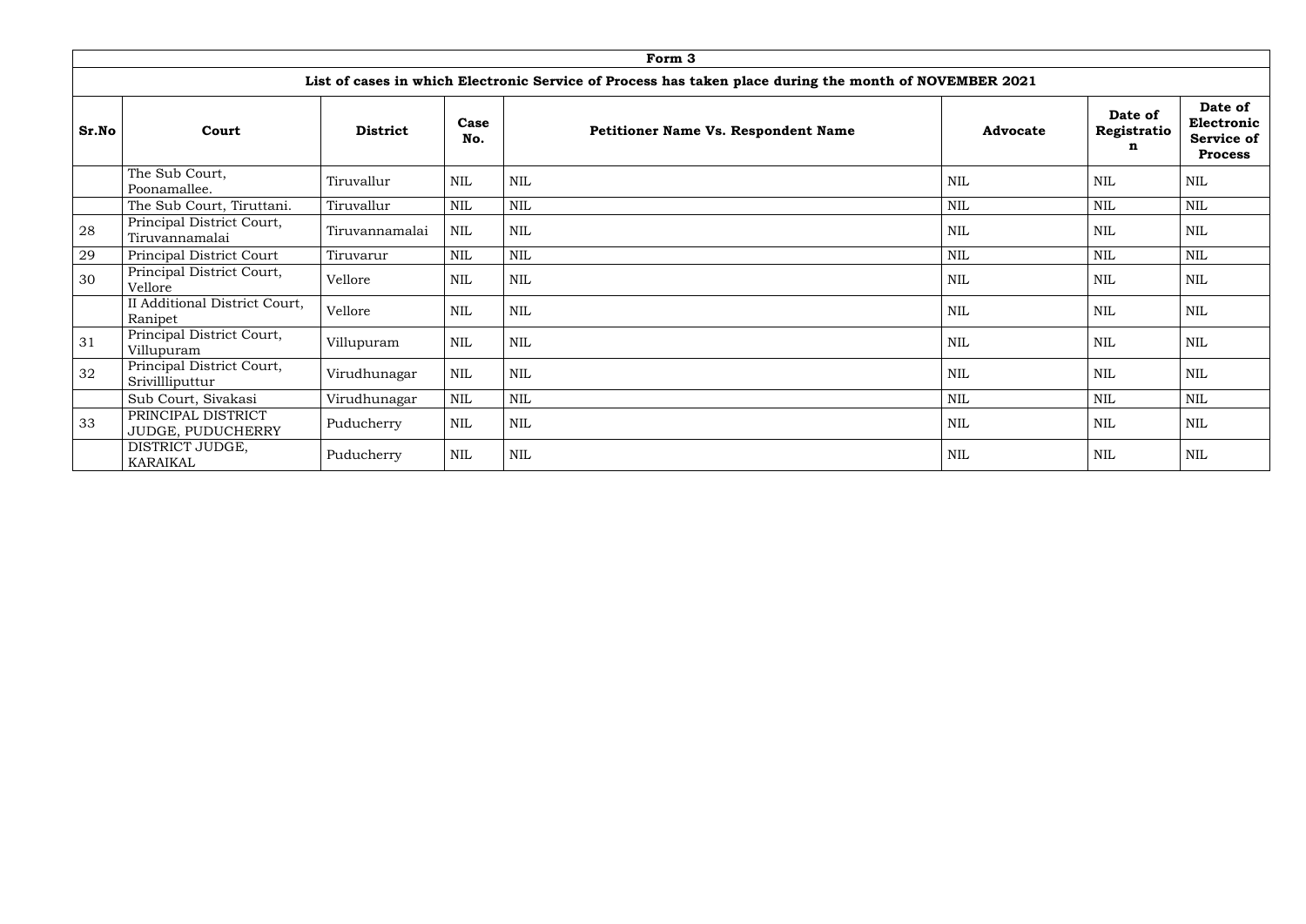| Form 3 | | | | | | | |
|---|---|---|---|---|---|---|---|
| **List of cases in which Electronic Service of Process has taken place during the month of NOVEMBER 2021** | | | | | | | |
| **Sr.No** | **Court** | **District** | **Case No.** | **Petitioner Name Vs. Respondent Name** | **Advocate** | **Date of Registration** | **Date of Electronic Service of Process** |
| | The Sub Court, Poonamallee. | Tiruvallur | NIL | NIL | NIL | NIL | NIL |
| | The Sub Court, Tiruttani. | Tiruvallur | NIL | NIL | NIL | NIL | NIL |
| 28 | Principal District Court, Tiruvannamalai | Tiruvannamalai | NIL | NIL | NIL | NIL | NIL |
| 29 | Principal District Court | Tiruvarur | NIL | NIL | NIL | NIL | NIL |
| 30 | Principal District Court, Vellore | Vellore | NIL | NIL | NIL | NIL | NIL |
| | II Additional District Court, Ranipet | Vellore | NIL | NIL | NIL | NIL | NIL |
| 31 | Principal District Court, Villupuram | Villupuram | NIL | NIL | NIL | NIL | NIL |
| 32 | Principal District Court, Srivillliputtur | Virudhunagar | NIL | NIL | NIL | NIL | NIL |
| | Sub Court, Sivakasi | Virudhunagar | NIL | NIL | NIL | NIL | NIL |
| 33 | PRINCIPAL DISTRICT JUDGE, PUDUCHERRY | Puducherry | NIL | NIL | NIL | NIL | NIL |
| | DISTRICT JUDGE, KARAIKAL | Puducherry | NIL | NIL | NIL | NIL | NIL |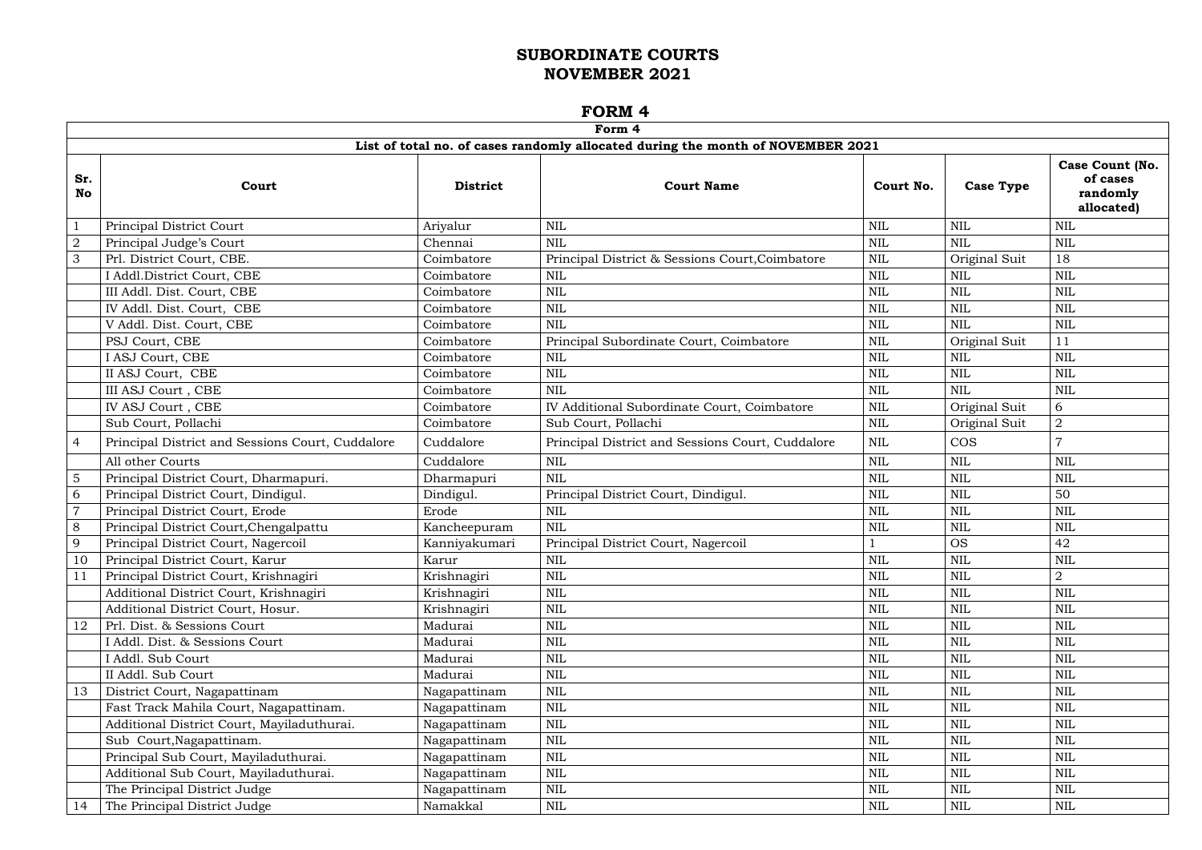# SUBORDINATE COURTS
# NOVEMBER 2021

## FORM 4

| Form 4 | | | | | | |
|---|---|---|---|---|---|---|
| **List of total no. of cases randomly allocated during the month of NOVEMBER 2021** | | | | | | |
| **Sr. No** | **Court** | **District** | **Court Name** | **Court No.** | **Case Type** | **Case Count (No. of cases randomly allocated)** |
| 1 | Principal District Court | Ariyalur | NIL | NIL | NIL | NIL |
| 2 | Principal Judge's Court | Chennai | NIL | NIL | NIL | NIL |
| 3 | Prl. District Court, CBE. | Coimbatore | Principal District & Sessions Court,Coimbatore | NIL | Original Suit | 18 |
| | I Addl.District Court, CBE | Coimbatore | NIL | NIL | NIL | NIL |
| | III Addl. Dist. Court, CBE | Coimbatore | NIL | NIL | NIL | NIL |
| | IV Addl. Dist. Court, CBE | Coimbatore | NIL | NIL | NIL | NIL |
| | V Addl. Dist. Court, CBE | Coimbatore | NIL | NIL | NIL | NIL |
| | PSJ Court, CBE | Coimbatore | Principal Subordinate Court, Coimbatore | NIL | Original Suit | 11 |
| | I ASJ Court, CBE | Coimbatore | NIL | NIL | NIL | NIL |
| | II ASJ Court, CBE | Coimbatore | NIL | NIL | NIL | NIL |
| | III ASJ Court , CBE | Coimbatore | NIL | NIL | NIL | NIL |
| | IV ASJ Court , CBE | Coimbatore | IV Additional Subordinate Court, Coimbatore | NIL | Original Suit | 6 |
| | Sub Court, Pollachi | Coimbatore | Sub Court, Pollachi | NIL | Original Suit | 2 |
| 4 | Principal District and Sessions Court, Cuddalore | Cuddalore | Principal District and Sessions Court, Cuddalore | NIL | COS | 7 |
| | All other Courts | Cuddalore | NIL | NIL | NIL | NIL |
| 5 | Principal District Court, Dharmapuri. | Dharmapuri | NIL | NIL | NIL | NIL |
| 6 | Principal District Court, Dindigul. | Dindigul. | Principal District Court, Dindigul. | NIL | NIL | 50 |
| 7 | Principal District Court, Erode | Erode | NIL | NIL | NIL | NIL |
| 8 | Principal District Court,Chengalpattu | Kancheepuram | NIL | NIL | NIL | NIL |
| 9 | Principal District Court, Nagercoil | Kanniyakumari | Principal District Court, Nagercoil | 1 | OS | 42 |
| 10 | Principal District Court, Karur | Karur | NIL | NIL | NIL | NIL |
| 11 | Principal District Court, Krishnagiri | Krishnagiri | NIL | NIL | NIL | 2 |
| | Additional District Court, Krishnagiri | Krishnagiri | NIL | NIL | NIL | NIL |
| | Additional District Court, Hosur. | Krishnagiri | NIL | NIL | NIL | NIL |
| 12 | Prl. Dist. & Sessions Court | Madurai | NIL | NIL | NIL | NIL |
| | I Addl. Dist. & Sessions Court | Madurai | NIL | NIL | NIL | NIL |
| | I Addl. Sub Court | Madurai | NIL | NIL | NIL | NIL |
| | II Addl. Sub Court | Madurai | NIL | NIL | NIL | NIL |
| 13 | District Court, Nagapattinam | Nagapattinam | NIL | NIL | NIL | NIL |
| | Fast Track Mahila Court, Nagapattinam. | Nagapattinam | NIL | NIL | NIL | NIL |
| | Additional District Court, Mayiladuthurai. | Nagapattinam | NIL | NIL | NIL | NIL |
| | Sub Court,Nagapattinam. | Nagapattinam | NIL | NIL | NIL | NIL |
| | Principal Sub Court, Mayiladuthurai. | Nagapattinam | NIL | NIL | NIL | NIL |
| | Additional Sub Court, Mayiladuthurai. | Nagapattinam | NIL | NIL | NIL | NIL |
| | The Principal District Judge | Nagapattinam | NIL | NIL | NIL | NIL |
| 14 | The Principal District Judge | Namakkal | NIL | NIL | NIL | NIL |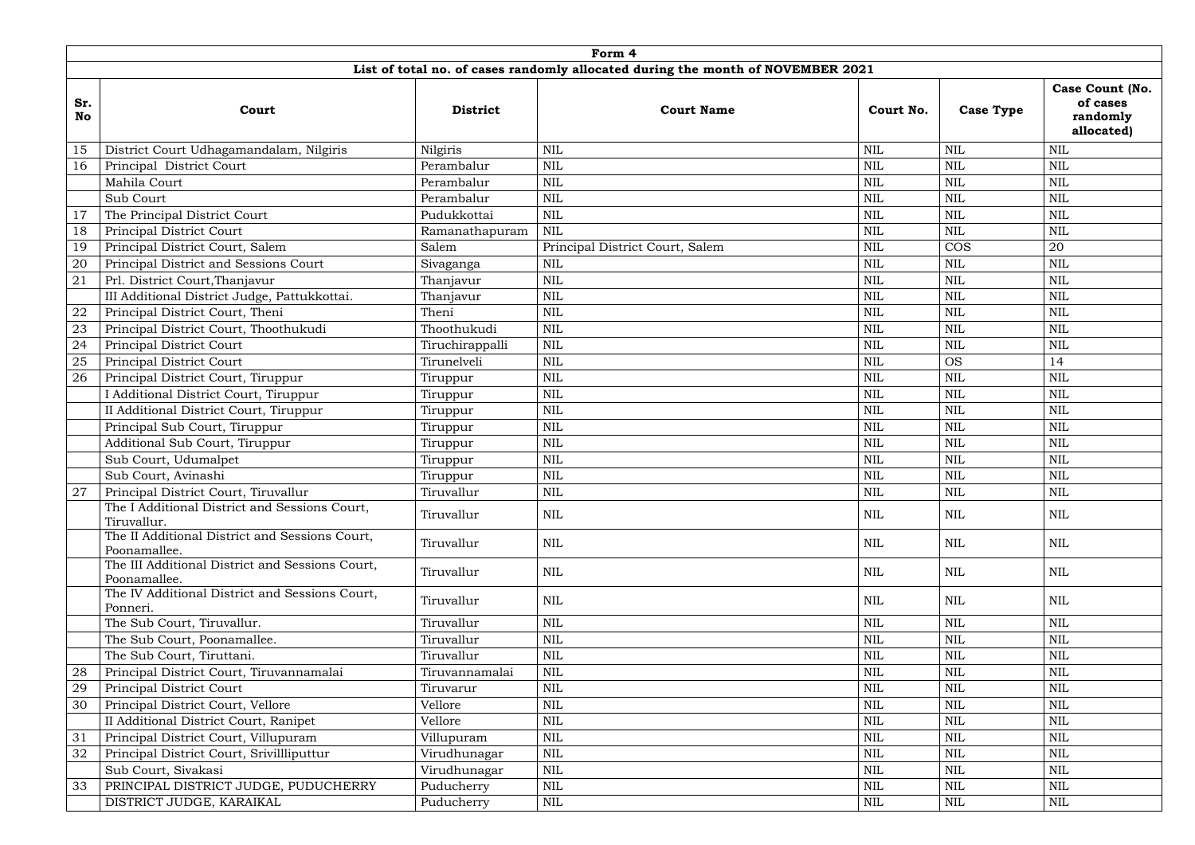| Form 4 | | | | | | |
|---|---|---|---|---|---|---|
| **List of total no. of cases randomly allocated during the month of NOVEMBER 2021** | | | | | | |
| **Sr. No** | **Court** | **District** | **Court Name** | **Court No.** | **Case Type** | **Case Count (No. of cases randomly allocated)** |
| 15 | District Court Udhagamandalam, Nilgiris | Nilgiris | NIL | NIL | NIL | NIL |
| 16 | Principal District Court | Perambalur | NIL | NIL | NIL | NIL |
| | Mahila Court | Perambalur | NIL | NIL | NIL | NIL |
| | Sub Court | Perambalur | NIL | NIL | NIL | NIL |
| 17 | The Principal District Court | Pudukkottai | NIL | NIL | NIL | NIL |
| 18 | Principal District Court | Ramanathapuram | NIL | NIL | NIL | NIL |
| 19 | Principal District Court, Salem | Salem | Principal District Court, Salem | NIL | COS | 20 |
| 20 | Principal District and Sessions Court | Sivaganga | NIL | NIL | NIL | NIL |
| 21 | Prl. District Court,Thanjavur | Thanjavur | NIL | NIL | NIL | NIL |
| | III Additional District Judge, Pattukkottai. | Thanjavur | NIL | NIL | NIL | NIL |
| 22 | Principal District Court, Theni | Theni | NIL | NIL | NIL | NIL |
| 23 | Principal District Court, Thoothukudi | Thoothukudi | NIL | NIL | NIL | NIL |
| 24 | Principal District Court | Tiruchirappalli | NIL | NIL | NIL | NIL |
| 25 | Principal District Court | Tirunelveli | NIL | NIL | OS | 14 |
| 26 | Principal District Court, Tiruppur | Tiruppur | NIL | NIL | NIL | NIL |
| | I Additional District Court, Tiruppur | Tiruppur | NIL | NIL | NIL | NIL |
| | II Additional District Court, Tiruppur | Tiruppur | NIL | NIL | NIL | NIL |
| | Principal Sub Court, Tiruppur | Tiruppur | NIL | NIL | NIL | NIL |
| | Additional Sub Court, Tiruppur | Tiruppur | NIL | NIL | NIL | NIL |
| | Sub Court, Udumalpet | Tiruppur | NIL | NIL | NIL | NIL |
| | Sub Court, Avinashi | Tiruppur | NIL | NIL | NIL | NIL |
| 27 | Principal District Court, Tiruvallur | Tiruvallur | NIL | NIL | NIL | NIL |
| | The I Additional District and Sessions Court, Tiruvallur. | Tiruvallur | NIL | NIL | NIL | NIL |
| | The II Additional District and Sessions Court, Poonamallee. | Tiruvallur | NIL | NIL | NIL | NIL |
| | The III Additional District and Sessions Court, Poonamallee. | Tiruvallur | NIL | NIL | NIL | NIL |
| | The IV Additional District and Sessions Court, Ponneri. | Tiruvallur | NIL | NIL | NIL | NIL |
| | The Sub Court, Tiruvallur. | Tiruvallur | NIL | NIL | NIL | NIL |
| | The Sub Court, Poonamallee. | Tiruvallur | NIL | NIL | NIL | NIL |
| | The Sub Court, Tiruttani. | Tiruvallur | NIL | NIL | NIL | NIL |
| 28 | Principal District Court, Tiruvannamalai | Tiruvannamalai | NIL | NIL | NIL | NIL |
| 29 | Principal District Court | Tiruvarur | NIL | NIL | NIL | NIL |
| 30 | Principal District Court, Vellore | Vellore | NIL | NIL | NIL | NIL |
| | II Additional District Court, Ranipet | Vellore | NIL | NIL | NIL | NIL |
| 31 | Principal District Court, Villupuram | Villupuram | NIL | NIL | NIL | NIL |
| 32 | Principal District Court, Srivillliputtur | Virudhunagar | NIL | NIL | NIL | NIL |
| | Sub Court, Sivakasi | Virudhunagar | NIL | NIL | NIL | NIL |
| 33 | PRINCIPAL DISTRICT JUDGE, PUDUCHERRY | Puducherry | NIL | NIL | NIL | NIL |
| | DISTRICT JUDGE, KARAIKAL | Puducherry | NIL | NIL | NIL | NIL |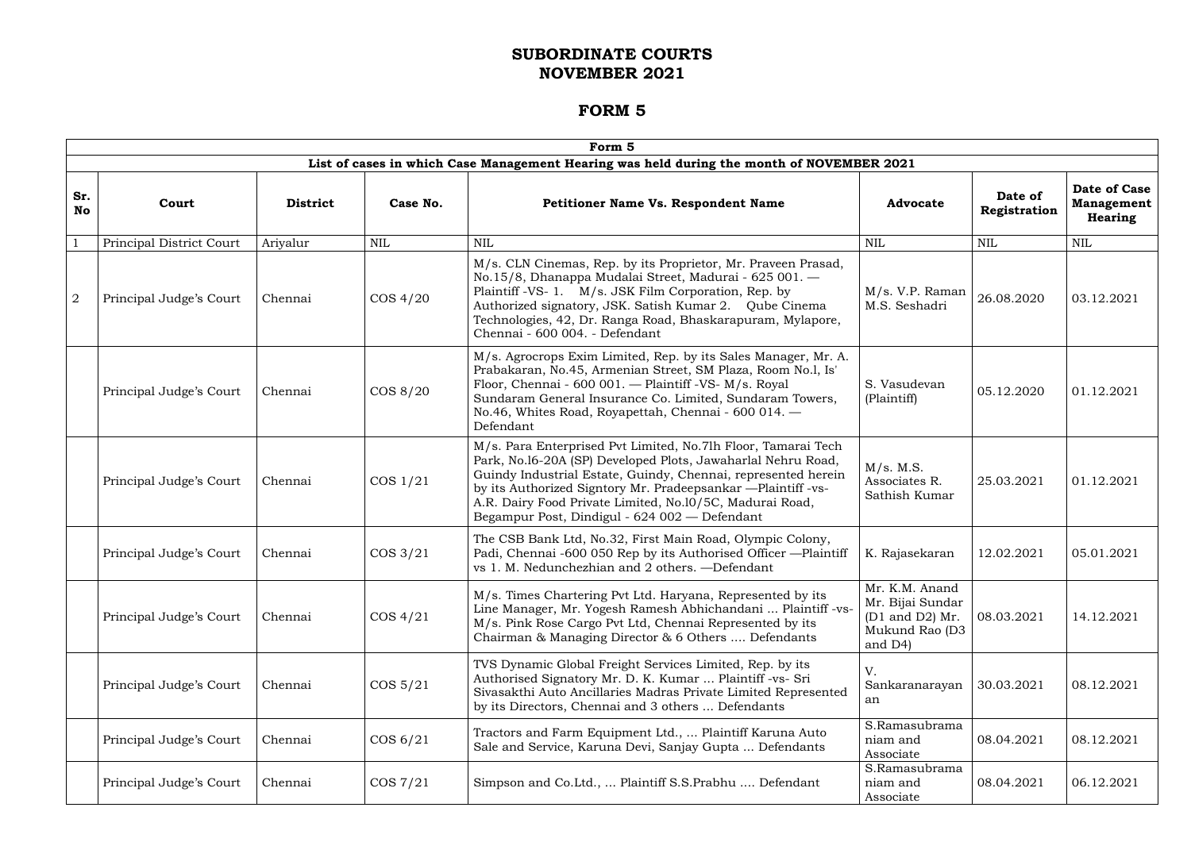# SUBORDINATE COURTS
# NOVEMBER 2021

## FORM 5

| Form 5 | | | | | | | |
|---|---|---|---|---|---|---|---|
| **List of cases in which Case Management Hearing was held during the month of NOVEMBER 2021** | | | | | | | |
| **Sr. No** | **Court** | **District** | **Case No.** | **Petitioner Name Vs. Respondent Name** | **Advocate** | **Date of Registration** | **Date of Case Management Hearing** |
| 1 | Principal District Court | Ariyalur | NIL | NIL | NIL | NIL | NIL |
| 2 | Principal Judge's Court | Chennai | COS 4/20 | M/s. CLN Cinemas, Rep. by its Proprietor, Mr. Praveen Prasad, No.15/8, Dhanappa Mudalai Street, Madurai - 625 001. — Plaintiff -VS- 1. M/s. JSK Film Corporation, Rep. by Authorized signatory, JSK. Satish Kumar 2. Qube Cinema Technologies, 42, Dr. Ranga Road, Bhaskarapuram, Mylapore, Chennai - 600 004. - Defendant | M/s. V.P. Raman M.S. Seshadri | 26.08.2020 | 03.12.2021 |
| | Principal Judge's Court | Chennai | COS 8/20 | M/s. Agrocrops Exim Limited, Rep. by its Sales Manager, Mr. A. Prabakaran, No.45, Armenian Street, SM Plaza, Room No.l, Is' Floor, Chennai - 600 001. — Plaintiff -VS- M/s. Royal Sundaram General Insurance Co. Limited, Sundaram Towers, No.46, Whites Road, Royapettah, Chennai - 600 014. — Defendant | S. Vasudevan (Plaintiff) | 05.12.2020 | 01.12.2021 |
| | Principal Judge's Court | Chennai | COS 1/21 | M/s. Para Enterprised Pvt Limited, No.7lh Floor, Tamarai Tech Park, No.l6-20A (SP) Developed Plots, Jawaharlal Nehru Road, Guindy Industrial Estate, Guindy, Chennai, represented herein by its Authorized Signtory Mr. Pradeepsankar —Plaintiff -vs- A.R. Dairy Food Private Limited, No.l0/5C, Madurai Road, Begampur Post, Dindigul - 624 002 — Defendant | M/s. M.S. Associates R. Sathish Kumar | 25.03.2021 | 01.12.2021 |
| | Principal Judge's Court | Chennai | COS 3/21 | The CSB Bank Ltd, No.32, First Main Road, Olympic Colony, Padi, Chennai -600 050 Rep by its Authorised Officer —Plaintiff vs 1. M. Nedunchezhian and 2 others. —Defendant | K. Rajasekaran | 12.02.2021 | 05.01.2021 |
| | Principal Judge's Court | Chennai | COS 4/21 | M/s. Times Chartering Pvt Ltd. Haryana, Represented by its Line Manager, Mr. Yogesh Ramesh Abhichandani ... Plaintiff -vs- M/s. Pink Rose Cargo Pvt Ltd, Chennai Represented by its Chairman & Managing Director & 6 Others .... Defendants | Mr. K.M. Anand Mr. Bijai Sundar (D1 and D2) Mr. Mukund Rao (D3 and D4) | 08.03.2021 | 14.12.2021 |
| | Principal Judge's Court | Chennai | COS 5/21 | TVS Dynamic Global Freight Services Limited, Rep. by its Authorised Signatory Mr. D. K. Kumar ... Plaintiff -vs- Sri Sivasakthi Auto Ancillaries Madras Private Limited Represented by its Directors, Chennai and 3 others ... Defendants | V. Sankaranarayanan | 30.03.2021 | 08.12.2021 |
| | Principal Judge's Court | Chennai | COS 6/21 | Tractors and Farm Equipment Ltd., ... Plaintiff Karuna Auto Sale and Service, Karuna Devi, Sanjay Gupta ... Defendants | S.Ramasubramaniam and Associate | 08.04.2021 | 08.12.2021 |
| | Principal Judge's Court | Chennai | COS 7/21 | Simpson and Co.Ltd., ... Plaintiff S.S.Prabhu .... Defendant | S.Ramasubramaniam and Associate | 08.04.2021 | 06.12.2021 |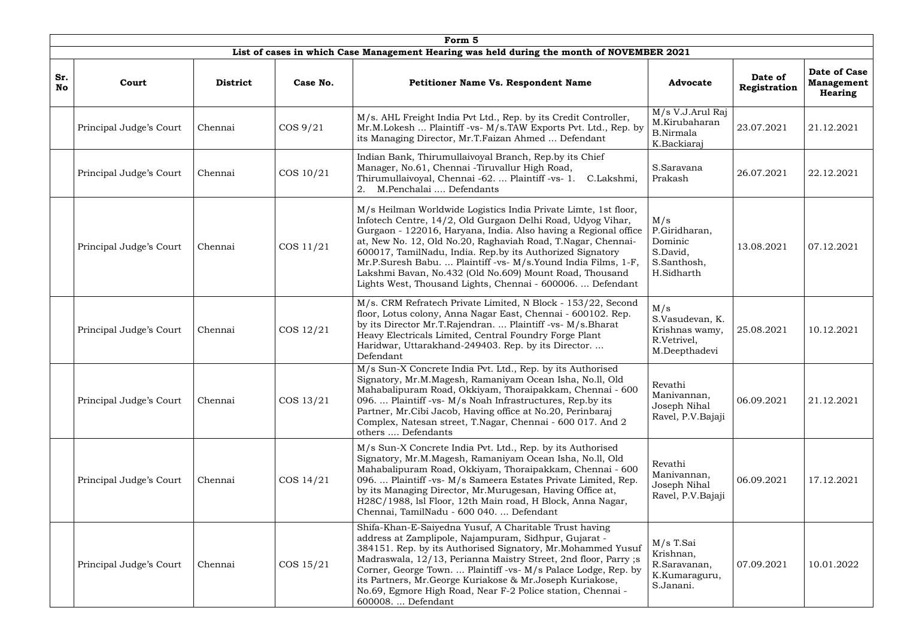| Form 5 | | | | | | | |
|---|---|---|---|---|---|---|---|
| **List of cases in which Case Management Hearing was held during the month of NOVEMBER 2021** | | | | | | | |
| **Sr. No** | **Court** | **District** | **Case No.** | **Petitioner Name Vs. Respondent Name** | **Advocate** | **Date of Registration** | **Date of Case Management Hearing** |
| | Principal Judge's Court | Chennai | COS 9/21 | M/s. AHL Freight India Pvt Ltd., Rep. by its Credit Controller, Mr.M.Lokesh ... Plaintiff -vs- M/s.TAW Exports Pvt. Ltd., Rep. by its Managing Director, Mr.T.Faizan Ahmed ... Defendant | M/s V.J.Arul Raj M.Kirubaharan B.Nirmala K.Backiaraj | 23.07.2021 | 21.12.2021 |
| | Principal Judge's Court | Chennai | COS 10/21 | Indian Bank, Thirumullaivoyal Branch, Rep.by its Chief Manager, No.61, Chennai -Tiruvallur High Road, Thirumullaivoyal, Chennai -62. ... Plaintiff -vs- 1. C.Lakshmi, 2. M.Penchalai .... Defendants | S.Saravana Prakash | 26.07.2021 | 22.12.2021 |
| | Principal Judge's Court | Chennai | COS 11/21 | M/s Heilman Worldwide Logistics India Private Limte, 1st floor, Infotech Centre, 14/2, Old Gurgaon Delhi Road, Udyog Vihar, Gurgaon - 122016, Haryana, India. Also having a Regional office at, New No. 12, Old No.20, Raghaviah Road, T.Nagar, Chennai-600017, TamilNadu, India. Rep.by its Authorized Signatory Mr.P.Suresh Babu. ... Plaintiff -vs- M/s.Yound India Films, 1-F, Lakshmi Bavan, No.432 (Old No.609) Mount Road, Thousand Lights West, Thousand Lights, Chennai - 600006. ... Defendant | M/s P.Giridharan, Dominic S.David, S.Santhosh, H.Sidharth | 13.08.2021 | 07.12.2021 |
| | Principal Judge's Court | Chennai | COS 12/21 | M/s. CRM Refratech Private Limited, N Block - 153/22, Second floor, Lotus colony, Anna Nagar East, Chennai - 600102. Rep. by its Director Mr.T.Rajendran. ... Plaintiff -vs- M/s.Bharat Heavy Electricals Limited, Central Foundry Forge Plant Haridwar, Uttarakhand-249403. Rep. by its Director. ... Defendant | M/s S.Vasudevan, K. Krishnas wamy, R.Vetrivel, M.Deepthadevi | 25.08.2021 | 10.12.2021 |
| | Principal Judge's Court | Chennai | COS 13/21 | M/s Sun-X Concrete India Pvt. Ltd., Rep. by its Authorised Signatory, Mr.M.Magesh, Ramaniyam Ocean Isha, No.ll, Old Mahabalipuram Road, Okkiyam, Thoraipakkam, Chennai - 600 096. ... Plaintiff -vs- M/s Noah Infrastructures, Rep.by its Partner, Mr.Cibi Jacob, Having office at No.20, Perinbaraj Complex, Natesan street, T.Nagar, Chennai - 600 017. And 2 others .... Defendants | Revathi Manivannan, Joseph Nihal Ravel, P.V.Bajaji | 06.09.2021 | 21.12.2021 |
| | Principal Judge's Court | Chennai | COS 14/21 | M/s Sun-X Concrete India Pvt. Ltd., Rep. by its Authorised Signatory, Mr.M.Magesh, Ramaniyam Ocean Isha, No.ll, Old Mahabalipuram Road, Okkiyam, Thoraipakkam, Chennai - 600 096. ... Plaintiff -vs- M/s Sameera Estates Private Limited, Rep. by its Managing Director, Mr.Murugesan, Having Office at, H28C/1988, lsl Floor, 12th Main road, H Block, Anna Nagar, Chennai, TamilNadu - 600 040. ... Defendant | Revathi Manivannan, Joseph Nihal Ravel, P.V.Bajaji | 06.09.2021 | 17.12.2021 |
| | Principal Judge's Court | Chennai | COS 15/21 | Shifa-Khan-E-Saiyedna Yusuf, A Charitable Trust having address at Zamplipole, Najampuram, Sidhpur, Gujarat - 384151. Rep. by its Authorised Signatory, Mr.Mohammed Yusuf Madraswala, 12/13, Perianna Maistry Street, 2nd floor, Parry ;s Corner, George Town. ... Plaintiff -vs- M/s Palace Lodge, Rep. by its Partners, Mr.George Kuriakose & Mr.Joseph Kuriakose, No.69, Egmore High Road, Near F-2 Police station, Chennai - 600008. ... Defendant | M/s T.Sai Krishnan, R.Saravanan, K.Kumaraguru, S.Janani. | 07.09.2021 | 10.01.2022 |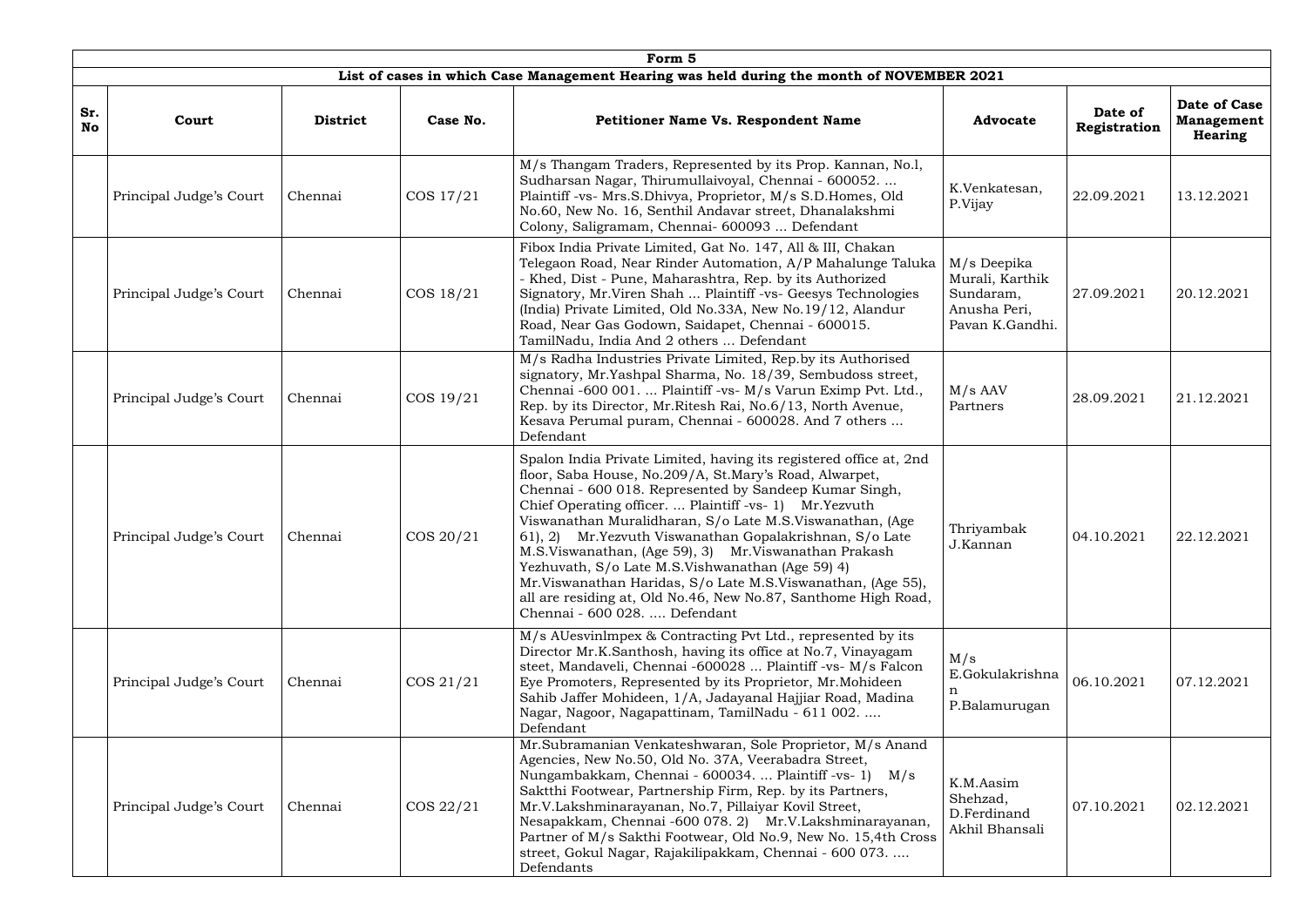| Form 5 | | | | | | | |
|---|---|---|---|---|---|---|---|
| **List of cases in which Case Management Hearing was held during the month of NOVEMBER 2021** | | | | | | | |
| **Sr. No** | **Court** | **District** | **Case No.** | **Petitioner Name Vs. Respondent Name** | **Advocate** | **Date of Registration** | **Date of Case Management Hearing** |
| | Principal Judge's Court | Chennai | COS 17/21 | M/s Thangam Traders, Represented by its Prop. Kannan, No.l, Sudharsan Nagar, Thirumullaivoyal, Chennai - 600052. ... Plaintiff -vs- Mrs.S.Dhivya, Proprietor, M/s S.D.Homes, Old No.60, New No. 16, Senthil Andavar street, Dhanalakshmi Colony, Saligramam, Chennai- 600093 ... Defendant | K.Venkatesan, P.Vijay | 22.09.2021 | 13.12.2021 |
| | Principal Judge's Court | Chennai | COS 18/21 | Fibox India Private Limited, Gat No. 147, All & III, Chakan Telegaon Road, Near Rinder Automation, A/P Mahalunge Taluka - Khed, Dist - Pune, Maharashtra, Rep. by its Authorized Signatory, Mr.Viren Shah ... Plaintiff -vs- Geesys Technologies (India) Private Limited, Old No.33A, New No.19/12, Alandur Road, Near Gas Godown, Saidapet, Chennai - 600015. TamilNadu, India And 2 others ... Defendant | M/s Deepika Murali, Karthik Sundaram, Anusha Peri, Pavan K.Gandhi. | 27.09.2021 | 20.12.2021 |
| | Principal Judge's Court | Chennai | COS 19/21 | M/s Radha Industries Private Limited, Rep.by its Authorised signatory, Mr.Yashpal Sharma, No. 18/39, Sembudoss street, Chennai -600 001. ... Plaintiff -vs- M/s Varun Exim Pvt. Ltd., Rep. by its Director, Mr.Ritesh Rai, No.6/13, North Avenue, Kesava Perumal puram, Chennai - 600028. And 7 others ... Defendant | M/s AAV Partners | 28.09.2021 | 21.12.2021 |
| | Principal Judge's Court | Chennai | COS 20/21 | Spalon India Private Limited, having its registered office at, 2nd floor, Saba House, No.209/A, St.Mary's Road, Alwarpet, Chennai - 600 018. Represented by Sandeep Kumar Singh, Chief Operating officer. ... Plaintiff -vs- 1) Mr.Yezvuth Viswanathan Muralidharan, S/o Late M.S.Viswanathan, (Age 61), 2) Mr.Yezvuth Viswanathan Gopalakrishnan, S/o Late M.S.Viswanathan, (Age 59), 3) Mr.Viswanathan Prakash Yezhuvath, S/o Late M.S.Vishwanathan (Age 59) 4) Mr.Viswanathan Haridas, S/o Late M.S.Viswanathan, (Age 55), all are residing at, Old No.46, New No.87, Santhome High Road, Chennai - 600 028. .... Defendant | Thriyambak J.Kannan | 04.10.2021 | 22.12.2021 |
| | Principal Judge's Court | Chennai | COS 21/21 | M/s AUesvinlmpex & Contracting Pvt Ltd., represented by its Director Mr.K.Santhosh, having its office at No.7, Vinayagam steet, Mandaveli, Chennai -600028 ... Plaintiff -vs- M/s Falcon Eye Promoters, Represented by its Proprietor, Mr.Mohideen Sahib Jaffer Mohideen, 1/A, Jadayanal Hajjiar Road, Madina Nagar, Nagoor, Nagapattinam, TamilNadu - 611 002. .... Defendant | M/s E.Gokulakrishnan P.Balamurugan | 06.10.2021 | 07.12.2021 |
| | Principal Judge's Court | Chennai | COS 22/21 | Mr.Subramanian Venkateshwaran, Sole Proprietor, M/s Anand Agencies, New No.50, Old No. 37A, Veerabadra Street, Nungambakkam, Chennai - 600034. ... Plaintiff -vs- 1) M/s Saktthi Footwear, Partnership Firm, Rep. by its Partners, Mr.V.Lakshminarayanan, No.7, Pillaiyar Kovil Street, Nesapakkam, Chennai -600 078. 2) Mr.V.Lakshminarayanan, Partner of M/s Sakthi Footwear, Old No.9, New No. 15,4th Cross street, Gokul Nagar, Rajakilipakkam, Chennai - 600 073. .... Defendants | K.M.Aasim Shehzad, D.Ferdinand Akhil Bhansali | 07.10.2021 | 02.12.2021 |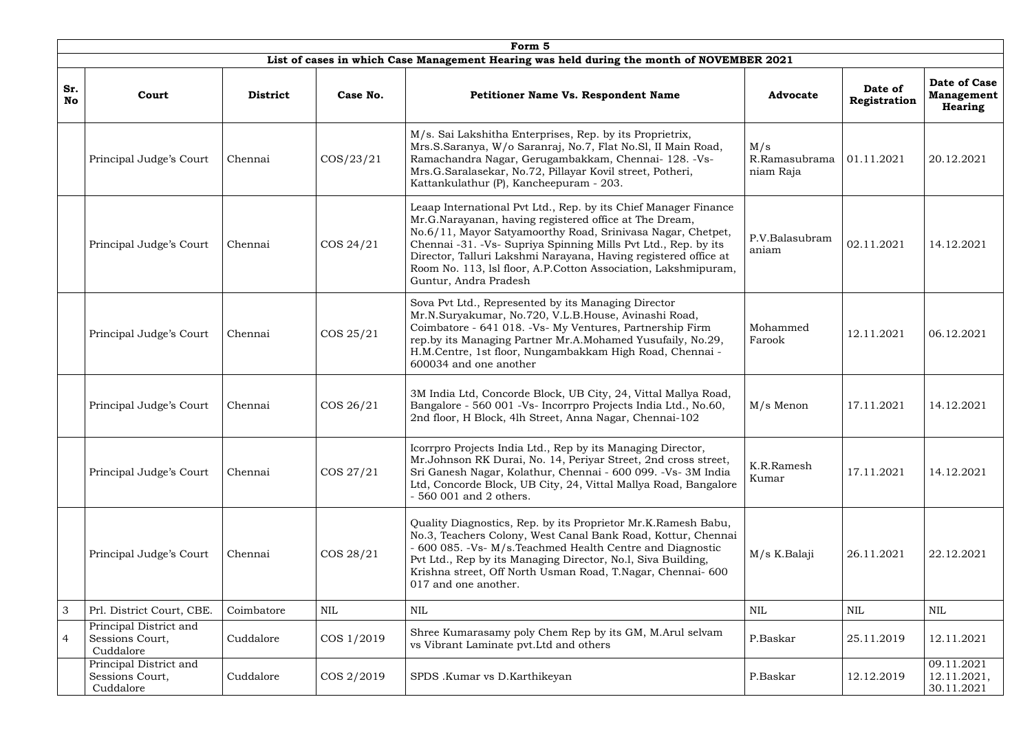| Form 5 | | | | | | | |
|---|---|---|---|---|---|---|---|
| **List of cases in which Case Management Hearing was held during the month of NOVEMBER 2021** | | | | | | | |
| **Sr. No** | **Court** | **District** | **Case No.** | **Petitioner Name Vs. Respondent Name** | **Advocate** | **Date of Registration** | **Date of Case Management Hearing** |
| | Principal Judge's Court | Chennai | COS/23/21 | M/s. Sai Lakshitha Enterprises, Rep. by its Proprietrix, Mrs.S.Saranya, W/o Saranraj, No.7, Flat No.Sl, II Main Road, Ramachandra Nagar, Gerugambakkam, Chennai- 128. -Vs- Mrs.G.Saralasekar, No.72, Pillayar Kovil street, Potheri, Kattankulathur (P), Kancheepuram - 203. | M/s R.Ramasubramaniam Raja | 01.11.2021 | 20.12.2021 |
| | Principal Judge's Court | Chennai | COS 24/21 | Leaap International Pvt Ltd., Rep. by its Chief Manager Finance Mr.G.Narayanan, having registered office at The Dream, No.6/11, Mayor Satyamoorthy Road, Srinivasa Nagar, Chetpet, Chennai -31. -Vs- Supriya Spinning Mills Pvt Ltd., Rep. by its Director, Talluri Lakshmi Narayana, Having registered office at Room No. 113, lsl floor, A.P.Cotton Association, Lakshmipuram, Guntur, Andra Pradesh | P.Balasubramaniam | 02.11.2021 | 14.12.2021 |
| | Principal Judge's Court | Chennai | COS 25/21 | Sova Pvt Ltd., Represented by its Managing Director Mr.N.Suryakumar, No.720, V.L.B.House, Avinashi Road, Coimbatore - 641 018. -Vs- My Ventures, Partnership Firm rep.by its Managing Partner Mr.A.Mohamed Yusufaily, No.29, H.M.Centre, 1st floor, Nungambakkam High Road, Chennai - 600034 and one another | Mohammed Farook | 12.11.2021 | 06.12.2021 |
| | Principal Judge's Court | Chennai | COS 26/21 | 3M India Ltd, Concorde Block, UB City, 24, Vittal Mallya Road, Bangalore - 560 001 -Vs- Incorrpro Projects India Ltd., No.60, 2nd floor, H Block, 4lh Street, Anna Nagar, Chennai-102 | M/s Menon | 17.11.2021 | 14.12.2021 |
| | Principal Judge's Court | Chennai | COS 27/21 | Icorrpro Projects India Ltd., Rep by its Managing Director, Mr.Johnson RK Durai, No. 14, Periyar Street, 2nd cross street, Sri Ganesh Nagar, Kolathur, Chennai - 600 099. -Vs- 3M India Ltd, Concorde Block, UB City, 24, Vittal Mallya Road, Bangalore - 560 001 and 2 others. | K.R.Ramesh Kumar | 17.11.2021 | 14.12.2021 |
| | Principal Judge's Court | Chennai | COS 28/21 | Quality Diagnostics, Rep. by its Proprietor Mr.K.Ramesh Babu, No.3, Teachers Colony, West Canal Bank Road, Kottur, Chennai - 600 085. -Vs- M/s.Teachmed Health Centre and Diagnostic Pvt Ltd., Rep by its Managing Director, No.l, Siva Building, Krishna street, Off North Usman Road, T.Nagar, Chennai- 600 017 and one another. | M/s K.Balaji | 26.11.2021 | 22.12.2021 |
| 3 | Prl. District Court, CBE. | Coimbatore | NIL | NIL | NIL | NIL | NIL |
| 4 | Principal District and Sessions Court, Cuddalore | Cuddalore | COS 1/2019 | Shree Kumarasamy poly Chem Rep by its GM, M.Arul selvam vs Vibrant Laminate pvt.Ltd and others | P.Baskar | 25.11.2019 | 12.11.2021 |
| | Principal District and Sessions Court, Cuddalore | Cuddalore | COS 2/2019 | SPDS .Kumar vs D.Karthikeyan | P.Baskar | 12.12.2019 | 09.11.2021 12.11.2021, 30.11.2021 |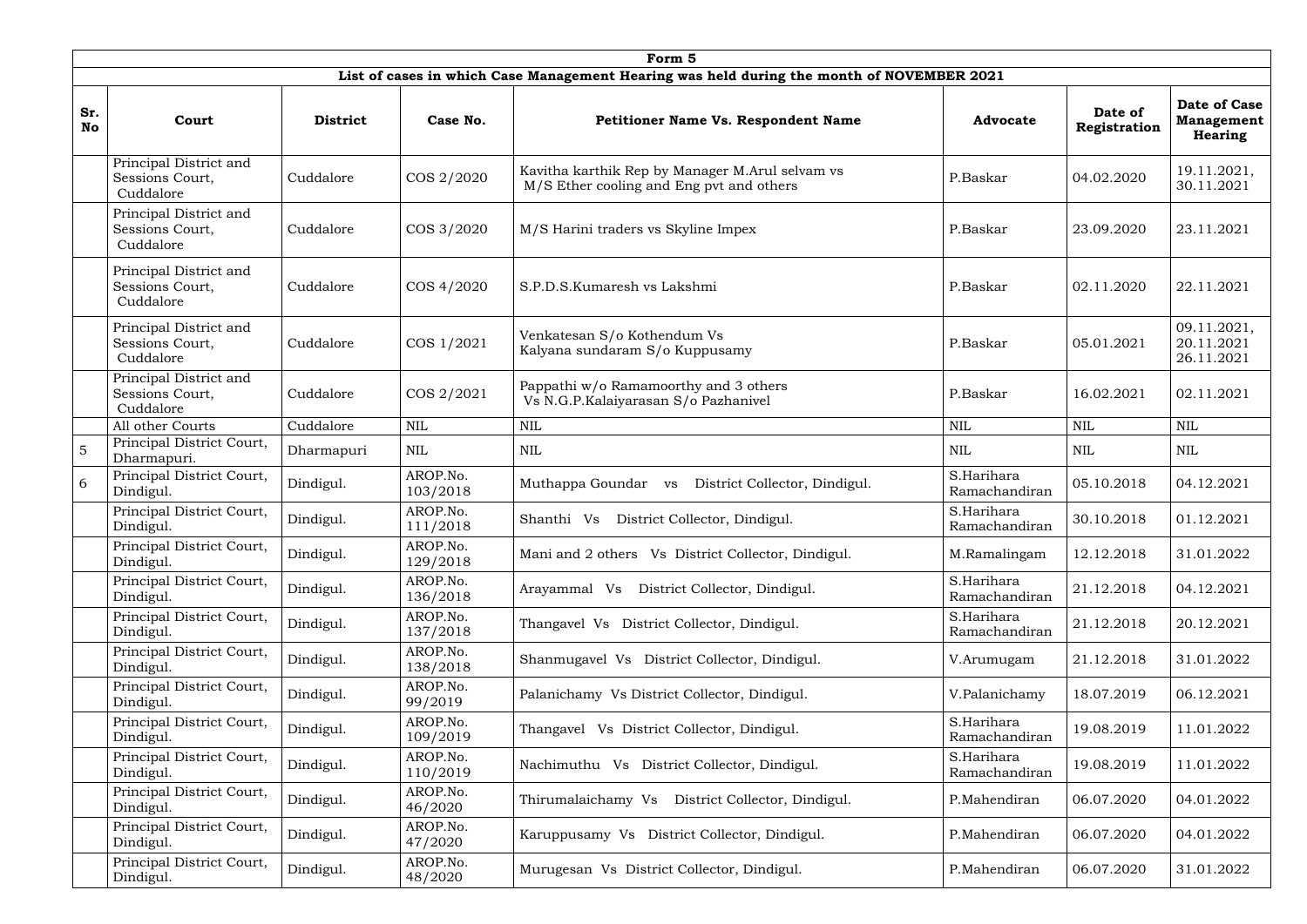| Form 5 | | | | | | | |
|---|---|---|---|---|---|---|---|
| List of cases in which Case Management Hearing was held during the month of NOVEMBER 2021 | | | | | | | |
| **Sr. No** | **Court** | **District** | **Case No.** | **Petitioner Name Vs. Respondent Name** | **Advocate** | **Date of Registration** | **Date of Case Management Hearing** |
| | Principal District and Sessions Court, Cuddalore | Cuddalore | COS 2/2020 | Kavitha karthik Rep by Manager M.Arul selvam vs M/S Ether cooling and Eng pvt and others | P.Baskar | 04.02.2020 | 19.11.2021, 30.11.2021 |
| | Principal District and Sessions Court, Cuddalore | Cuddalore | COS 3/2020 | M/S Harini traders vs Skyline Impex | P.Baskar | 23.09.2020 | 23.11.2021 |
| | Principal District and Sessions Court, Cuddalore | Cuddalore | COS 4/2020 | S.P.D.S.Kumaresh vs Lakshmi | P.Baskar | 02.11.2020 | 22.11.2021 |
| | Principal District and Sessions Court, Cuddalore | Cuddalore | COS 1/2021 | Venkatesan S/o Kothendum Vs Kalyana sundaram S/o Kuppusamy | P.Baskar | 05.01.2021 | 09.11.2021, 20.11.2021 26.11.2021 |
| | Principal District and Sessions Court, Cuddalore | Cuddalore | COS 2/2021 | Pappathi w/o Ramamoorthy and 3 others Vs N.G.P.Kalaiyarasan S/o Pazhanivel | P.Baskar | 16.02.2021 | 02.11.2021 |
| | All other Courts | Cuddalore | NIL | NIL | NIL | NIL | NIL |
| 5 | Principal District Court, Dharmapuri. | Dharmapuri | NIL | NIL | NIL | NIL | NIL |
| 6 | Principal District Court, Dindigul. | Dindigul. | AROP.No. 103/2018 | Muthappa Goundar vs District Collector, Dindigul. | S.Harihara Ramachandiran | 05.10.2018 | 04.12.2021 |
| | Principal District Court, Dindigul. | Dindigul. | AROP.No. 111/2018 | Shanthi Vs District Collector, Dindigul. | S.Harihara Ramachandiran | 30.10.2018 | 01.12.2021 |
| | Principal District Court, Dindigul. | Dindigul. | AROP.No. 129/2018 | Mani and 2 others Vs District Collector, Dindigul. | M.Ramalingam | 12.12.2018 | 31.01.2022 |
| | Principal District Court, Dindigul. | Dindigul. | AROP.No. 136/2018 | Arayammal Vs District Collector, Dindigul. | S.Harihara Ramachandiran | 21.12.2018 | 04.12.2021 |
| | Principal District Court, Dindigul. | Dindigul. | AROP.No. 137/2018 | Thangavel Vs District Collector, Dindigul. | S.Harihara Ramachandiran | 21.12.2018 | 20.12.2021 |
| | Principal District Court, Dindigul. | Dindigul. | AROP.No. 138/2018 | Shanmugavel Vs District Collector, Dindigul. | V.Arumugam | 21.12.2018 | 31.01.2022 |
| | Principal District Court, Dindigul. | Dindigul. | AROP.No. 99/2019 | Palanichamy Vs District Collector, Dindigul. | V.Palanichamy | 18.07.2019 | 06.12.2021 |
| | Principal District Court, Dindigul. | Dindigul. | AROP.No. 109/2019 | Thangavel Vs District Collector, Dindigul. | S.Harihara Ramachandiran | 19.08.2019 | 11.01.2022 |
| | Principal District Court, Dindigul. | Dindigul. | AROP.No. 110/2019 | Nachimuthu Vs District Collector, Dindigul. | S.Harihara Ramachandiran | 19.08.2019 | 11.01.2022 |
| | Principal District Court, Dindigul. | Dindigul. | AROP.No. 46/2020 | Thirumalaichamy Vs District Collector, Dindigul. | P.Mahendiran | 06.07.2020 | 04.01.2022 |
| | Principal District Court, Dindigul. | Dindigul. | AROP.No. 47/2020 | Karuppusamy Vs District Collector, Dindigul. | P.Mahendiran | 06.07.2020 | 04.01.2022 |
| | Principal District Court, Dindigul. | Dindigul. | AROP.No. 48/2020 | Murugesan Vs District Collector, Dindigul. | P.Mahendiran | 06.07.2020 | 31.01.2022 |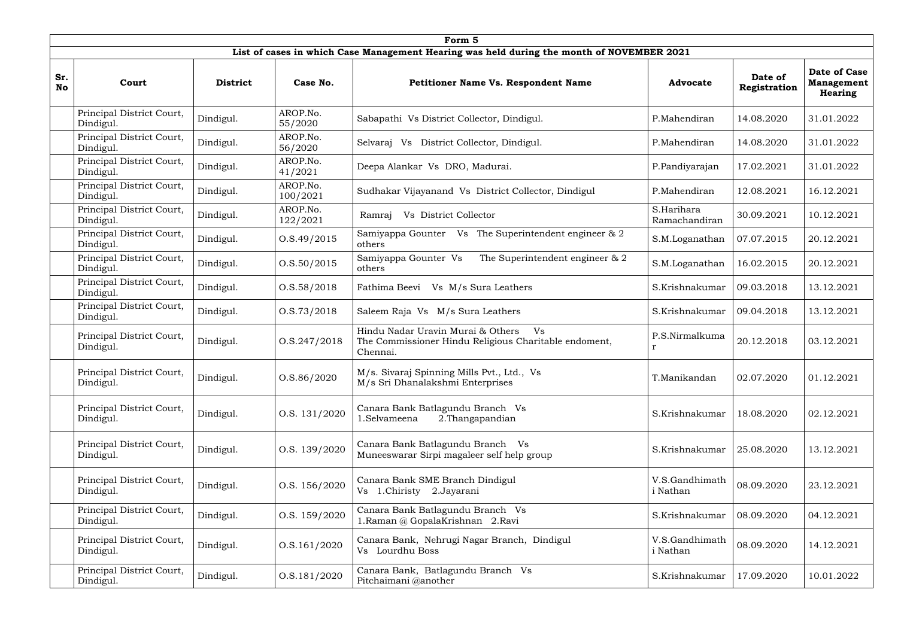| Form 5 | | | | | | | |
|---|---|---|---|---|---|---|---|
| **List of cases in which Case Management Hearing was held during the month of NOVEMBER 2021** | | | | | | | |
| **Sr. No** | **Court** | **District** | **Case No.** | **Petitioner Name Vs. Respondent Name** | **Advocate** | **Date of Registration** | **Date of Case Management Hearing** |
| | Principal District Court, Dindigul. | Dindigul. | AROP.No. 55/2020 | Sabapathi Vs District Collector, Dindigul. | P.Mahendiran | 14.08.2020 | 31.01.2022 |
| | Principal District Court, Dindigul. | Dindigul. | AROP.No. 56/2020 | Selvaraj Vs District Collector, Dindigul. | P.Mahendiran | 14.08.2020 | 31.01.2022 |
| | Principal District Court, Dindigul. | Dindigul. | AROP.No. 41/2021 | Deepa Alankar Vs DRO, Madurai. | P.Pandiyarajan | 17.02.2021 | 31.01.2022 |
| | Principal District Court, Dindigul. | Dindigul. | AROP.No. 100/2021 | Sudhakar Vijayanand Vs District Collector, Dindigul | P.Mahendiran | 12.08.2021 | 16.12.2021 |
| | Principal District Court, Dindigul. | Dindigul. | AROP.No. 122/2021 | Ramraj Vs District Collector | S.Harihara Ramachandiran | 30.09.2021 | 10.12.2021 |
| | Principal District Court, Dindigul. | Dindigul. | O.S.49/2015 | Samiyappa Gounter Vs The Superintendent engineer & 2 others | S.M.Loganathan | 07.07.2015 | 20.12.2021 |
| | Principal District Court, Dindigul. | Dindigul. | O.S.50/2015 | Samiyappa Gounter Vs The Superintendent engineer & 2 others | S.M.Loganathan | 16.02.2015 | 20.12.2021 |
| | Principal District Court, Dindigul. | Dindigul. | O.S.58/2018 | Fathima Beevi Vs M/s Sura Leathers | S.Krishnakumar | 09.03.2018 | 13.12.2021 |
| | Principal District Court, Dindigul. | Dindigul. | O.S.73/2018 | Saleem Raja Vs M/s Sura Leathers | S.Krishnakumar | 09.04.2018 | 13.12.2021 |
| | Principal District Court, Dindigul. | Dindigul. | O.S.247/2018 | Hindu Nadar Uravin Murai & Others Vs The Commissioner Hindu Religious Charitable endoment, Chennai. | P.S.Nirmalkumar | 20.12.2018 | 03.12.2021 |
| | Principal District Court, Dindigul. | Dindigul. | O.S.86/2020 | M/s. Sivaraj Spinning Mills Pvt., Ltd., Vs M/s Sri Dhanalakshmi Enterprises | T.Manikandan | 02.07.2020 | 01.12.2021 |
| | Principal District Court, Dindigul. | Dindigul. | O.S. 131/2020 | Canara Bank Batlagundu Branch Vs 1.Selvameena 2.Thangapandian | S.Krishnakumar | 18.08.2020 | 02.12.2021 |
| | Principal District Court, Dindigul. | Dindigul. | O.S. 139/2020 | Canara Bank Batlagundu Branch Vs Muneeswarar Sirpi magaleer self help group | S.Krishnakumar | 25.08.2020 | 13.12.2021 |
| | Principal District Court, Dindigul. | Dindigul. | O.S. 156/2020 | Canara Bank SME Branch Dindigul Vs 1.Chiristy 2.Jayarani | V.S.Gandhimathi Nathan | 08.09.2020 | 23.12.2021 |
| | Principal District Court, Dindigul. | Dindigul. | O.S. 159/2020 | Canara Bank Batlagundu Branch Vs 1.Raman @ GopalaKrishnan 2.Ravi | S.Krishnakumar | 08.09.2020 | 04.12.2021 |
| | Principal District Court, Dindigul. | Dindigul. | O.S.161/2020 | Canara Bank, Nehrugi Nagar Branch, Dindigul Vs Lourdhu Boss | V.S.Gandhimathi Nathan | 08.09.2020 | 14.12.2021 |
| | Principal District Court, Dindigul. | Dindigul. | O.S.181/2020 | Canara Bank, Batlagundu Branch Vs Pitchaimani @another | S.Krishnakumar | 17.09.2020 | 10.01.2022 |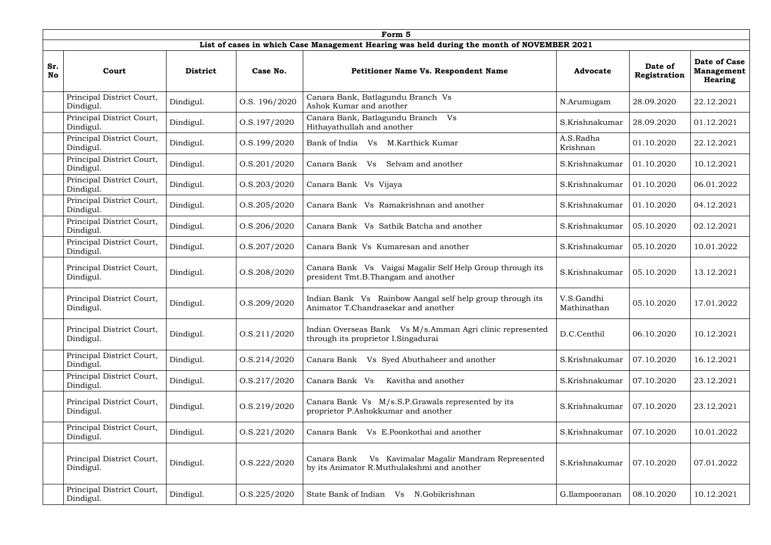| Form 5 | | | | | | | |
|---|---|---|---|---|---|---|---|
| **List of cases in which Case Management Hearing was held during the month of NOVEMBER 2021** | | | | | | | |
| **Sr. No** | **Court** | **District** | **Case No.** | **Petitioner Name Vs. Respondent Name** | **Advocate** | **Date of Registration** | **Date of Case Management Hearing** |
| | Principal District Court, Dindigul. | Dindigul. | O.S. 196/2020 | Canara Bank, Batlagundu Branch Vs Ashok Kumar and another | N.Arumugam | 28.09.2020 | 22.12.2021 |
| | Principal District Court, Dindigul. | Dindigul. | O.S.197/2020 | Canara Bank, Batlagundu Branch Vs Hithayathullah and another | S.Krishnakumar | 28.09.2020 | 01.12.2021 |
| | Principal District Court, Dindigul. | Dindigul. | O.S.199/2020 | Bank of India Vs M.Karthick Kumar | A.S.Radha Krishnan | 01.10.2020 | 22.12.2021 |
| | Principal District Court, Dindigul. | Dindigul. | O.S.201/2020 | Canara Bank Vs Selvam and another | S.Krishnakumar | 01.10.2020 | 10.12.2021 |
| | Principal District Court, Dindigul. | Dindigul. | O.S.203/2020 | Canara Bank Vs Vijaya | S.Krishnakumar | 01.10.2020 | 06.01.2022 |
| | Principal District Court, Dindigul. | Dindigul. | O.S.205/2020 | Canara Bank Vs Ramakrishnan and another | S.Krishnakumar | 01.10.2020 | 04.12.2021 |
| | Principal District Court, Dindigul. | Dindigul. | O.S.206/2020 | Canara Bank Vs Sathik Batcha and another | S.Krishnakumar | 05.10.2020 | 02.12.2021 |
| | Principal District Court, Dindigul. | Dindigul. | O.S.207/2020 | Canara Bank Vs Kumaresan and another | S.Krishnakumar | 05.10.2020 | 10.01.2022 |
| | Principal District Court, Dindigul. | Dindigul. | O.S.208/2020 | Canara Bank Vs Vaigai Magalir Self Help Group through its president Tmt.B.Thangam and another | S.Krishnakumar | 05.10.2020 | 13.12.2021 |
| | Principal District Court, Dindigul. | Dindigul. | O.S.209/2020 | Indian Bank Vs Rainbow Aangal self help group through its Animator T.Chandrasekar and another | V.S.Gandhi Mathinathan | 05.10.2020 | 17.01.2022 |
| | Principal District Court, Dindigul. | Dindigul. | O.S.211/2020 | Indian Overseas Bank Vs M/s.Amman Agri clinic represented through its proprietor I.Singadurai | D.C.Centhil | 06.10.2020 | 10.12.2021 |
| | Principal District Court, Dindigul. | Dindigul. | O.S.214/2020 | Canara Bank Vs Syed Abuthaheer and another | S.Krishnakumar | 07.10.2020 | 16.12.2021 |
| | Principal District Court, Dindigul. | Dindigul. | O.S.217/2020 | Canara Bank Vs Kavitha and another | S.Krishnakumar | 07.10.2020 | 23.12.2021 |
| | Principal District Court, Dindigul. | Dindigul. | O.S.219/2020 | Canara Bank Vs M/s.S.P.Grawals represented by its proprietor P.Ashokkumar and another | S.Krishnakumar | 07.10.2020 | 23.12.2021 |
| | Principal District Court, Dindigul. | Dindigul. | O.S.221/2020 | Canara Bank Vs E.Poonkothai and another | S.Krishnakumar | 07.10.2020 | 10.01.2022 |
| | Principal District Court, Dindigul. | Dindigul. | O.S.222/2020 | Canara Bank Vs Kavimalar Magalir Mandram Represented by its Animator R.Muthulakshmi and another | S.Krishnakumar | 07.10.2020 | 07.01.2022 |
| | Principal District Court, Dindigul. | Dindigul. | O.S.225/2020 | State Bank of Indian Vs N.Gobikrishnan | G.Ilampooranan | 08.10.2020 | 10.12.2021 |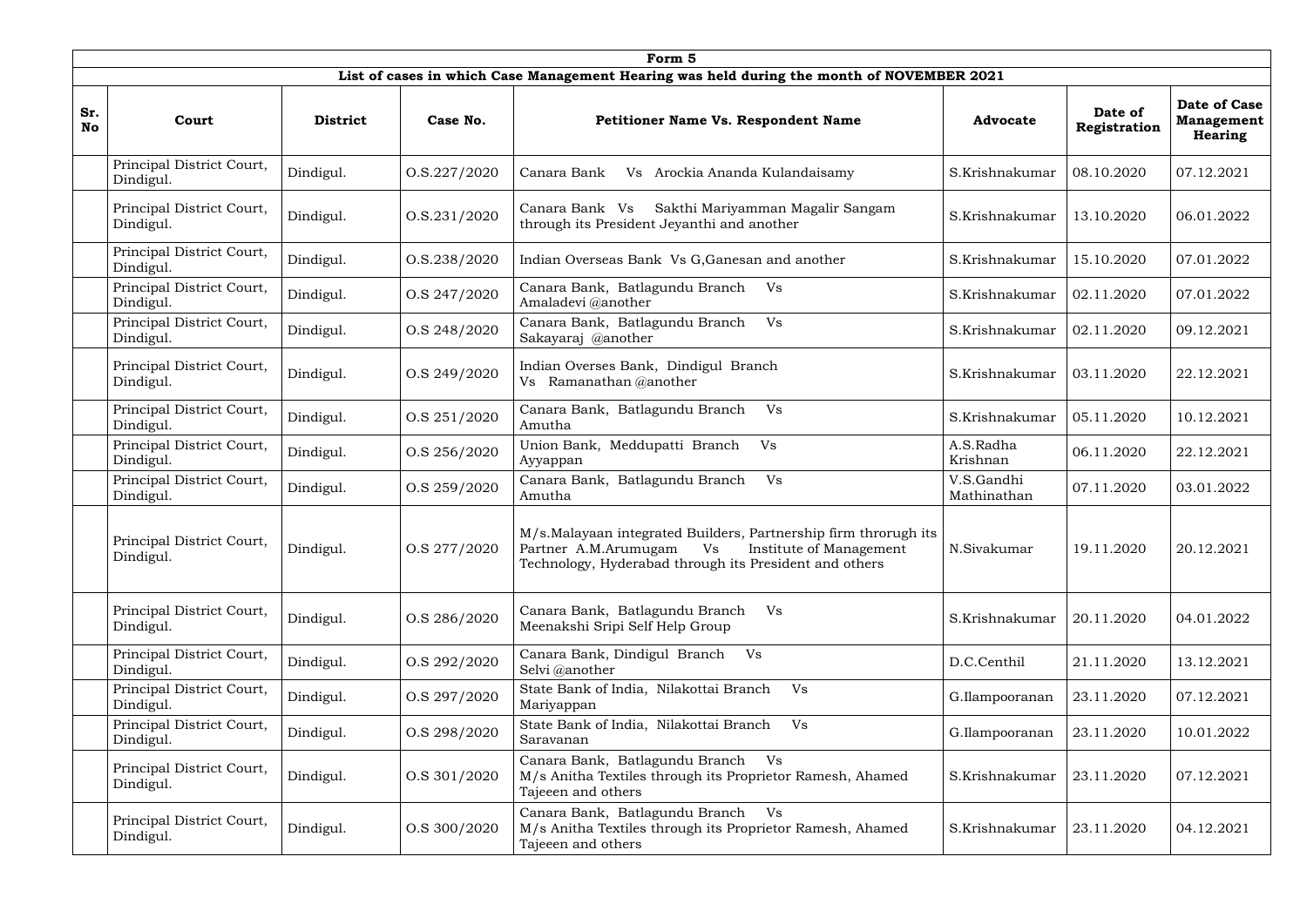| Form 5 | | | | | | | |
|---|---|---|---|---|---|---|---|
| **List of cases in which Case Management Hearing was held during the month of NOVEMBER 2021** | | | | | | | |
| **Sr. No** | **Court** | **District** | **Case No.** | **Petitioner Name Vs. Respondent Name** | **Advocate** | **Date of Registration** | **Date of Case Management Hearing** |
| | Principal District Court, Dindigul. | Dindigul. | O.S.227/2020 | Canara Bank Vs Arockia Ananda Kulandaisamy | S.Krishnakumar | 08.10.2020 | 07.12.2021 |
| | Principal District Court, Dindigul. | Dindigul. | O.S.231/2020 | Canara Bank Vs Sakthi Mariyamman Magalir Sangam through its President Jeyanthi and another | S.Krishnakumar | 13.10.2020 | 06.01.2022 |
| | Principal District Court, Dindigul. | Dindigul. | O.S.238/2020 | Indian Overseas Bank Vs G,Ganesan and another | S.Krishnakumar | 15.10.2020 | 07.01.2022 |
| | Principal District Court, Dindigul. | Dindigul. | O.S 247/2020 | Canara Bank, Batlagundu Branch Vs Amaladevi @another | S.Krishnakumar | 02.11.2020 | 07.01.2022 |
| | Principal District Court, Dindigul. | Dindigul. | O.S 248/2020 | Canara Bank, Batlagundu Branch Vs Sakayaraj @another | S.Krishnakumar | 02.11.2020 | 09.12.2021 |
| | Principal District Court, Dindigul. | Dindigul. | O.S 249/2020 | Indian Overses Bank, Dindigul Branch Vs Ramanathan @another | S.Krishnakumar | 03.11.2020 | 22.12.2021 |
| | Principal District Court, Dindigul. | Dindigul. | O.S 251/2020 | Canara Bank, Batlagundu Branch Vs Amutha | S.Krishnakumar | 05.11.2020 | 10.12.2021 |
| | Principal District Court, Dindigul. | Dindigul. | O.S 256/2020 | Union Bank, Meddupatti Branch Vs Ayyappan | A.S.Radha Krishnan | 06.11.2020 | 22.12.2021 |
| | Principal District Court, Dindigul. | Dindigul. | O.S 259/2020 | Canara Bank, Batlagundu Branch Vs Amutha | V.S.Gandhi Mathinathan | 07.11.2020 | 03.01.2022 |
| | Principal District Court, Dindigul. | Dindigul. | O.S 277/2020 | M/s.Malayaan integrated Builders, Partnership firm throrugh its Partner A.M.Arumugam Vs Institute of Management Technology, Hyderabad through its President and others | N.Sivakumar | 19.11.2020 | 20.12.2021 |
| | Principal District Court, Dindigul. | Dindigul. | O.S 286/2020 | Canara Bank, Batlagundu Branch Vs Meenakshi Sripi Self Help Group | S.Krishnakumar | 20.11.2020 | 04.01.2022 |
| | Principal District Court, Dindigul. | Dindigul. | O.S 292/2020 | Canara Bank, Dindigul Branch Vs Selvi @another | D.C.Centhil | 21.11.2020 | 13.12.2021 |
| | Principal District Court, Dindigul. | Dindigul. | O.S 297/2020 | State Bank of India, Nilakottai Branch Vs Mariyappan | G.Ilampooranan | 23.11.2020 | 07.12.2021 |
| | Principal District Court, Dindigul. | Dindigul. | O.S 298/2020 | State Bank of India, Nilakottai Branch Vs Saravanan | G.Ilampooranan | 23.11.2020 | 10.01.2022 |
| | Principal District Court, Dindigul. | Dindigul. | O.S 301/2020 | Canara Bank, Batlagundu Branch Vs M/s Anitha Textiles through its Proprietor Ramesh, Ahamed Tajeeen and others | S.Krishnakumar | 23.11.2020 | 07.12.2021 |
| | Principal District Court, Dindigul. | Dindigul. | O.S 300/2020 | Canara Bank, Batlagundu Branch Vs M/s Anitha Textiles through its Proprietor Ramesh, Ahamed Tajeeen and others | S.Krishnakumar | 23.11.2020 | 04.12.2021 |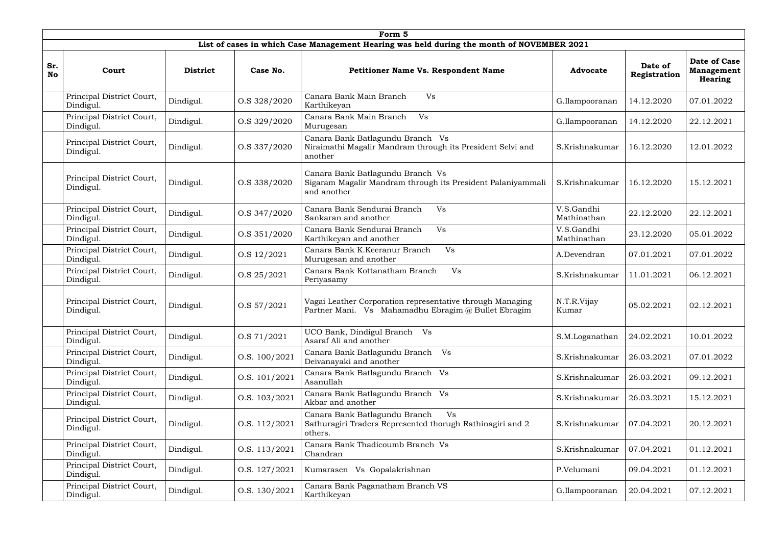**Form 5**

**List of cases in which Case Management Hearing was held during the month of NOVEMBER 2021**

| Sr. No | Court | District | Case No. | Petitioner Name Vs. Respondent Name | Advocate | Date of Registration | Date of Case Management Hearing |
|---|---|---|---|---|---|---|---|
| | Principal District Court, Dindigul. | Dindigul. | O.S 328/2020 | Canara Bank Main Branch Vs Karthikeyan | G.Ilampooranan | 14.12.2020 | 07.01.2022 |
| | Principal District Court, Dindigul. | Dindigul. | O.S 329/2020 | Canara Bank Main Branch Vs Murugesan | G.Ilampooranan | 14.12.2020 | 22.12.2021 |
| | Principal District Court, Dindigul. | Dindigul. | O.S 337/2020 | Canara Bank Batlagundu Branch Vs Niraimathi Magalir Mandram through its President Selvi and another | S.Krishnakumar | 16.12.2020 | 12.01.2022 |
| | Principal District Court, Dindigul. | Dindigul. | O.S 338/2020 | Canara Bank Batlagundu Branch Vs Sigaram Magalir Mandram through its President Palaniyammali and another | S.Krishnakumar | 16.12.2020 | 15.12.2021 |
| | Principal District Court, Dindigul. | Dindigul. | O.S 347/2020 | Canara Bank Sendurai Branch Vs Sankaran and another | V.S.Gandhi Mathinathan | 22.12.2020 | 22.12.2021 |
| | Principal District Court, Dindigul. | Dindigul. | O.S 351/2020 | Canara Bank Sendurai Branch Vs Karthikeyan and another | V.S.Gandhi Mathinathan | 23.12.2020 | 05.01.2022 |
| | Principal District Court, Dindigul. | Dindigul. | O.S 12/2021 | Canara Bank K.Keeranur Branch Vs Murugesan and another | A.Devendran | 07.01.2021 | 07.01.2022 |
| | Principal District Court, Dindigul. | Dindigul. | O.S 25/2021 | Canara Bank Kottanatham Branch Vs Periyasamy | S.Krishnakumar | 11.01.2021 | 06.12.2021 |
| | Principal District Court, Dindigul. | Dindigul. | O.S 57/2021 | Vagai Leather Corporation representative through Managing Partner Mani. Vs Mahamadhu Ebragim @ Bullet Ebragim | N.T.R.Vijay Kumar | 05.02.2021 | 02.12.2021 |
| | Principal District Court, Dindigul. | Dindigul. | O.S 71/2021 | UCO Bank, Dindigul Branch Vs Asaraf Ali and another | S.M.Loganathan | 24.02.2021 | 10.01.2022 |
| | Principal District Court, Dindigul. | Dindigul. | O.S. 100/2021 | Canara Bank Batlagundu Branch Vs Deivanayaki and another | S.Krishnakumar | 26.03.2021 | 07.01.2022 |
| | Principal District Court, Dindigul. | Dindigul. | O.S. 101/2021 | Canara Bank Batlagundu Branch Vs Asanullah | S.Krishnakumar | 26.03.2021 | 09.12.2021 |
| | Principal District Court, Dindigul. | Dindigul. | O.S. 103/2021 | Canara Bank Batlagundu Branch Vs Akbar and another | S.Krishnakumar | 26.03.2021 | 15.12.2021 |
| | Principal District Court, Dindigul. | Dindigul. | O.S. 112/2021 | Canara Bank Batlagundu Branch Vs Sathuragiri Traders Represented thorugh Rathinagiri and 2 others. | S.Krishnakumar | 07.04.2021 | 20.12.2021 |
| | Principal District Court, Dindigul. | Dindigul. | O.S. 113/2021 | Canara Bank Thadicoumb Branch Vs Chandran | S.Krishnakumar | 07.04.2021 | 01.12.2021 |
| | Principal District Court, Dindigul. | Dindigul. | O.S. 127/2021 | Kumarasen Vs Gopalakrishnan | P.Velumani | 09.04.2021 | 01.12.2021 |
| | Principal District Court, Dindigul. | Dindigul. | O.S. 130/2021 | Canara Bank Paganatham Branch VS Karthikeyan | G.Ilampooranan | 20.04.2021 | 07.12.2021 |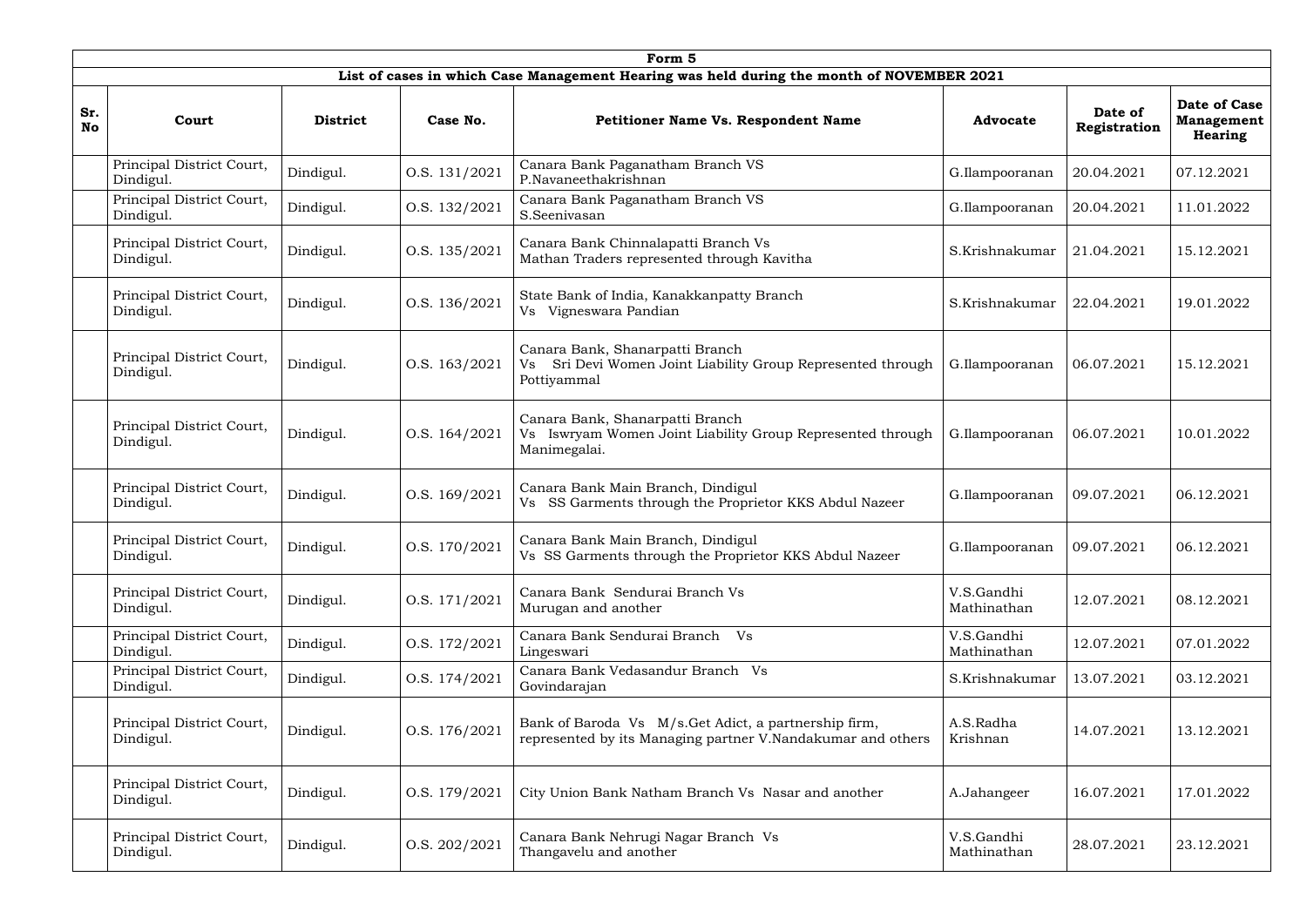| Form 5 | | | | | | | |
|---|---|---|---|---|---|---|---|
| **List of cases in which Case Management Hearing was held during the month of NOVEMBER 2021** | | | | | | | |
| **Sr. No** | **Court** | **District** | **Case No.** | **Petitioner Name Vs. Respondent Name** | **Advocate** | **Date of Registration** | **Date of Case Management Hearing** |
| | Principal District Court, Dindigul. | Dindigul. | O.S. 131/2021 | Canara Bank Paganatham Branch VS P.Navaneethakrishnan | G.Ilampooranan | 20.04.2021 | 07.12.2021 |
| | Principal District Court, Dindigul. | Dindigul. | O.S. 132/2021 | Canara Bank Paganatham Branch VS S.Seenivasan | G.Ilampooranan | 20.04.2021 | 11.01.2022 |
| | Principal District Court, Dindigul. | Dindigul. | O.S. 135/2021 | Canara Bank Chinnalapatti Branch Vs Mathan Traders represented through Kavitha | S.Krishnakumar | 21.04.2021 | 15.12.2021 |
| | Principal District Court, Dindigul. | Dindigul. | O.S. 136/2021 | State Bank of India, Kanakkanpatty Branch Vs Vigneswara Pandian | S.Krishnakumar | 22.04.2021 | 19.01.2022 |
| | Principal District Court, Dindigul. | Dindigul. | O.S. 163/2021 | Canara Bank, Shanarpatti Branch Vs Sri Devi Women Joint Liability Group Represented through Pottiyammal | G.Ilampooranan | 06.07.2021 | 15.12.2021 |
| | Principal District Court, Dindigul. | Dindigul. | O.S. 164/2021 | Canara Bank, Shanarpatti Branch Vs Iswryam Women Joint Liability Group Represented through Manimegalai. | G.Ilampooranan | 06.07.2021 | 10.01.2022 |
| | Principal District Court, Dindigul. | Dindigul. | O.S. 169/2021 | Canara Bank Main Branch, Dindigul Vs SS Garments through the Proprietor KKS Abdul Nazeer | G.Ilampooranan | 09.07.2021 | 06.12.2021 |
| | Principal District Court, Dindigul. | Dindigul. | O.S. 170/2021 | Canara Bank Main Branch, Dindigul Vs SS Garments through the Proprietor KKS Abdul Nazeer | G.Ilampooranan | 09.07.2021 | 06.12.2021 |
| | Principal District Court, Dindigul. | Dindigul. | O.S. 171/2021 | Canara Bank Sendurai Branch Vs Murugan and another | V.S.Gandhi Mathinathan | 12.07.2021 | 08.12.2021 |
| | Principal District Court, Dindigul. | Dindigul. | O.S. 172/2021 | Canara Bank Sendurai Branch Vs Lingeswari | V.S.Gandhi Mathinathan | 12.07.2021 | 07.01.2022 |
| | Principal District Court, Dindigul. | Dindigul. | O.S. 174/2021 | Canara Bank Vedasandur Branch Vs Govindarajan | S.Krishnakumar | 13.07.2021 | 03.12.2021 |
| | Principal District Court, Dindigul. | Dindigul. | O.S. 176/2021 | Bank of Baroda Vs M/s.Get Adict, a partnership firm, represented by its Managing partner V.Nandakumar and others | A.S.Radha Krishnan | 14.07.2021 | 13.12.2021 |
| | Principal District Court, Dindigul. | Dindigul. | O.S. 179/2021 | City Union Bank Natham Branch Vs Nasar and another | A.Jahangeer | 16.07.2021 | 17.01.2022 |
| | Principal District Court, Dindigul. | Dindigul. | O.S. 202/2021 | Canara Bank Nehrugi Nagar Branch Vs Thangavelu and another | V.S.Gandhi Mathinathan | 28.07.2021 | 23.12.2021 |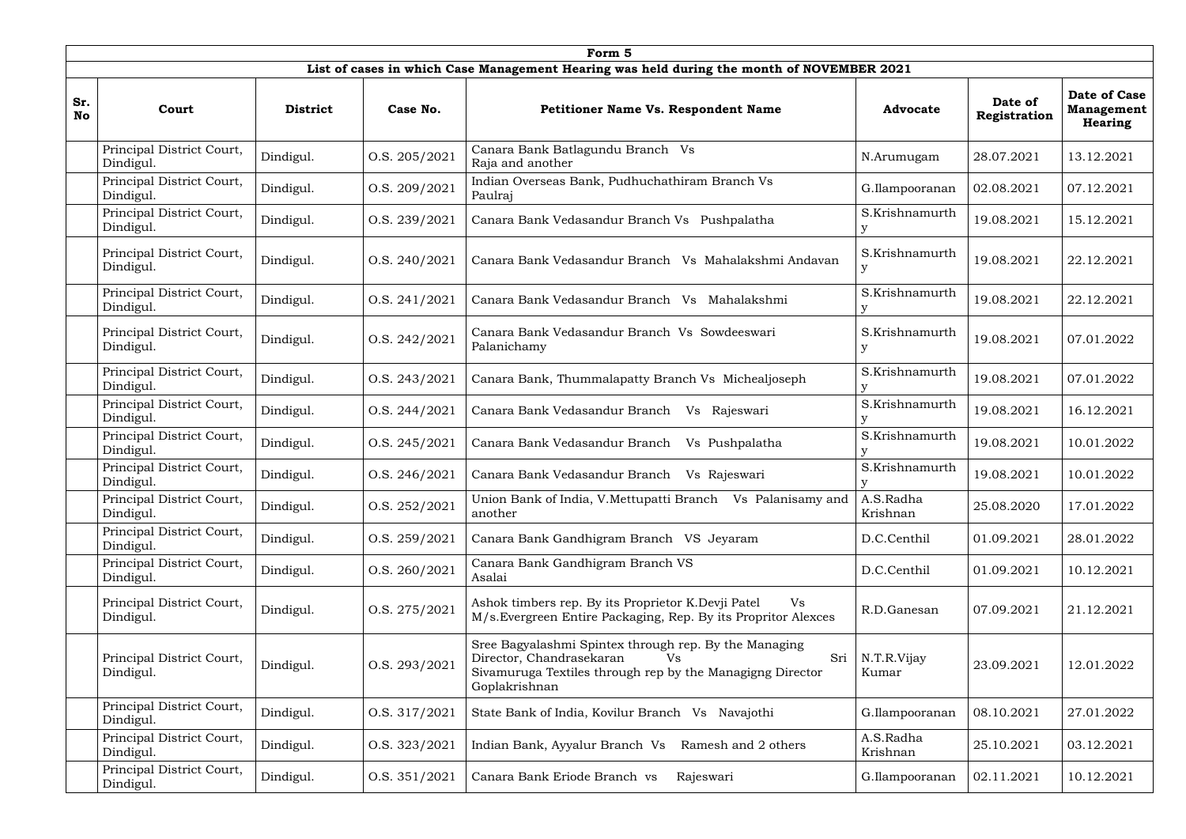**Form 5**

**List of cases in which Case Management Hearing was held during the month of NOVEMBER 2021**

| Sr. No | Court | District | Case No. | Petitioner Name Vs. Respondent Name | Advocate | Date of Registration | Date of Case Management Hearing |
|---|---|---|---|---|---|---|---|
| | Principal District Court, Dindigul. | Dindigul. | O.S. 205/2021 | Canara Bank Batlagundu Branch Vs Raja and another | N.Arumugam | 28.07.2021 | 13.12.2021 |
| | Principal District Court, Dindigul. | Dindigul. | O.S. 209/2021 | Indian Overseas Bank, Pudhuchathiram Branch Vs Paulraj | G.Ilampooranan | 02.08.2021 | 07.12.2021 |
| | Principal District Court, Dindigul. | Dindigul. | O.S. 239/2021 | Canara Bank Vedasandur Branch Vs Pushpalatha | S.Krishnamurthy | 19.08.2021 | 15.12.2021 |
| | Principal District Court, Dindigul. | Dindigul. | O.S. 240/2021 | Canara Bank Vedasandur Branch Vs Mahalakshmi Andavan | S.Krishnamurthy | 19.08.2021 | 22.12.2021 |
| | Principal District Court, Dindigul. | Dindigul. | O.S. 241/2021 | Canara Bank Vedasandur Branch Vs Mahalakshmi | S.Krishnamurthy | 19.08.2021 | 22.12.2021 |
| | Principal District Court, Dindigul. | Dindigul. | O.S. 242/2021 | Canara Bank Vedasandur Branch Vs Sowdeeswari Palanichamy | S.Krishnamurthy | 19.08.2021 | 07.01.2022 |
| | Principal District Court, Dindigul. | Dindigul. | O.S. 243/2021 | Canara Bank, Thummalapatty Branch Vs Michealjoseph | S.Krishnamurthy | 19.08.2021 | 07.01.2022 |
| | Principal District Court, Dindigul. | Dindigul. | O.S. 244/2021 | Canara Bank Vedasandur Branch Vs Rajeswari | S.Krishnamurthy | 19.08.2021 | 16.12.2021 |
| | Principal District Court, Dindigul. | Dindigul. | O.S. 245/2021 | Canara Bank Vedasandur Branch Vs Pushpalatha | S.Krishnamurthy | 19.08.2021 | 10.01.2022 |
| | Principal District Court, Dindigul. | Dindigul. | O.S. 246/2021 | Canara Bank Vedasandur Branch Vs Rajeswari | S.Krishnamurthy | 19.08.2021 | 10.01.2022 |
| | Principal District Court, Dindigul. | Dindigul. | O.S. 252/2021 | Union Bank of India, V.Mettupatti Branch Vs Palanisamy and another | A.S.Radha Krishnan | 25.08.2020 | 17.01.2022 |
| | Principal District Court, Dindigul. | Dindigul. | O.S. 259/2021 | Canara Bank Gandhigram Branch VS Jeyaram | D.C.Centhil | 01.09.2021 | 28.01.2022 |
| | Principal District Court, Dindigul. | Dindigul. | O.S. 260/2021 | Canara Bank Gandhigram Branch VS Asalai | D.C.Centhil | 01.09.2021 | 10.12.2021 |
| | Principal District Court, Dindigul. | Dindigul. | O.S. 275/2021 | Ashok timbers rep. By its Proprietor K.Devji Patel Vs M/s.Evergreen Entire Packaging, Rep. By its Propritor Alexces | R.D.Ganesan | 07.09.2021 | 21.12.2021 |
| | Principal District Court, Dindigul. | Dindigul. | O.S. 293/2021 | Sree Bagyalashmi Spintex through rep. By the Managing Director, Chandrasekaran Vs Sri Sivamuruga Textiles through rep by the Managigng Director Goplakrishnan | N.T.R.Vijay Kumar | 23.09.2021 | 12.01.2022 |
| | Principal District Court, Dindigul. | Dindigul. | O.S. 317/2021 | State Bank of India, Kovilur Branch Vs Navajothi | G.Ilampooranan | 08.10.2021 | 27.01.2022 |
| | Principal District Court, Dindigul. | Dindigul. | O.S. 323/2021 | Indian Bank, Ayyalur Branch Vs Ramesh and 2 others | A.S.Radha Krishnan | 25.10.2021 | 03.12.2021 |
| | Principal District Court, Dindigul. | Dindigul. | O.S. 351/2021 | Canara Bank Eriode Branch vs Rajeswari | G.Ilampooranan | 02.11.2021 | 10.12.2021 |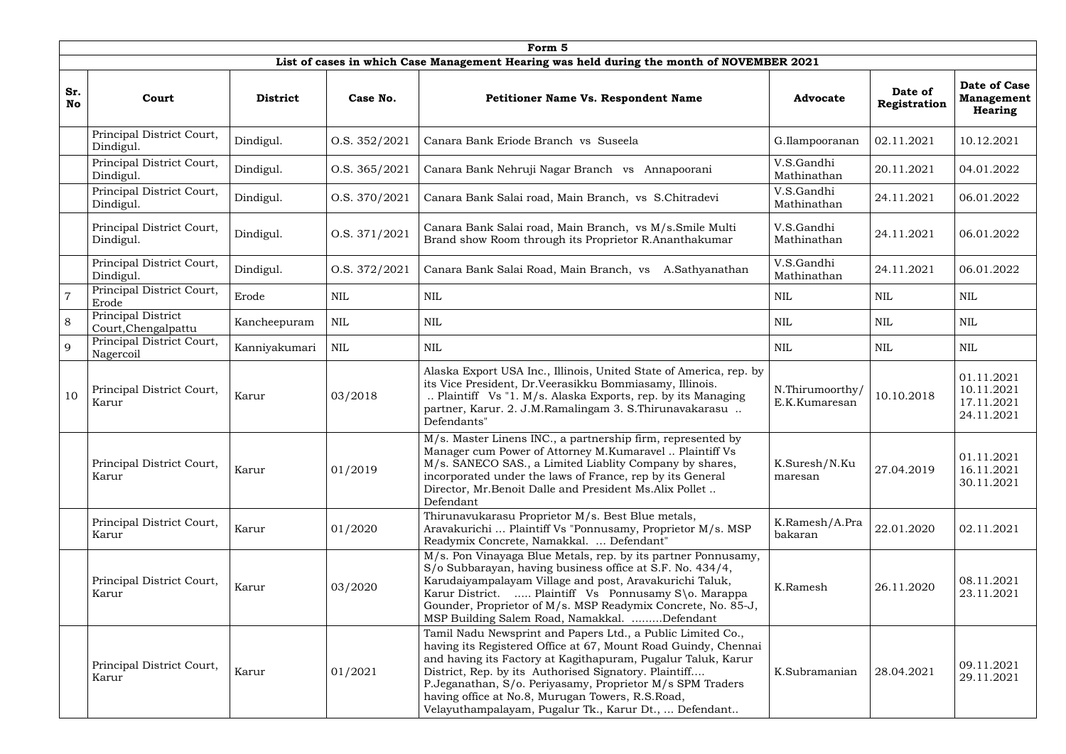| Form 5 | | | | | | | |
|---|---|---|---|---|---|---|---|
| List of cases in which Case Management Hearing was held during the month of NOVEMBER 2021 | | | | | | | |
| **Sr. No** | **Court** | **District** | **Case No.** | **Petitioner Name Vs. Respondent Name** | **Advocate** | **Date of Registration** | **Date of Case Management Hearing** |
| | Principal District Court, Dindigul. | Dindigul. | O.S. 352/2021 | Canara Bank Eriode Branch vs Suseela | G.Ilampooranan | 02.11.2021 | 10.12.2021 |
| | Principal District Court, Dindigul. | Dindigul. | O.S. 365/2021 | Canara Bank Nehruji Nagar Branch vs Annapoorani | V.S.Gandhi Mathinathan | 20.11.2021 | 04.01.2022 |
| | Principal District Court, Dindigul. | Dindigul. | O.S. 370/2021 | Canara Bank Salai road, Main Branch, vs S.Chitradevi | V.S.Gandhi Mathinathan | 24.11.2021 | 06.01.2022 |
| | Principal District Court, Dindigul. | Dindigul. | O.S. 371/2021 | Canara Bank Salai road, Main Branch, vs M/s.Smile Multi Brand show Room through its Proprietor R.Ananthakumar | V.S.Gandhi Mathinathan | 24.11.2021 | 06.01.2022 |
| | Principal District Court, Dindigul. | Dindigul. | O.S. 372/2021 | Canara Bank Salai Road, Main Branch, vs A.Sathyanathan | V.S.Gandhi Mathinathan | 24.11.2021 | 06.01.2022 |
| 7 | Principal District Court, Erode | Erode | NIL | NIL | NIL | NIL | NIL |
| 8 | Principal District Court,Chengalpattu | Kancheepuram | NIL | NIL | NIL | NIL | NIL |
| 9 | Principal District Court, Nagercoil | Kanniyakumari | NIL | NIL | NIL | NIL | NIL |
| 10 | Principal District Court, Karur | Karur | 03/2018 | Alaska Export USA Inc., Illinois, United State of America, rep. by its Vice President, Dr.Veerasikku Bommiasamy, Illinois. .. Plaintiff Vs "1. M/s. Alaska Exports, rep. by its Managing partner, Karur. 2. J.M.Ramalingam 3. S.Thirunavakarasu .. Defendants" | N.Thirumoorthy/ E.K.Kumaresan | 10.10.2018 | 01.11.2021 10.11.2021 17.11.2021 24.11.2021 |
| | Principal District Court, Karur | Karur | 01/2019 | M/s. Master Linens INC., a partnership firm, represented by Manager cum Power of Attorney M.Kumaravel .. Plaintiff Vs M/s. SANECO SAS., a Limited Liablity Company by shares, incorporated under the laws of France, rep by its General Director, Mr.Benoit Dalle and President Ms.Alix Pollet .. Defendant | K.Suresh/N.Kumaresan | 27.04.2019 | 01.11.2021 16.11.2021 30.11.2021 |
| | Principal District Court, Karur | Karur | 01/2020 | Thirunavukarasu Proprietor M/s. Best Blue metals, Aravakurichi ... Plaintiff Vs "Ponnusamy, Proprietor M/s. MSP Readymix Concrete, Namakkal. ... Defendant" | K.Ramesh/A.Prabakaran | 22.01.2020 | 02.11.2021 |
| | Principal District Court, Karur | Karur | 03/2020 | M/s. Pon Vinayaga Blue Metals, rep. by its partner Ponnusamy, S/o Subbarayan, having business office at S.F. No. 434/4, Karudaiyampalayam Village and post, Aravakurichi Taluk, Karur District. ..... Plaintiff Vs Ponnusamy S\o. Marappa Gounder, Proprietor of M/s. MSP Readymix Concrete, No. 85-J, MSP Building Salem Road, Namakkal. .........Defendant | K.Ramesh | 26.11.2020 | 08.11.2021 23.11.2021 |
| | Principal District Court, Karur | Karur | 01/2021 | Tamil Nadu Newsprint and Papers Ltd., a Public Limited Co., having its Registered Office at 67, Mount Road Guindy, Chennai and having its Factory at Kagithapuram, Pugalur Taluk, Karur District, Rep. by its Authorised Signatory. Plaintiff.... P.Jeganathan, S/o. Periyasamy, Proprietor M/s SPM Traders having office at No.8, Murugan Towers, R.S.Road, Velayuthampalayam, Pugalur Tk., Karur Dt., ... Defendant.. | K.Subramanian | 28.04.2021 | 09.11.2021 29.11.2021 |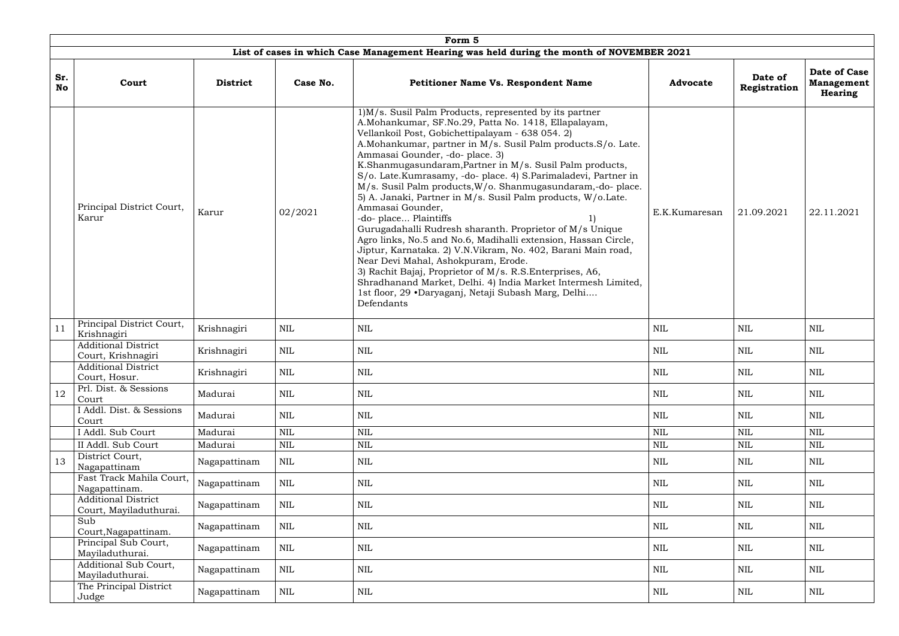| Form 5 | | | | | | | |
|---|---|---|---|---|---|---|---|
| List of cases in which Case Management Hearing was held during the month of NOVEMBER 2021 | | | | | | | |
| **Sr. No** | **Court** | **District** | **Case No.** | **Petitioner Name Vs. Respondent Name** | **Advocate** | **Date of Registration** | **Date of Case Management Hearing** |
| | Principal District Court, Karur | Karur | 02/2021 | 1)M/s. Susil Palm Products, represented by its partner A.Mohankumar, SF.No.29, Patta No. 1418, Ellapalayam, Vellankoil Post, Gobichettipalayam - 638 054. 2) A.Mohankumar, partner in M/s. Susil Palm products.S/o. Late. Ammasai Gounder, -do- place. 3) K.Shanmugasundaram,Partner in M/s. Susil Palm products, S/o. Late.Kumrasamy, -do- place. 4) S.Parimaladevi, Partner in M/s. Susil Palm products,W/o. Shanmugasundaram,-do- place. 5) A. Janaki, Partner in M/s. Susil Palm products, W/o.Late. Ammasai Gounder, -do- place... Plaintiffs 1) Gurugadahalli Rudresh sharanth. Proprietor of M/s Unique Agro links, No.5 and No.6, Madihalli extension, Hassan Circle, Jiptur, Karnataka. 2) V.N.Vikram, No. 402, Barani Main road, Near Devi Mahal, Ashokpuram, Erode. 3) Rachit Bajaj, Proprietor of M/s. R.S.Enterprises, A6, Shradhanand Market, Delhi. 4) India Market Intermesh Limited, 1st floor, 29 •Daryaganj, Netaji Subash Marg, Delhi.... Defendants | E.K.Kumaresan | 21.09.2021 | 22.11.2021 |
| 11 | Principal District Court, Krishnagiri | Krishnagiri | NIL | NIL | NIL | NIL | NIL |
| | Additional District Court, Krishnagiri | Krishnagiri | NIL | NIL | NIL | NIL | NIL |
| | Additional District Court, Hosur. | Krishnagiri | NIL | NIL | NIL | NIL | NIL |
| 12 | Prl. Dist. & Sessions Court | Madurai | NIL | NIL | NIL | NIL | NIL |
| | I Addl. Dist. & Sessions Court | Madurai | NIL | NIL | NIL | NIL | NIL |
| | I Addl. Sub Court | Madurai | NIL | NIL | NIL | NIL | NIL |
| | II Addl. Sub Court | Madurai | NIL | NIL | NIL | NIL | NIL |
| 13 | District Court, Nagapattinam | Nagapattinam | NIL | NIL | NIL | NIL | NIL |
| | Fast Track Mahila Court, Nagapattinam. | Nagapattinam | NIL | NIL | NIL | NIL | NIL |
| | Additional District Court, Mayiladuthurai. | Nagapattinam | NIL | NIL | NIL | NIL | NIL |
| | Sub Court,Nagapattinam. | Nagapattinam | NIL | NIL | NIL | NIL | NIL |
| | Principal Sub Court, Mayiladuthurai. | Nagapattinam | NIL | NIL | NIL | NIL | NIL |
| | Additional Sub Court, Mayiladuthurai. | Nagapattinam | NIL | NIL | NIL | NIL | NIL |
| | The Principal District Judge | Nagapattinam | NIL | NIL | NIL | NIL | NIL |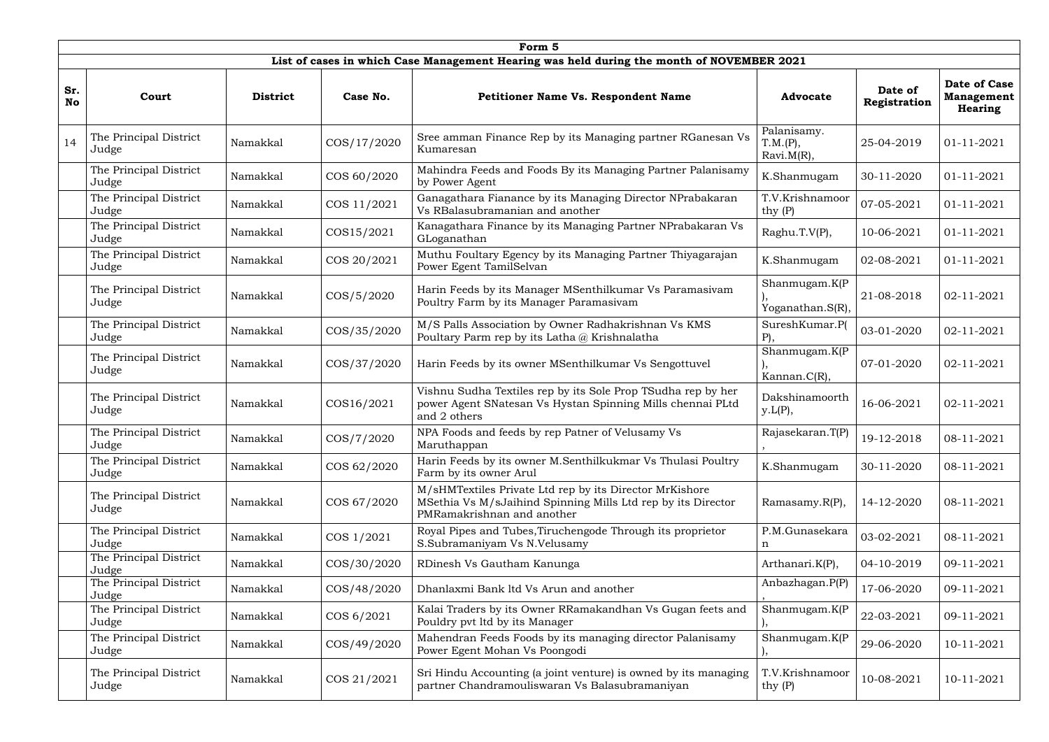| Form 5 | | | | | | | |
|---|---|---|---|---|---|---|---|
| List of cases in which Case Management Hearing was held during the month of NOVEMBER 2021 | | | | | | | |
| **Sr. No** | **Court** | **District** | **Case No.** | **Petitioner Name Vs. Respondent Name** | **Advocate** | **Date of Registration** | **Date of Case Management Hearing** |
| 14 | The Principal District Judge | Namakkal | COS/17/2020 | Sree amman Finance Rep by its Managing partner RGanesan Vs Kumaresan | Palanisamy. T.M.(P), Ravi.M(R), | 25-04-2019 | 01-11-2021 |
| | The Principal District Judge | Namakkal | COS 60/2020 | Mahindra Feeds and Foods By its Managing Partner Palanisamy by Power Agent | K.Shanmugam | 30-11-2020 | 01-11-2021 |
| | The Principal District Judge | Namakkal | COS 11/2021 | Ganagathara Fianance by its Managing Director NPrabakaran Vs RBalasubramanian and another | T.V.Krishnamoorthy (P) | 07-05-2021 | 01-11-2021 |
| | The Principal District Judge | Namakkal | COS15/2021 | Kanagathara Finance by its Managing Partner NPrabakaran Vs GLoganathan | Raghu.T.V(P), | 10-06-2021 | 01-11-2021 |
| | The Principal District Judge | Namakkal | COS 20/2021 | Muthu Foultary Egency by its Managing Partner Thiyagarajan Power Egent TamilSelvan | K.Shanmugam | 02-08-2021 | 01-11-2021 |
| | The Principal District Judge | Namakkal | COS/5/2020 | Harin Feeds by its Manager MSenthilkumar Vs Paramasivam Poultry Farm by its Manager Paramasivam | Shanmugam.K(P), Yoganathan.S(R), | 21-08-2018 | 02-11-2021 |
| | The Principal District Judge | Namakkal | COS/35/2020 | M/S Palls Association by Owner Radhakrishnan Vs KMS Poultary Parm rep by its Latha @ Krishnalatha | SureshKumar.P(P), | 03-01-2020 | 02-11-2021 |
| | The Principal District Judge | Namakkal | COS/37/2020 | Harin Feeds by its owner MSenthilkumar Vs Sengottuvel | Shanmugam.K(P), Kannan.C(R), | 07-01-2020 | 02-11-2021 |
| | The Principal District Judge | Namakkal | COS16/2021 | Vishnu Sudha Textiles rep by its Sole Prop TSudha rep by her power Agent SNatesan Vs Hystan Spinning Mills chennai PLtd and 2 others | Dakshinamoorthy.L(P), | 16-06-2021 | 02-11-2021 |
| | The Principal District Judge | Namakkal | COS/7/2020 | NPA Foods and feeds by rep Patner of Velusamy Vs Maruthappan | Rajasekaran.T(P), | 19-12-2018 | 08-11-2021 |
| | The Principal District Judge | Namakkal | COS 62/2020 | Harin Feeds by its owner M.Senthilkukmar Vs Thulasi Poultry Farm by its owner Arul | K.Shanmugam | 30-11-2020 | 08-11-2021 |
| | The Principal District Judge | Namakkal | COS 67/2020 | M/sHMTextiles Private Ltd rep by its Director MrKishore MSethia Vs M/sJaihind Spinning Mills Ltd rep by its Director PMRamakrishnan and another | Ramasamy.R(P), | 14-12-2020 | 08-11-2021 |
| | The Principal District Judge | Namakkal | COS 1/2021 | Royal Pipes and Tubes,Tiruchengode Through its proprietor S.Subramaniyam Vs N.Velusamy | P.M.Gunasekaran | 03-02-2021 | 08-11-2021 |
| | The Principal District Judge | Namakkal | COS/30/2020 | RDinesh Vs Gautham Kanunga | Arthanari.K(P), | 04-10-2019 | 09-11-2021 |
| | The Principal District Judge | Namakkal | COS/48/2020 | Dhanlaxmi Bank ltd Vs Arun and another | Anbazhagan.P(P), | 17-06-2020 | 09-11-2021 |
| | The Principal District Judge | Namakkal | COS 6/2021 | Kalai Traders by its Owner RRamakandhan Vs Gugan feets and Pouldry pvt ltd by its Manager | Shanmugam.K(P), | 22-03-2021 | 09-11-2021 |
| | The Principal District Judge | Namakkal | COS/49/2020 | Mahendran Feeds Foods by its managing director Palanisamy Power Egent Mohan Vs Poongodi | Shanmugam.K(P), | 29-06-2020 | 10-11-2021 |
| | The Principal District Judge | Namakkal | COS 21/2021 | Sri Hindu Accounting (a joint venture) is owned by its managing partner Chandramouliswaran Vs Balasubramaniyan | T.V.Krishnamoorthy (P) | 10-08-2021 | 10-11-2021 |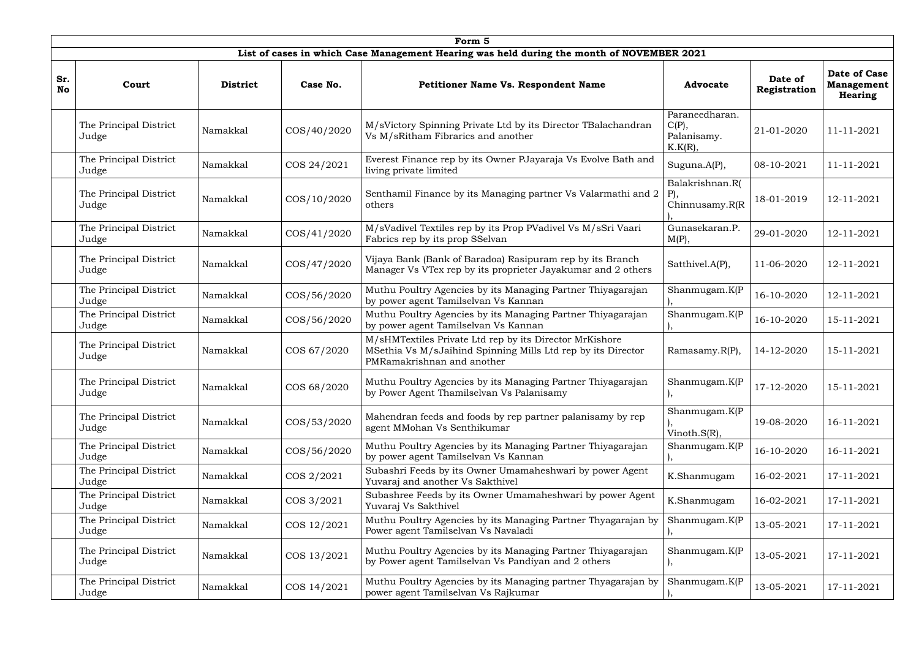**Form 5**

**List of cases in which Case Management Hearing was held during the month of NOVEMBER 2021**

| Sr. No | Court | District | Case No. | Petitioner Name Vs. Respondent Name | Advocate | Date of Registration | Date of Case Management Hearing |
|---|---|---|---|---|---|---|---|
| | The Principal District Judge | Namakkal | COS/40/2020 | M/sVictory Spinning Private Ltd by its Director TBalachandran Vs M/sRitham Fibrarics and another | Paraneedharan. C(P), Palanisamy. K.K(R), | 21-01-2020 | 11-11-2021 |
| | The Principal District Judge | Namakkal | COS 24/2021 | Everest Finance rep by its Owner PJayaraja Vs Evolve Bath and living private limited | Suguna.A(P), | 08-10-2021 | 11-11-2021 |
| | The Principal District Judge | Namakkal | COS/10/2020 | Senthamil Finance by its Managing partner Vs Valarmathi and 2 others | Balakrishnan.R(P), Chinnusamy.R(R), | 18-01-2019 | 12-11-2021 |
| | The Principal District Judge | Namakkal | COS/41/2020 | M/sVadivel Textiles rep by its Prop PVadivel Vs M/sSri Vaari Fabrics rep by its prop SSelvan | Gunasekaran.P. M(P), | 29-01-2020 | 12-11-2021 |
| | The Principal District Judge | Namakkal | COS/47/2020 | Vijaya Bank (Bank of Baradoa) Rasipuram rep by its Branch Manager Vs VTex rep by its proprieter Jayakumar and 2 others | Satthivel.A(P), | 11-06-2020 | 12-11-2021 |
| | The Principal District Judge | Namakkal | COS/56/2020 | Muthu Poultry Agencies by its Managing Partner Thiyagarajan by power agent Tamilselvan Vs Kannan | Shanmugam.K(P), | 16-10-2020 | 12-11-2021 |
| | The Principal District Judge | Namakkal | COS/56/2020 | Muthu Poultry Agencies by its Managing Partner Thiyagarajan by power agent Tamilselvan Vs Kannan | Shanmugam.K(P), | 16-10-2020 | 15-11-2021 |
| | The Principal District Judge | Namakkal | COS 67/2020 | M/sHMTextiles Private Ltd rep by its Director MrKishore MSethia Vs M/sJaihind Spinning Mills Ltd rep by its Director PMRamakrishnan and another | Ramasamy.R(P), | 14-12-2020 | 15-11-2021 |
| | The Principal District Judge | Namakkal | COS 68/2020 | Muthu Poultry Agencies by its Managing Partner Thiyagarajan by Power Agent Thamilselvan Vs Palanisamy | Shanmugam.K(P), | 17-12-2020 | 15-11-2021 |
| | The Principal District Judge | Namakkal | COS/53/2020 | Mahendran feeds and foods by rep partner palanisamy by rep agent MMohan Vs Senthikumar | Shanmugam.K(P), Vinoth.S(R), | 19-08-2020 | 16-11-2021 |
| | The Principal District Judge | Namakkal | COS/56/2020 | Muthu Poultry Agencies by its Managing Partner Thiyagarajan by power agent Tamilselvan Vs Kannan | Shanmugam.K(P), | 16-10-2020 | 16-11-2021 |
| | The Principal District Judge | Namakkal | COS 2/2021 | Subashri Feeds by its Owner Umamaheshwari by power Agent Yuvaraj and another Vs Sakthivel | K.Shanmugam | 16-02-2021 | 17-11-2021 |
| | The Principal District Judge | Namakkal | COS 3/2021 | Subashree Feeds by its Owner Umamaheshwari by power Agent Yuvaraj Vs Sakthivel | K.Shanmugam | 16-02-2021 | 17-11-2021 |
| | The Principal District Judge | Namakkal | COS 12/2021 | Muthu Poultry Agencies by its Managing Partner Thyagarajan by Power agent Tamilselvan Vs Navaladi | Shanmugam.K(P), | 13-05-2021 | 17-11-2021 |
| | The Principal District Judge | Namakkal | COS 13/2021 | Muthu Poultry Agencies by its Managing Partner Thiyagarajan by Power agent Tamilselvan Vs Pandiyan and 2 others | Shanmugam.K(P), | 13-05-2021 | 17-11-2021 |
| | The Principal District Judge | Namakkal | COS 14/2021 | Muthu Poultry Agencies by its Managing partner Thyagarajan by power agent Tamilselvan Vs Rajkumar | Shanmugam.K(P), | 13-05-2021 | 17-11-2021 |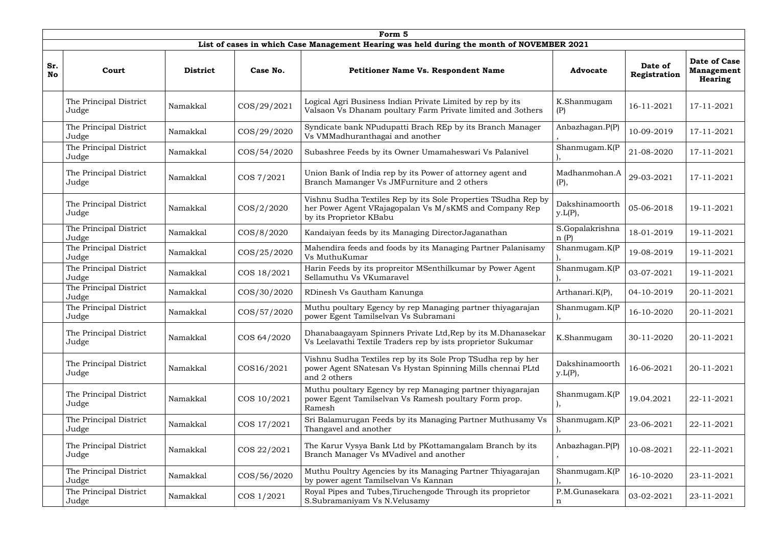| Form 5 | | | | | | | |
|---|---|---|---|---|---|---|---|
| **List of cases in which Case Management Hearing was held during the month of NOVEMBER 2021** | | | | | | | |
| **Sr. No** | **Court** | **District** | **Case No.** | **Petitioner Name Vs. Respondent Name** | **Advocate** | **Date of Registration** | **Date of Case Management Hearing** |
| | The Principal District Judge | Namakkal | COS/29/2021 | Logical Agri Business Indian Private Limited by rep by its Valsaon Vs Dhanam poultary Farm Private limited and 3others | K.Shanmugam (P) | 16-11-2021 | 17-11-2021 |
| | The Principal District Judge | Namakkal | COS/29/2020 | Syndicate bank NPudupatti Brach REp by its Branch Manager Vs VMMadhuranthagai and another | Anbazhagan.P(P), | 10-09-2019 | 17-11-2021 |
| | The Principal District Judge | Namakkal | COS/54/2020 | Subashree Feeds by its Owner Umamaheswari Vs Palanivel | Shanmugam.K(P), | 21-08-2020 | 17-11-2021 |
| | The Principal District Judge | Namakkal | COS 7/2021 | Union Bank of India rep by its Power of attorney agent and Branch Mamanger Vs JMFurniture and 2 others | Madhanmohan.A (P), | 29-03-2021 | 17-11-2021 |
| | The Principal District Judge | Namakkal | COS/2/2020 | Vishnu Sudha Textiles Rep by its Sole Properties TSudha Rep by her Power Agent VRajagopalan Vs M/sKMS and Company Rep by its Proprietor KBabu | Dakshinamoorthy.L(P), | 05-06-2018 | 19-11-2021 |
| | The Principal District Judge | Namakkal | COS/8/2020 | Kandaiyan feeds by its Managing DirectorJaganathan | S.Gopalakrishnan (P) | 18-01-2019 | 19-11-2021 |
| | The Principal District Judge | Namakkal | COS/25/2020 | Mahendira feeds and foods by its Managing Partner Palanisamy Vs MuthuKumar | Shanmugam.K(P), | 19-08-2019 | 19-11-2021 |
| | The Principal District Judge | Namakkal | COS 18/2021 | Harin Feeds by its propreitor MSenthilkumar by Power Agent Sellamuthu Vs VKumaravel | Shanmugam.K(P), | 03-07-2021 | 19-11-2021 |
| | The Principal District Judge | Namakkal | COS/30/2020 | RDinesh Vs Gautham Kanunga | Arthanari.K(P), | 04-10-2019 | 20-11-2021 |
| | The Principal District Judge | Namakkal | COS/57/2020 | Muthu poultary Egency by rep Managing partner thiyagarajan power Egent Tamilselvan Vs Subramani | Shanmugam.K(P), | 16-10-2020 | 20-11-2021 |
| | The Principal District Judge | Namakkal | COS 64/2020 | Dhanabaagayam Spinners Private Ltd,Rep by its M.Dhanasekar Vs Leelavathi Textile Traders rep by ists proprietor Sukumar | K.Shanmugam | 30-11-2020 | 20-11-2021 |
| | The Principal District Judge | Namakkal | COS16/2021 | Vishnu Sudha Textiles rep by its Sole Prop TSudha rep by her power Agent SNatesan Vs Hystan Spinning Mills chennai PLtd and 2 others | Dakshinamoorthy.L(P), | 16-06-2021 | 20-11-2021 |
| | The Principal District Judge | Namakkal | COS 10/2021 | Muthu poultary Egency by rep Managing partner thiyagarajan power Egent Tamilselvan Vs Ramesh poultary Form prop. Ramesh | Shanmugam.K(P), | 19.04.2021 | 22-11-2021 |
| | The Principal District Judge | Namakkal | COS 17/2021 | Sri Balamurugan Feeds by its Managing Partner Muthusamy Vs Thangavel and another | Shanmugam.K(P), | 23-06-2021 | 22-11-2021 |
| | The Principal District Judge | Namakkal | COS 22/2021 | The Karur Vysya Bank Ltd by PKottamangalam Branch by its Branch Manager Vs MVadivel and another | Anbazhagan.P(P), | 10-08-2021 | 22-11-2021 |
| | The Principal District Judge | Namakkal | COS/56/2020 | Muthu Poultry Agencies by its Managing Partner Thiyagarajan by power agent Tamilselvan Vs Kannan | Shanmugam.K(P), | 16-10-2020 | 23-11-2021 |
| | The Principal District Judge | Namakkal | COS 1/2021 | Royal Pipes and Tubes,Tiruchengode Through its proprietor S.Subramaniyam Vs N.Velusamy | P.M.Gunasekaran | 03-02-2021 | 23-11-2021 |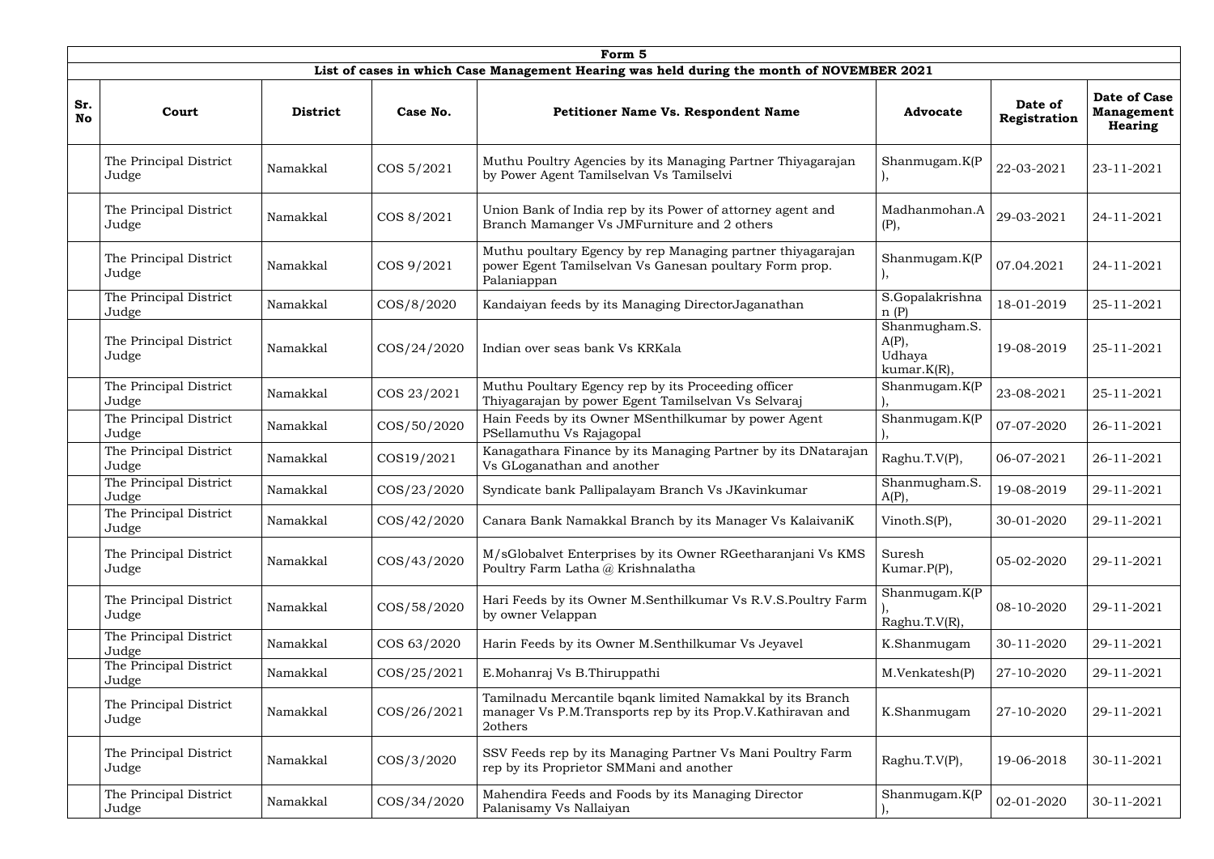| Form 5 | | | | | | | |
|---|---|---|---|---|---|---|---|
| List of cases in which Case Management Hearing was held during the month of NOVEMBER 2021 | | | | | | | |
| Sr. No | Court | District | Case No. | Petitioner Name Vs. Respondent Name | Advocate | Date of Registration | Date of Case Management Hearing |
| | The Principal District Judge | Namakkal | COS 5/2021 | Muthu Poultry Agencies by its Managing Partner Thiyagarajan by Power Agent Tamilselvan Vs Tamilselvi | Shanmugam.K(P), | 22-03-2021 | 23-11-2021 |
| | The Principal District Judge | Namakkal | COS 8/2021 | Union Bank of India rep by its Power of attorney agent and Branch Mamanger Vs JMFurniture and 2 others | Madhanmohan.A (P), | 29-03-2021 | 24-11-2021 |
| | The Principal District Judge | Namakkal | COS 9/2021 | Muthu poultary Egency by rep Managing partner thiyagarajan power Egent Tamilselvan Vs Ganesan poultary Form prop. Palaniappan | Shanmugam.K(P), | 07.04.2021 | 24-11-2021 |
| | The Principal District Judge | Namakkal | COS/8/2020 | Kandaiyan feeds by its Managing DirectorJaganathan | S.Gopalakrishnan (P) | 18-01-2019 | 25-11-2021 |
| | The Principal District Judge | Namakkal | COS/24/2020 | Indian over seas bank Vs KRKala | Shanmugham.S.A(P), Udhaya kumar.K(R), | 19-08-2019 | 25-11-2021 |
| | The Principal District Judge | Namakkal | COS 23/2021 | Muthu Poultary Egency rep by its Proceeding officer Thiyagarajan by power Egent Tamilselvan Vs Selvaraj | Shanmugam.K(P), | 23-08-2021 | 25-11-2021 |
| | The Principal District Judge | Namakkal | COS/50/2020 | Hain Feeds by its Owner MSenthilkumar by power Agent PSellamuthu Vs Rajagopal | Shanmugam.K(P), | 07-07-2020 | 26-11-2021 |
| | The Principal District Judge | Namakkal | COS19/2021 | Kanagathara Finance by its Managing Partner by its DNatarajan Vs GLoganathan and another | Raghu.T.V(P), | 06-07-2021 | 26-11-2021 |
| | The Principal District Judge | Namakkal | COS/23/2020 | Syndicate bank Pallipalayam Branch Vs JKavinkumar | Shanmugham.S.A(P), | 19-08-2019 | 29-11-2021 |
| | The Principal District Judge | Namakkal | COS/42/2020 | Canara Bank Namakkal Branch by its Manager Vs KalaivaniK | Vinoth.S(P), | 30-01-2020 | 29-11-2021 |
| | The Principal District Judge | Namakkal | COS/43/2020 | M/sGlobalvet Enterprises by its Owner RGeetharanjani Vs KMS Poultry Farm Latha @ Krishnalatha | Suresh Kumar.P(P), | 05-02-2020 | 29-11-2021 |
| | The Principal District Judge | Namakkal | COS/58/2020 | Hari Feeds by its Owner M.Senthilkumar Vs R.V.S.Poultry Farm by owner Velappan | Shanmugam.K(P), Raghu.T.V(R), | 08-10-2020 | 29-11-2021 |
| | The Principal District Judge | Namakkal | COS 63/2020 | Harin Feeds by its Owner M.Senthilkumar Vs Jeyavel | K.Shanmugam | 30-11-2020 | 29-11-2021 |
| | The Principal District Judge | Namakkal | COS/25/2021 | E.Mohanraj Vs B.Thiruppathi | M.Venkatesh(P) | 27-10-2020 | 29-11-2021 |
| | The Principal District Judge | Namakkal | COS/26/2021 | Tamilnadu Mercantile bqank limited Namakkal by its Branch manager Vs P.M.Transports rep by its Prop.V.Kathiravan and 2others | K.Shanmugam | 27-10-2020 | 29-11-2021 |
| | The Principal District Judge | Namakkal | COS/3/2020 | SSV Feeds rep by its Managing Partner Vs Mani Poultry Farm rep by its Proprietor SMMani and another | Raghu.T.V(P), | 19-06-2018 | 30-11-2021 |
| | The Principal District Judge | Namakkal | COS/34/2020 | Mahendira Feeds and Foods by its Managing Director Palanisamy Vs Nallaiyan | Shanmugam.K(P), | 02-01-2020 | 30-11-2021 |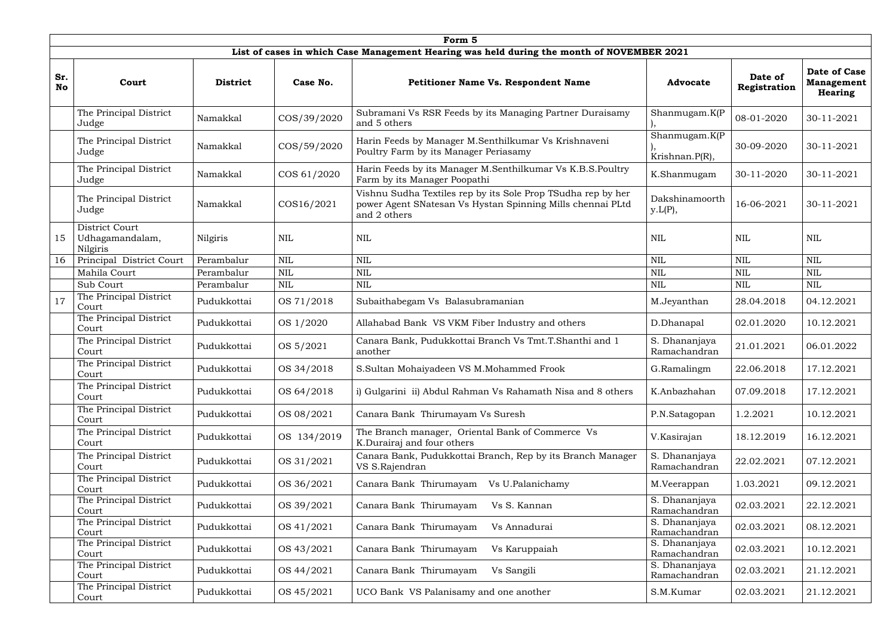| Form 5 | | | | | | | |
|---|---|---|---|---|---|---|---|
| **List of cases in which Case Management Hearing was held during the month of NOVEMBER 2021** | | | | | | | |
| **Sr. No** | **Court** | **District** | **Case No.** | **Petitioner Name Vs. Respondent Name** | **Advocate** | **Date of Registration** | **Date of Case Management Hearing** |
| | The Principal District Judge | Namakkal | COS/39/2020 | Subramani Vs RSR Feeds by its Managing Partner Duraisamy and 5 others | Shanmugam.K(P), | 08-01-2020 | 30-11-2021 |
| | The Principal District Judge | Namakkal | COS/59/2020 | Harin Feeds by Manager M.Senthilkumar Vs Krishnaveni Poultry Farm by its Manager Periasamy | Shanmugam.K(P), Krishnan.P(R), | 30-09-2020 | 30-11-2021 |
| | The Principal District Judge | Namakkal | COS 61/2020 | Harin Feeds by its Manager M.Senthilkumar Vs K.B.S.Poultry Farm by its Manager Poopathi | K.Shanmugam | 30-11-2020 | 30-11-2021 |
| | The Principal District Judge | Namakkal | COS16/2021 | Vishnu Sudha Textiles rep by its Sole Prop TSudha rep by her power Agent SNatesan Vs Hystan Spinning Mills chennai PLtd and 2 others | Dakshinamoorthy.L(P), | 16-06-2021 | 30-11-2021 |
| 15 | District Court Udhagamandalam, Nilgiris | Nilgiris | NIL | NIL | NIL | NIL | NIL |
| 16 | Principal District Court | Perambalur | NIL | NIL | NIL | NIL | NIL |
| | Mahila Court | Perambalur | NIL | NIL | NIL | NIL | NIL |
| | Sub Court | Perambalur | NIL | NIL | NIL | NIL | NIL |
| 17 | The Principal District Court | Pudukkottai | OS 71/2018 | Subaithabegam Vs Balasubramanian | M.Jeyanthan | 28.04.2018 | 04.12.2021 |
| | The Principal District Court | Pudukkottai | OS 1/2020 | Allahabad Bank VS VKM Fiber Industry and others | D.Dhanapal | 02.01.2020 | 10.12.2021 |
| | The Principal District Court | Pudukkottai | OS 5/2021 | Canara Bank, Pudukkottai Branch Vs Tmt.T.Shanthi and 1 another | S. Dhananjaya Ramachandran | 21.01.2021 | 06.01.2022 |
| | The Principal District Court | Pudukkottai | OS 34/2018 | S.Sultan Mohaiyadeen VS M.Mohammed Frook | G.Ramalingm | 22.06.2018 | 17.12.2021 |
| | The Principal District Court | Pudukkottai | OS 64/2018 | i) Gulgarini ii) Abdul Rahman Vs Rahamath Nisa and 8 others | K.Anbazhahan | 07.09.2018 | 17.12.2021 |
| | The Principal District Court | Pudukkottai | OS 08/2021 | Canara Bank Thirumayam Vs Suresh | P.N.Satagopan | 1.2.2021 | 10.12.2021 |
| | The Principal District Court | Pudukkottai | OS 134/2019 | The Branch manager, Oriental Bank of Commerce Vs K.Durairaj and four others | V.Kasirajan | 18.12.2019 | 16.12.2021 |
| | The Principal District Court | Pudukkottai | OS 31/2021 | Canara Bank, Pudukkottai Branch, Rep by its Branch Manager VS S.Rajendran | S. Dhananjaya Ramachandran | 22.02.2021 | 07.12.2021 |
| | The Principal District Court | Pudukkottai | OS 36/2021 | Canara Bank Thirumayam Vs U.Palanichamy | M.Veerappan | 1.03.2021 | 09.12.2021 |
| | The Principal District Court | Pudukkottai | OS 39/2021 | Canara Bank Thirumayam Vs S. Kannan | S. Dhananjaya Ramachandran | 02.03.2021 | 22.12.2021 |
| | The Principal District Court | Pudukkottai | OS 41/2021 | Canara Bank Thirumayam Vs Annadurai | S. Dhananjaya Ramachandran | 02.03.2021 | 08.12.2021 |
| | The Principal District Court | Pudukkottai | OS 43/2021 | Canara Bank Thirumayam Vs Karuppaiah | S. Dhananjaya Ramachandran | 02.03.2021 | 10.12.2021 |
| | The Principal District Court | Pudukkottai | OS 44/2021 | Canara Bank Thirumayam Vs Sangili | S. Dhananjaya Ramachandran | 02.03.2021 | 21.12.2021 |
| | The Principal District Court | Pudukkottai | OS 45/2021 | UCO Bank VS Palanisamy and one another | S.M.Kumar | 02.03.2021 | 21.12.2021 |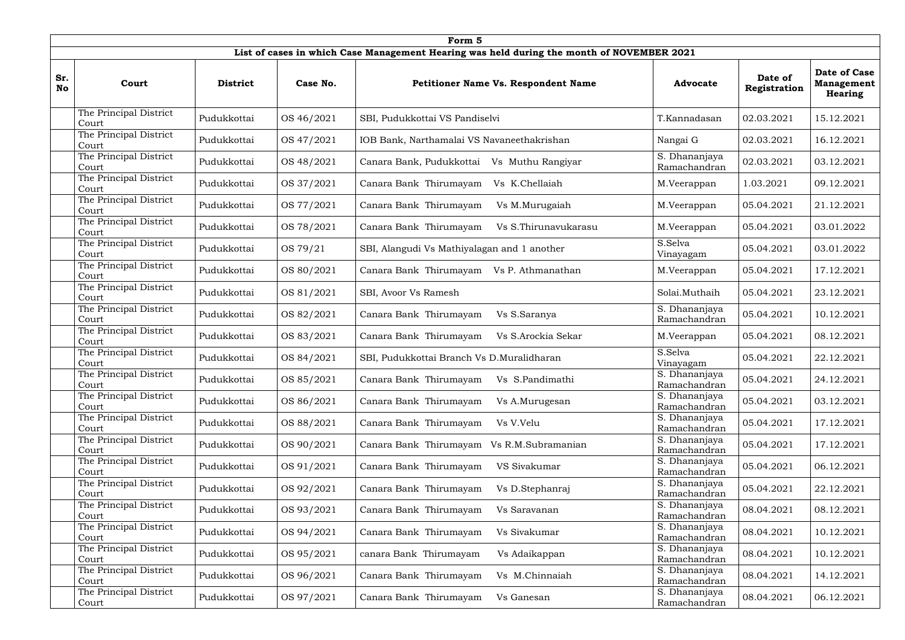| Form 5 | | | | | | | |
|---|---|---|---|---|---|---|---|
| **List of cases in which Case Management Hearing was held during the month of NOVEMBER 2021** | | | | | | | |
| **Sr. No** | **Court** | **District** | **Case No.** | **Petitioner Name Vs. Respondent Name** | **Advocate** | **Date of Registration** | **Date of Case Management Hearing** |
| | The Principal District Court | Pudukkottai | OS 46/2021 | SBI, Pudukkottai VS Pandiselvi | T.Kannadasan | 02.03.2021 | 15.12.2021 |
| | The Principal District Court | Pudukkottai | OS 47/2021 | IOB Bank, Narthamalai VS Navaneethakrishan | Nangai G | 02.03.2021 | 16.12.2021 |
| | The Principal District Court | Pudukkottai | OS 48/2021 | Canara Bank, Pudukkottai Vs Muthu Rangiyar | S. Dhananjaya Ramachandran | 02.03.2021 | 03.12.2021 |
| | The Principal District Court | Pudukkottai | OS 37/2021 | Canara Bank Thirumayam Vs K.Chellaiah | M.Veerappan | 1.03.2021 | 09.12.2021 |
| | The Principal District Court | Pudukkottai | OS 77/2021 | Canara Bank Thirumayam Vs M.Murugaiah | M.Veerappan | 05.04.2021 | 21.12.2021 |
| | The Principal District Court | Pudukkottai | OS 78/2021 | Canara Bank Thirumayam Vs S.Thirunavukarasu | M.Veerappan | 05.04.2021 | 03.01.2022 |
| | The Principal District Court | Pudukkottai | OS 79/21 | SBI, Alangudi Vs Mathiyalagan and 1 another | S.Selva Vinayagam | 05.04.2021 | 03.01.2022 |
| | The Principal District Court | Pudukkottai | OS 80/2021 | Canara Bank Thirumayam Vs P. Athmanathan | M.Veerappan | 05.04.2021 | 17.12.2021 |
| | The Principal District Court | Pudukkottai | OS 81/2021 | SBI, Avoor Vs Ramesh | Solai.Muthaih | 05.04.2021 | 23.12.2021 |
| | The Principal District Court | Pudukkottai | OS 82/2021 | Canara Bank Thirumayam Vs S.Saranya | S. Dhananjaya Ramachandran | 05.04.2021 | 10.12.2021 |
| | The Principal District Court | Pudukkottai | OS 83/2021 | Canara Bank Thirumayam Vs S.Arockia Sekar | M.Veerappan | 05.04.2021 | 08.12.2021 |
| | The Principal District Court | Pudukkottai | OS 84/2021 | SBI, Pudukkottai Branch Vs D.Muralidharan | S.Selva Vinayagam | 05.04.2021 | 22.12.2021 |
| | The Principal District Court | Pudukkottai | OS 85/2021 | Canara Bank Thirumayam Vs S.Pandimathi | S. Dhananjaya Ramachandran | 05.04.2021 | 24.12.2021 |
| | The Principal District Court | Pudukkottai | OS 86/2021 | Canara Bank Thirumayam Vs A.Murugesan | S. Dhananjaya Ramachandran | 05.04.2021 | 03.12.2021 |
| | The Principal District Court | Pudukkottai | OS 88/2021 | Canara Bank Thirumayam Vs V.Velu | S. Dhananjaya Ramachandran | 05.04.2021 | 17.12.2021 |
| | The Principal District Court | Pudukkottai | OS 90/2021 | Canara Bank Thirumayam Vs R.M.Subramanian | S. Dhananjaya Ramachandran | 05.04.2021 | 17.12.2021 |
| | The Principal District Court | Pudukkottai | OS 91/2021 | Canara Bank Thirumayam VS Sivakumar | S. Dhananjaya Ramachandran | 05.04.2021 | 06.12.2021 |
| | The Principal District Court | Pudukkottai | OS 92/2021 | Canara Bank Thirumayam Vs D.Stephanraj | S. Dhananjaya Ramachandran | 05.04.2021 | 22.12.2021 |
| | The Principal District Court | Pudukkottai | OS 93/2021 | Canara Bank Thirumayam Vs Saravanan | S. Dhananjaya Ramachandran | 08.04.2021 | 08.12.2021 |
| | The Principal District Court | Pudukkottai | OS 94/2021 | Canara Bank Thirumayam Vs Sivakumar | S. Dhananjaya Ramachandran | 08.04.2021 | 10.12.2021 |
| | The Principal District Court | Pudukkottai | OS 95/2021 | canara Bank Thirumayam Vs Adaikappan | S. Dhananjaya Ramachandran | 08.04.2021 | 10.12.2021 |
| | The Principal District Court | Pudukkottai | OS 96/2021 | Canara Bank Thirumayam Vs M.Chinnaiah | S. Dhananjaya Ramachandran | 08.04.2021 | 14.12.2021 |
| | The Principal District Court | Pudukkottai | OS 97/2021 | Canara Bank Thirumayam Vs Ganesan | S. Dhananjaya Ramachandran | 08.04.2021 | 06.12.2021 |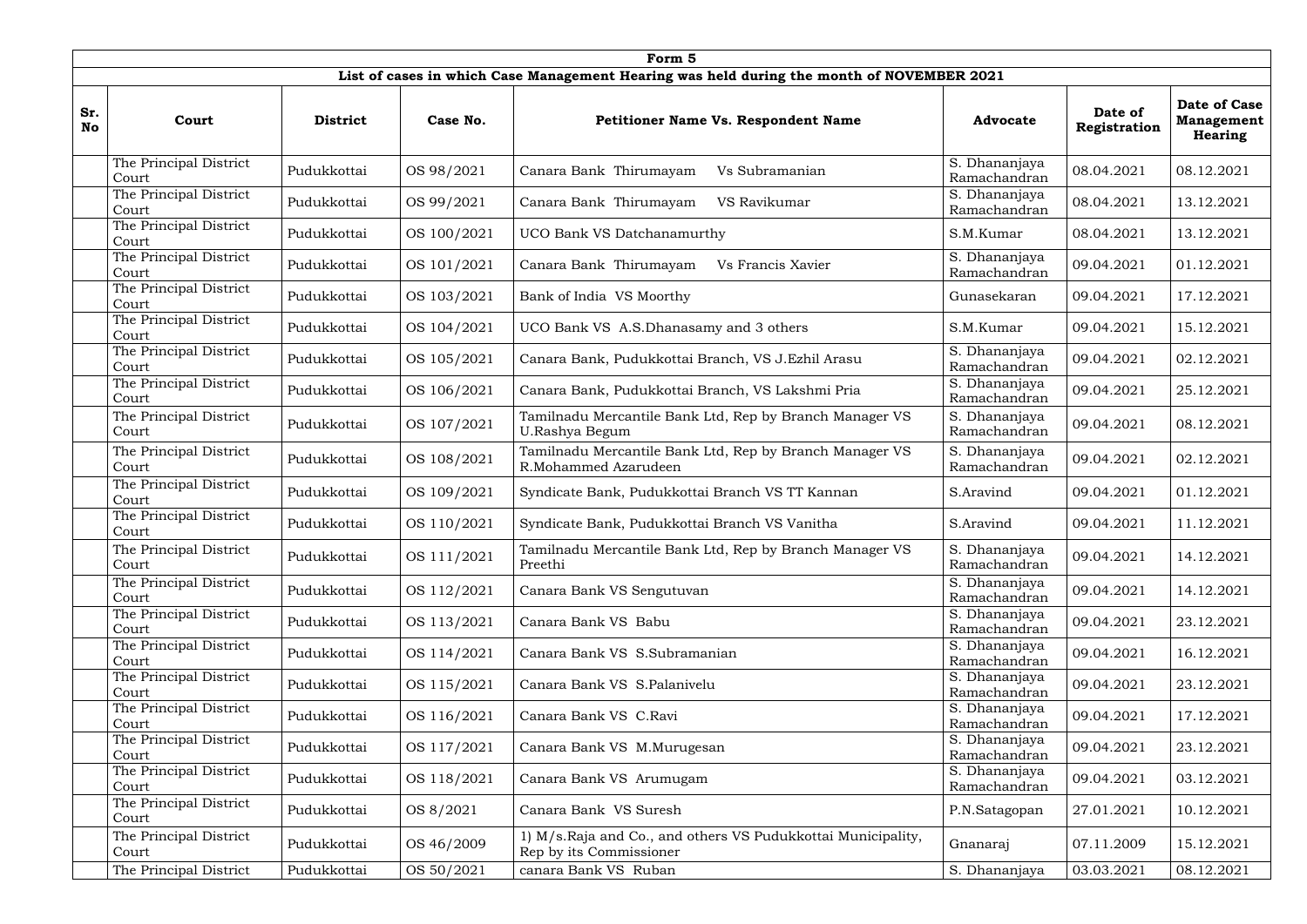| Form 5 | | | | | | | |
|---|---|---|---|---|---|---|---|
| **List of cases in which Case Management Hearing was held during the month of NOVEMBER 2021** | | | | | | | |
| **Sr. No** | **Court** | **District** | **Case No.** | **Petitioner Name Vs. Respondent Name** | **Advocate** | **Date of Registration** | **Date of Case Management Hearing** |
| | The Principal District Court | Pudukkottai | OS 98/2021 | Canara Bank Thirumayam Vs Subramanian | S. Dhananjaya Ramachandran | 08.04.2021 | 08.12.2021 |
| | The Principal District Court | Pudukkottai | OS 99/2021 | Canara Bank Thirumayam VS Ravikumar | S. Dhananjaya Ramachandran | 08.04.2021 | 13.12.2021 |
| | The Principal District Court | Pudukkottai | OS 100/2021 | UCO Bank VS Datchanamurthy | S.M.Kumar | 08.04.2021 | 13.12.2021 |
| | The Principal District Court | Pudukkottai | OS 101/2021 | Canara Bank Thirumayam Vs Francis Xavier | S. Dhananjaya Ramachandran | 09.04.2021 | 01.12.2021 |
| | The Principal District Court | Pudukkottai | OS 103/2021 | Bank of India VS Moorthy | Gunasekaran | 09.04.2021 | 17.12.2021 |
| | The Principal District Court | Pudukkottai | OS 104/2021 | UCO Bank VS A.S.Dhanasamy and 3 others | S.M.Kumar | 09.04.2021 | 15.12.2021 |
| | The Principal District Court | Pudukkottai | OS 105/2021 | Canara Bank, Pudukkottai Branch, VS J.Ezhil Arasu | S. Dhananjaya Ramachandran | 09.04.2021 | 02.12.2021 |
| | The Principal District Court | Pudukkottai | OS 106/2021 | Canara Bank, Pudukkottai Branch, VS Lakshmi Pria | S. Dhananjaya Ramachandran | 09.04.2021 | 25.12.2021 |
| | The Principal District Court | Pudukkottai | OS 107/2021 | Tamilnadu Mercantile Bank Ltd, Rep by Branch Manager VS U.Rashya Begum | S. Dhananjaya Ramachandran | 09.04.2021 | 08.12.2021 |
| | The Principal District Court | Pudukkottai | OS 108/2021 | Tamilnadu Mercantile Bank Ltd, Rep by Branch Manager VS R.Mohammed Azarudeen | S. Dhananjaya Ramachandran | 09.04.2021 | 02.12.2021 |
| | The Principal District Court | Pudukkottai | OS 109/2021 | Syndicate Bank, Pudukkottai Branch VS TT Kannan | S.Aravind | 09.04.2021 | 01.12.2021 |
| | The Principal District Court | Pudukkottai | OS 110/2021 | Syndicate Bank, Pudukkottai Branch VS Vanitha | S.Aravind | 09.04.2021 | 11.12.2021 |
| | The Principal District Court | Pudukkottai | OS 111/2021 | Tamilnadu Mercantile Bank Ltd, Rep by Branch Manager VS Preethi | S. Dhananjaya Ramachandran | 09.04.2021 | 14.12.2021 |
| | The Principal District Court | Pudukkottai | OS 112/2021 | Canara Bank VS Sengutuvan | S. Dhananjaya Ramachandran | 09.04.2021 | 14.12.2021 |
| | The Principal District Court | Pudukkottai | OS 113/2021 | Canara Bank VS Babu | S. Dhananjaya Ramachandran | 09.04.2021 | 23.12.2021 |
| | The Principal District Court | Pudukkottai | OS 114/2021 | Canara Bank VS S.Subramanian | S. Dhananjaya Ramachandran | 09.04.2021 | 16.12.2021 |
| | The Principal District Court | Pudukkottai | OS 115/2021 | Canara Bank VS S.Palanivelu | S. Dhananjaya Ramachandran | 09.04.2021 | 23.12.2021 |
| | The Principal District Court | Pudukkottai | OS 116/2021 | Canara Bank VS C.Ravi | S. Dhananjaya Ramachandran | 09.04.2021 | 17.12.2021 |
| | The Principal District Court | Pudukkottai | OS 117/2021 | Canara Bank VS M.Murugesan | S. Dhananjaya Ramachandran | 09.04.2021 | 23.12.2021 |
| | The Principal District Court | Pudukkottai | OS 118/2021 | Canara Bank VS Arumugam | S. Dhananjaya Ramachandran | 09.04.2021 | 03.12.2021 |
| | The Principal District Court | Pudukkottai | OS 8/2021 | Canara Bank VS Suresh | P.N.Satagopan | 27.01.2021 | 10.12.2021 |
| | The Principal District Court | Pudukkottai | OS 46/2009 | 1) M/s.Raja and Co., and others VS Pudukkottai Municipality, Rep by its Commissioner | Gnanaraj | 07.11.2009 | 15.12.2021 |
| | The Principal District | Pudukkottai | OS 50/2021 | canara Bank VS Ruban | S. Dhananjaya | 03.03.2021 | 08.12.2021 |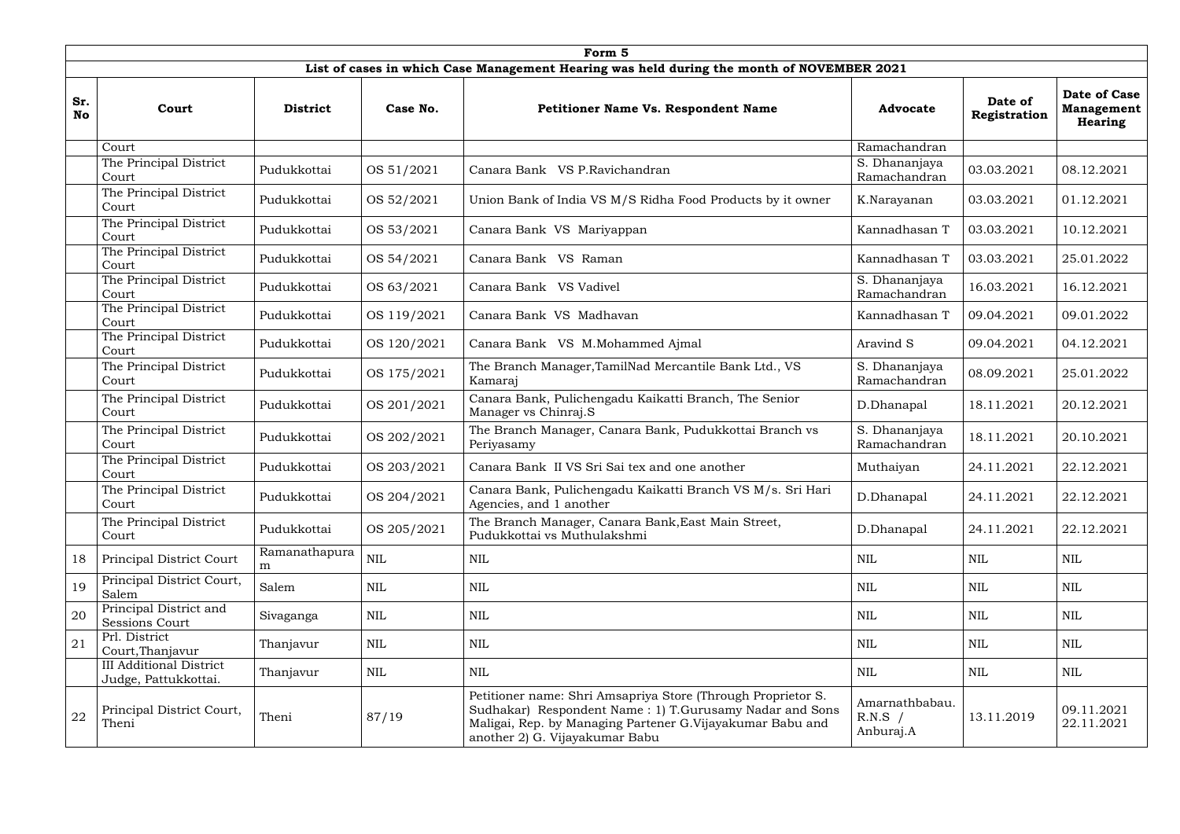**Form 5**

**List of cases in which Case Management Hearing was held during the month of NOVEMBER 2021**

| Sr. No | Court | District | Case No. | Petitioner Name Vs. Respondent Name | Advocate | Date of Registration | Date of Case Management Hearing |
|---|---|---|---|---|---|---|---|
| | Court | | | | Ramachandran | | |
| | The Principal District Court | Pudukkottai | OS 51/2021 | Canara Bank VS P.Ravichandran | S. Dhananjaya Ramachandran | 03.03.2021 | 08.12.2021 |
| | The Principal District Court | Pudukkottai | OS 52/2021 | Union Bank of India VS M/S Ridha Food Products by it owner | K.Narayanan | 03.03.2021 | 01.12.2021 |
| | The Principal District Court | Pudukkottai | OS 53/2021 | Canara Bank VS Mariyappan | Kannadhasan T | 03.03.2021 | 10.12.2021 |
| | The Principal District Court | Pudukkottai | OS 54/2021 | Canara Bank VS Raman | Kannadhasan T | 03.03.2021 | 25.01.2022 |
| | The Principal District Court | Pudukkottai | OS 63/2021 | Canara Bank VS Vadivel | S. Dhananjaya Ramachandran | 16.03.2021 | 16.12.2021 |
| | The Principal District Court | Pudukkottai | OS 119/2021 | Canara Bank VS Madhavan | Kannadhasan T | 09.04.2021 | 09.01.2022 |
| | The Principal District Court | Pudukkottai | OS 120/2021 | Canara Bank VS M.Mohammed Ajmal | Aravind S | 09.04.2021 | 04.12.2021 |
| | The Principal District Court | Pudukkottai | OS 175/2021 | The Branch Manager,TamilNad Mercantile Bank Ltd., VS Kamaraj | S. Dhananjaya Ramachandran | 08.09.2021 | 25.01.2022 |
| | The Principal District Court | Pudukkottai | OS 201/2021 | Canara Bank, Pulichengadu Kaikatti Branch, The Senior Manager vs Chinraj.S | D.Dhanapal | 18.11.2021 | 20.12.2021 |
| | The Principal District Court | Pudukkottai | OS 202/2021 | The Branch Manager, Canara Bank, Pudukkottai Branch vs Periyasamy | S. Dhananjaya Ramachandran | 18.11.2021 | 20.10.2021 |
| | The Principal District Court | Pudukkottai | OS 203/2021 | Canara Bank II VS Sri Sai tex and one another | Muthaiyan | 24.11.2021 | 22.12.2021 |
| | The Principal District Court | Pudukkottai | OS 204/2021 | Canara Bank, Pulichengadu Kaikatti Branch VS M/s. Sri Hari Agencies, and 1 another | D.Dhanapal | 24.11.2021 | 22.12.2021 |
| | The Principal District Court | Pudukkottai | OS 205/2021 | The Branch Manager, Canara Bank,East Main Street, Pudukkottai vs Muthulakshmi | D.Dhanapal | 24.11.2021 | 22.12.2021 |
| 18 | Principal District Court | Ramanathapuram | NIL | NIL | NIL | NIL | NIL |
| 19 | Principal District Court, Salem | Salem | NIL | NIL | NIL | NIL | NIL |
| 20 | Principal District and Sessions Court | Sivaganga | NIL | NIL | NIL | NIL | NIL |
| 21 | Prl. District Court,Thanjavur | Thanjavur | NIL | NIL | NIL | NIL | NIL |
| | III Additional District Judge, Pattukkottai. | Thanjavur | NIL | NIL | NIL | NIL | NIL |
| 22 | Principal District Court, Theni | Theni | 87/19 | Petitioner name: Shri Amsapriya Store (Through Proprietor S. Sudhakar) Respondent Name : 1) T.Gurusamy Nadar and Sons Maligai, Rep. by Managing Partener G.Vijayakumar Babu and another 2) G. Vijayakumar Babu | Amarnathbabau. R.N.S / Anburaj.A | 13.11.2019 | 09.11.2021 22.11.2021 |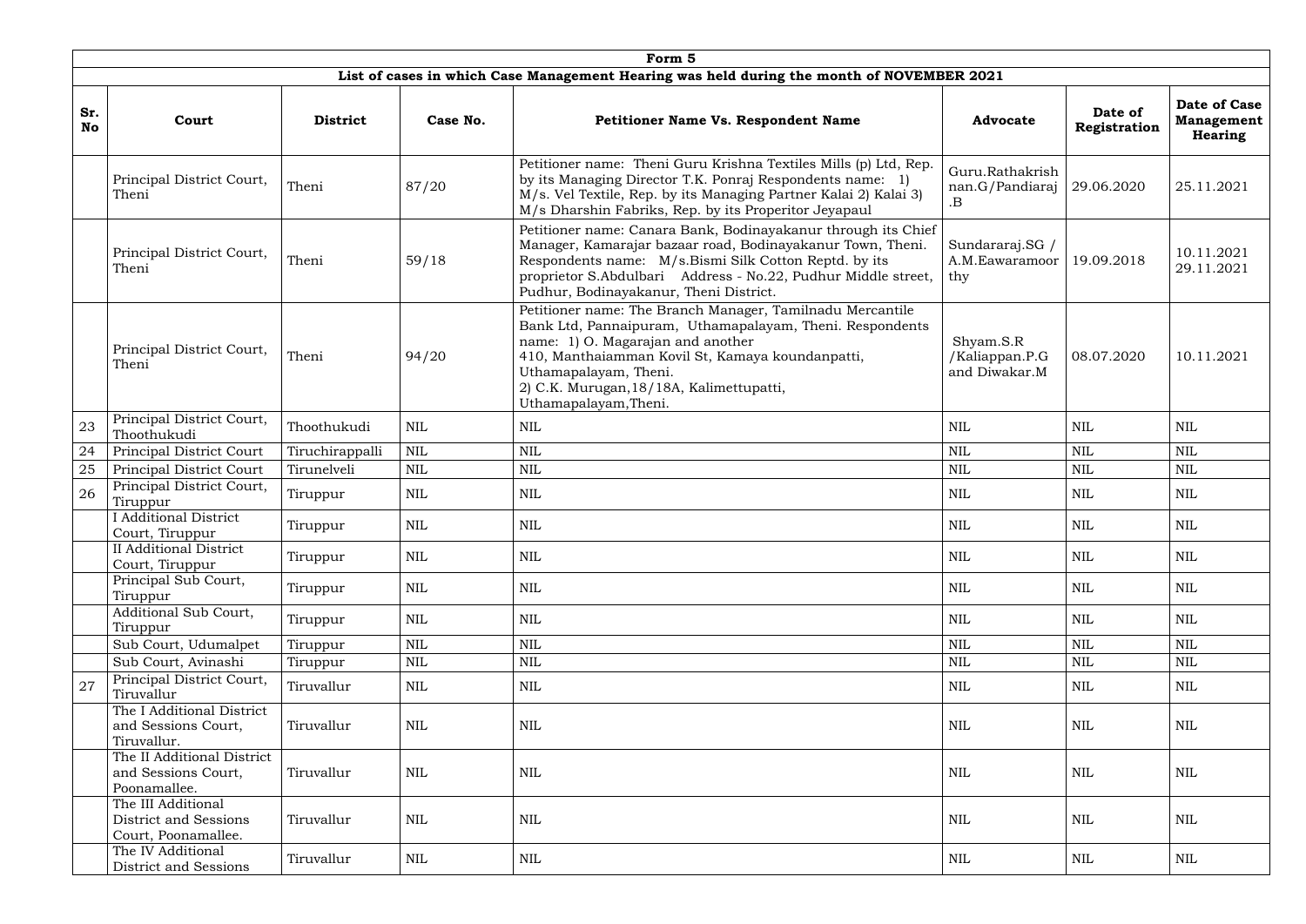| Form 5 | | | | | | | |
|---|---|---|---|---|---|---|---|
| **List of cases in which Case Management Hearing was held during the month of NOVEMBER 2021** | | | | | | | |
| **Sr. No** | **Court** | **District** | **Case No.** | **Petitioner Name Vs. Respondent Name** | **Advocate** | **Date of Registration** | **Date of Case Management Hearing** |
| | Principal District Court, Theni | Theni | 87/20 | Petitioner name: Theni Guru Krishna Textiles Mills (p) Ltd, Rep. by its Managing Director T.K. Ponraj Respondents name: 1) M/s. Vel Textile, Rep. by its Managing Partner Kalai 2) Kalai 3) M/s Dharshin Fabriks, Rep. by its Properitor Jeyapaul | Guru.Rathakrishnan.G/Pandiaraj.B | 29.06.2020 | 25.11.2021 |
| | Principal District Court, Theni | Theni | 59/18 | Petitioner name: Canara Bank, Bodinayakanur through its Chief Manager, Kamarajar bazaar road, Bodinayakanur Town, Theni. Respondents name: M/s.Bismi Silk Cotton Reptd. by its proprietor S.Abdulbari Address - No.22, Pudhur Middle street, Pudhur, Bodinayakanur, Theni District. | Sundararaj.SG / A.M.Eawaramoorthy | 19.09.2018 | 10.11.2021 29.11.2021 |
| | Principal District Court, Theni | Theni | 94/20 | Petitioner name: The Branch Manager, Tamilnadu Mercantile Bank Ltd, Pannaipuram, Uthamapalayam, Theni. Respondents name: 1) O. Magarajan and another 410, Manthaiamman Kovil St, Kamaya koundanpatti, Uthamapalayam, Theni. 2) C.K. Murugan,18/18A, Kalimettupatti, Uthamapalayam,Theni. | Shyam.S.R /Kaliappan.P.G and Diwakar.M | 08.07.2020 | 10.11.2021 |
| 23 | Principal District Court, Thoothukudi | Thoothukudi | NIL | NIL | NIL | NIL | NIL |
| 24 | Principal District Court | Tiruchirappalli | NIL | NIL | NIL | NIL | NIL |
| 25 | Principal District Court | Tirunelveli | NIL | NIL | NIL | NIL | NIL |
| 26 | Principal District Court, Tiruppur | Tiruppur | NIL | NIL | NIL | NIL | NIL |
| | I Additional District Court, Tiruppur | Tiruppur | NIL | NIL | NIL | NIL | NIL |
| | II Additional District Court, Tiruppur | Tiruppur | NIL | NIL | NIL | NIL | NIL |
| | Principal Sub Court, Tiruppur | Tiruppur | NIL | NIL | NIL | NIL | NIL |
| | Additional Sub Court, Tiruppur | Tiruppur | NIL | NIL | NIL | NIL | NIL |
| | Sub Court, Udumalpet | Tiruppur | NIL | NIL | NIL | NIL | NIL |
| | Sub Court, Avinashi | Tiruppur | NIL | NIL | NIL | NIL | NIL |
| 27 | Principal District Court, Tiruvallur | Tiruvallur | NIL | NIL | NIL | NIL | NIL |
| | The I Additional District and Sessions Court, Tiruvallur. | Tiruvallur | NIL | NIL | NIL | NIL | NIL |
| | The II Additional District and Sessions Court, Poonamallee. | Tiruvallur | NIL | NIL | NIL | NIL | NIL |
| | The III Additional District and Sessions Court, Poonamallee. | Tiruvallur | NIL | NIL | NIL | NIL | NIL |
| | The IV Additional District and Sessions | Tiruvallur | NIL | NIL | NIL | NIL | NIL |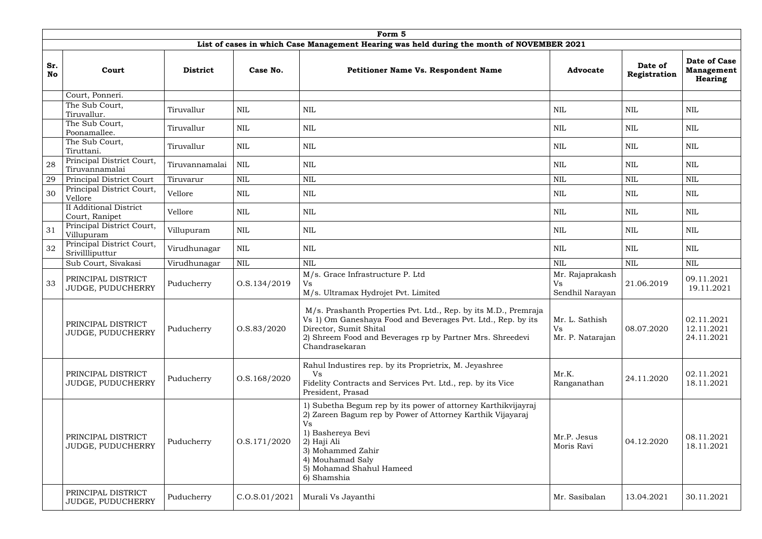**Form 5**

**List of cases in which Case Management Hearing was held during the month of NOVEMBER 2021**

| Sr. No | Court | District | Case No. | Petitioner Name Vs. Respondent Name | Advocate | Date of Registration | Date of Case Management Hearing |
|---|---|---|---|---|---|---|---|
| | Court, Ponneri. | | | | | | |
| | The Sub Court, Tiruvallur. | Tiruvallur | NIL | NIL | NIL | NIL | NIL |
| | The Sub Court, Poonamallee. | Tiruvallur | NIL | NIL | NIL | NIL | NIL |
| | The Sub Court, Tiruttani. | Tiruvallur | NIL | NIL | NIL | NIL | NIL |
| 28 | Principal District Court, Tiruvannamalai | Tiruvannamalai | NIL | NIL | NIL | NIL | NIL |
| 29 | Principal District Court | Tiruvarur | NIL | NIL | NIL | NIL | NIL |
| 30 | Principal District Court, Vellore | Vellore | NIL | NIL | NIL | NIL | NIL |
| | II Additional District Court, Ranipet | Vellore | NIL | NIL | NIL | NIL | NIL |
| 31 | Principal District Court, Villupuram | Villupuram | NIL | NIL | NIL | NIL | NIL |
| 32 | Principal District Court, Srivillliputtur | Virudhunagar | NIL | NIL | NIL | NIL | NIL |
| | Sub Court, Sivakasi | Virudhunagar | NIL | NIL | NIL | NIL | NIL |
| 33 | PRINCIPAL DISTRICT JUDGE, PUDUCHERRY | Puducherry | O.S.134/2019 | M/s. Grace Infrastructure P. Ltd Vs M/s. Ultramax Hydrojet Pvt. Limited | Mr. Rajaprakash Vs Sendhil Narayan | 21.06.2019 | 09.11.2021 19.11.2021 |
| | PRINCIPAL DISTRICT JUDGE, PUDUCHERRY | Puducherry | O.S.83/2020 | M/s. Prashanth Properties Pvt. Ltd., Rep. by its M.D., Premraja Vs 1) Om Ganeshaya Food and Beverages Pvt. Ltd., Rep. by its Director, Sumit Shital 2) Shreem Food and Beverages rp by Partner Mrs. Shreedevi Chandrasekaran | Mr. L. Sathish Vs Mr. P. Natarajan | 08.07.2020 | 02.11.2021 12.11.2021 24.11.2021 |
| | PRINCIPAL DISTRICT JUDGE, PUDUCHERRY | Puducherry | O.S.168/2020 | Rahul Industires rep. by its Proprietrix, M. Jeyashree Vs Fidelity Contracts and Services Pvt. Ltd., rep. by its Vice President, Prasad | Mr.K. Ranganathan | 24.11.2020 | 02.11.2021 18.11.2021 |
| | PRINCIPAL DISTRICT JUDGE, PUDUCHERRY | Puducherry | O.S.171/2020 | 1) Subetha Begum rep by its power of attorney Karthikvijayraj 2) Zareen Bagum rep by Power of Attorney Karthik Vijayaraj Vs 1) Bashereya Bevi 2) Haji Ali 3) Mohammed Zahir 4) Mouhamad Saly 5) Mohamad Shahul Hameed 6) Shamshia | Mr.P. Jesus Moris Ravi | 04.12.2020 | 08.11.2021 18.11.2021 |
| | PRINCIPAL DISTRICT JUDGE, PUDUCHERRY | Puducherry | C.O.S.01/2021 | Murali Vs Jayanthi | Mr. Sasibalan | 13.04.2021 | 30.11.2021 |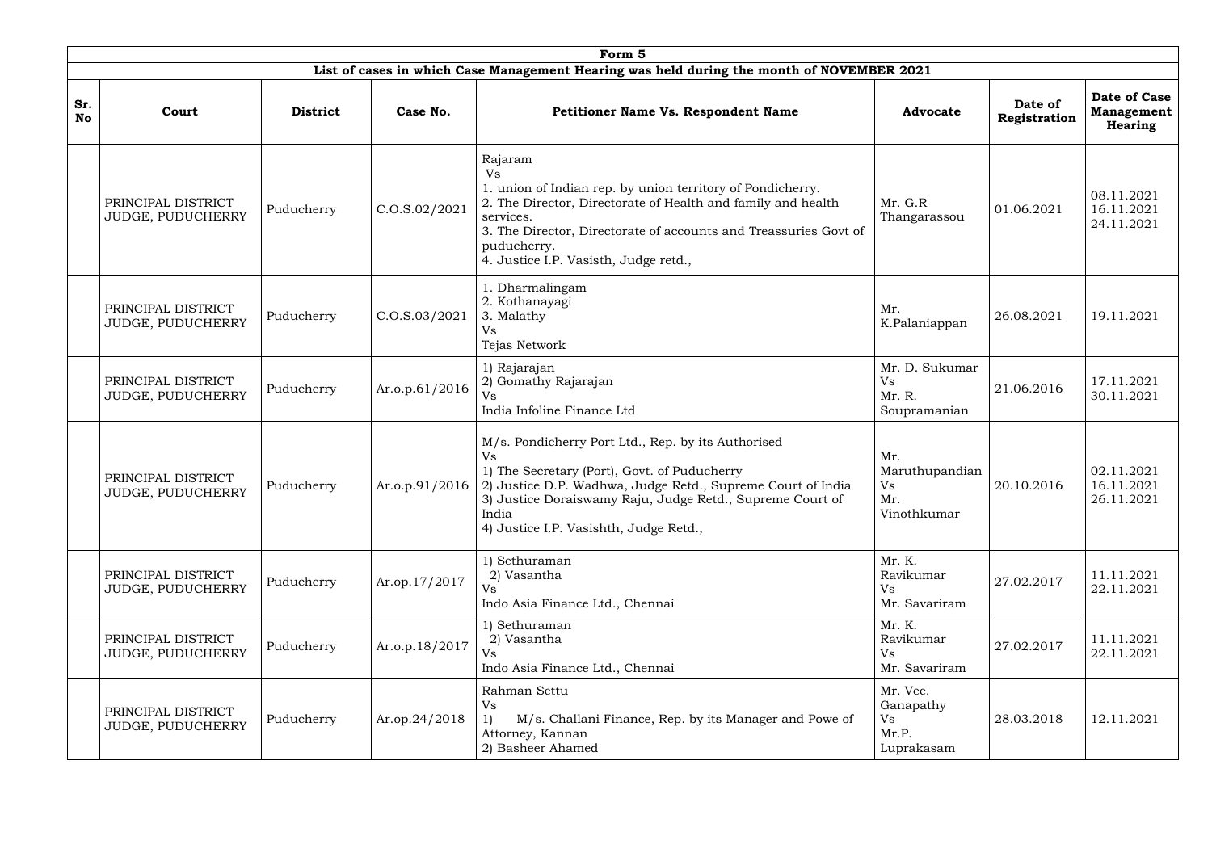**Form 5**

**List of cases in which Case Management Hearing was held during the month of NOVEMBER 2021**

| Sr. No | Court | District | Case No. | Petitioner Name Vs. Respondent Name | Advocate | Date of Registration | Date of Case Management Hearing |
|---|---|---|---|---|---|---|---|
| | PRINCIPAL DISTRICT JUDGE, PUDUCHERRY | Puducherry | C.O.S.02/2021 | Rajaram<br>Vs<br>1. union of Indian rep. by union territory of Pondicherry.<br>2. The Director, Directorate of Health and family and health services.<br>3. The Director, Directorate of accounts and Treassuries Govt of puducherry.<br>4. Justice I.P. Vasisth, Judge retd., | Mr. G.R Thangarassou | 01.06.2021 | 08.11.2021<br>16.11.2021<br>24.11.2021 |
| | PRINCIPAL DISTRICT JUDGE, PUDUCHERRY | Puducherry | C.O.S.03/2021 | 1. Dharmalingam<br>2. Kothanayagi<br>3. Malathy<br>Vs<br>Tejas Network | Mr. K.Palaniappan | 26.08.2021 | 19.11.2021 |
| | PRINCIPAL DISTRICT JUDGE, PUDUCHERRY | Puducherry | Ar.o.p.61/2016 | 1) Rajarajan<br>2) Gomathy Rajarajan<br>Vs<br>India Infoline Finance Ltd | Mr. D. Sukumar<br>Vs<br>Mr. R. Soupramanian | 21.06.2016 | 17.11.2021<br>30.11.2021 |
| | PRINCIPAL DISTRICT JUDGE, PUDUCHERRY | Puducherry | Ar.o.p.91/2016 | M/s. Pondicherry Port Ltd., Rep. by its Authorised<br>Vs<br>1) The Secretary (Port), Govt. of Puducherry<br>2) Justice D.P. Wadhwa, Judge Retd., Supreme Court of India<br>3) Justice Doraiswamy Raju, Judge Retd., Supreme Court of India<br>4) Justice I.P. Vasishth, Judge Retd., | Mr. Maruthupandian<br>Vs<br>Mr. Vinothkumar | 20.10.2016 | 02.11.2021<br>16.11.2021<br>26.11.2021 |
| | PRINCIPAL DISTRICT JUDGE, PUDUCHERRY | Puducherry | Ar.op.17/2017 | 1) Sethuraman<br>2) Vasantha<br>Vs<br>Indo Asia Finance Ltd., Chennai | Mr. K. Ravikumar<br>Vs<br>Mr. Savariram | 27.02.2017 | 11.11.2021<br>22.11.2021 |
| | PRINCIPAL DISTRICT JUDGE, PUDUCHERRY | Puducherry | Ar.o.p.18/2017 | 1) Sethuraman<br>2) Vasantha<br>Vs<br>Indo Asia Finance Ltd., Chennai | Mr. K. Ravikumar<br>Vs<br>Mr. Savariram | 27.02.2017 | 11.11.2021<br>22.11.2021 |
| | PRINCIPAL DISTRICT JUDGE, PUDUCHERRY | Puducherry | Ar.op.24/2018 | Rahman Settu<br>Vs<br>1) M/s. Challani Finance, Rep. by its Manager and Powe of Attorney, Kannan<br>2) Basheer Ahamed | Mr. Vee. Ganapathy<br>Vs<br>Mr.P. Luprakasam | 28.03.2018 | 12.11.2021 |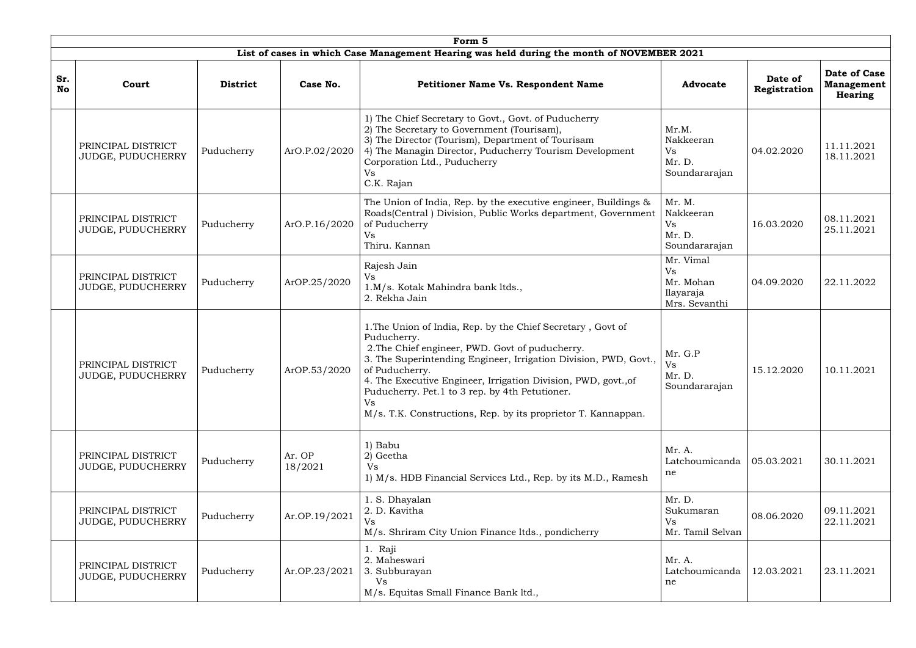| Form 5 | | | | | | | |
|---|---|---|---|---|---|---|---|
| **List of cases in which Case Management Hearing was held during the month of NOVEMBER 2021** | | | | | | | |
| **Sr. No** | **Court** | **District** | **Case No.** | **Petitioner Name Vs. Respondent Name** | **Advocate** | **Date of Registration** | **Date of Case Management Hearing** |
| | PRINCIPAL DISTRICT JUDGE, PUDUCHERRY | Puducherry | ArO.P.02/2020 | 1) The Chief Secretary to Govt., Govt. of Puducherry<br>2) The Secretary to Government (Tourisam),<br>3) The Director (Tourism), Department of Tourisam<br>4) The Managin Director, Puducherry Tourism Development Corporation Ltd., Puducherry<br>Vs<br>C.K. Rajan | Mr.M. Nakkeeran<br>Vs<br>Mr. D. Soundararajan | 04.02.2020 | 11.11.2021<br>18.11.2021 |
| | PRINCIPAL DISTRICT JUDGE, PUDUCHERRY | Puducherry | ArO.P.16/2020 | The Union of India, Rep. by the executive engineer, Buildings & Roads(Central ) Division, Public Works department, Government of Puducherry<br>Vs<br>Thiru. Kannan | Mr. M. Nakkeeran<br>Vs<br>Mr. D. Soundararajan | 16.03.2020 | 08.11.2021<br>25.11.2021 |
| | PRINCIPAL DISTRICT JUDGE, PUDUCHERRY | Puducherry | ArOP.25/2020 | Rajesh Jain<br>Vs<br>1.M/s. Kotak Mahindra bank ltds.,<br>2. Rekha Jain | Mr. Vimal<br>Vs<br>Mr. Mohan Ilayaraja<br>Mrs. Sevanthi | 04.09.2020 | 22.11.2022 |
| | PRINCIPAL DISTRICT JUDGE, PUDUCHERRY | Puducherry | ArOP.53/2020 | 1.The Union of India, Rep. by the Chief Secretary , Govt of Puducherry.<br>2.The Chief engineer, PWD. Govt of puducherry.<br>3. The Superintending Engineer, Irrigation Division, PWD, Govt., of Puducherry.<br>4. The Executive Engineer, Irrigation Division, PWD, govt.,of Puducherry. Pet.1 to 3 rep. by 4th Petutioner.<br>Vs<br>M/s. T.K. Constructions, Rep. by its proprietor T. Kannappan. | Mr. G.P<br>Vs<br>Mr. D. Soundararajan | 15.12.2020 | 10.11.2021 |
| | PRINCIPAL DISTRICT JUDGE, PUDUCHERRY | Puducherry | Ar. OP 18/2021 | 1) Babu<br>2) Geetha<br>Vs<br>1) M/s. HDB Financial Services Ltd., Rep. by its M.D., Ramesh | Mr. A. Latchoumicandane | 05.03.2021 | 30.11.2021 |
| | PRINCIPAL DISTRICT JUDGE, PUDUCHERRY | Puducherry | Ar.OP.19/2021 | 1. S. Dhayalan<br>2. D. Kavitha<br>Vs<br>M/s. Shriram City Union Finance ltds., pondicherry | Mr. D. Sukumaran<br>Vs<br>Mr. Tamil Selvan | 08.06.2020 | 09.11.2021<br>22.11.2021 |
| | PRINCIPAL DISTRICT JUDGE, PUDUCHERRY | Puducherry | Ar.OP.23/2021 | 1. Raji<br>2. Maheswari<br>3. Subburayan<br>Vs<br>M/s. Equitas Small Finance Bank ltd., | Mr. A. Latchoumicandane | 12.03.2021 | 23.11.2021 |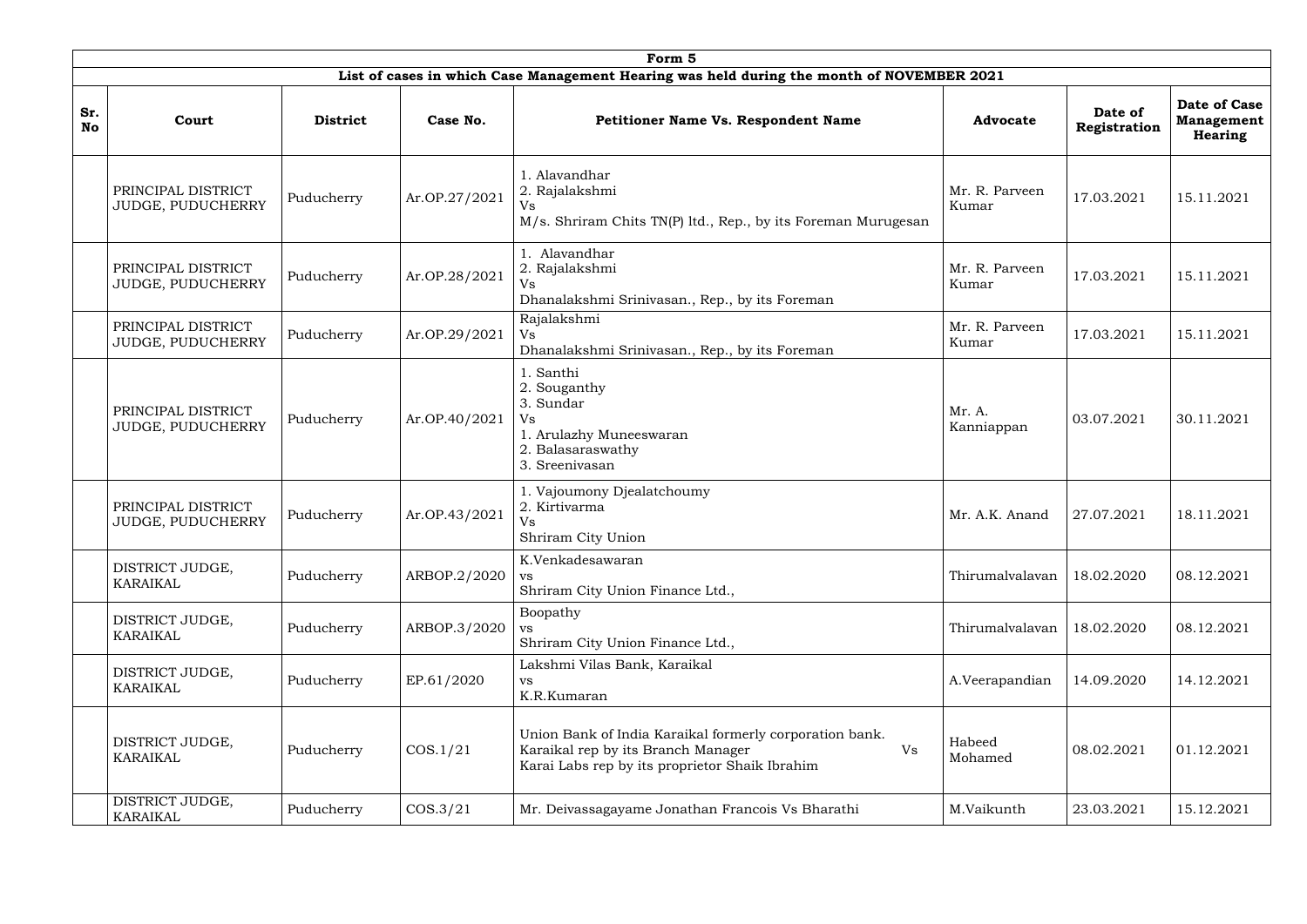**Form 5**

**List of cases in which Case Management Hearing was held during the month of NOVEMBER 2021**

| Sr. No | Court | District | Case No. | Petitioner Name Vs. Respondent Name | Advocate | Date of Registration | Date of Case Management Hearing |
|---|---|---|---|---|---|---|---|
| | PRINCIPAL DISTRICT JUDGE, PUDUCHERRY | Puducherry | Ar.OP.27/2021 | 1. Alavandhar<br>2. Rajalakshmi<br>Vs<br>M/s. Shriram Chits TN(P) ltd., Rep., by its Foreman Murugesan | Mr. R. Parveen Kumar | 17.03.2021 | 15.11.2021 |
| | PRINCIPAL DISTRICT JUDGE, PUDUCHERRY | Puducherry | Ar.OP.28/2021 | 1. Alavandhar<br>2. Rajalakshmi<br>Vs<br>Dhanalakshmi Srinivasan., Rep., by its Foreman | Mr. R. Parveen Kumar | 17.03.2021 | 15.11.2021 |
| | PRINCIPAL DISTRICT JUDGE, PUDUCHERRY | Puducherry | Ar.OP.29/2021 | Rajalakshmi<br>Vs<br>Dhanalakshmi Srinivasan., Rep., by its Foreman | Mr. R. Parveen Kumar | 17.03.2021 | 15.11.2021 |
| | PRINCIPAL DISTRICT JUDGE, PUDUCHERRY | Puducherry | Ar.OP.40/2021 | 1. Santhi<br>2. Souganthy<br>3. Sundar<br>Vs<br>1. Arulazhy Muneeswaran<br>2. Balasaraswathy<br>3. Sreenivasan | Mr. A. Kanniappan | 03.07.2021 | 30.11.2021 |
| | PRINCIPAL DISTRICT JUDGE, PUDUCHERRY | Puducherry | Ar.OP.43/2021 | 1. Vajoumony Djealatchoumy<br>2. Kirtivarma<br>Vs<br>Shriram City Union | Mr. A.K. Anand | 27.07.2021 | 18.11.2021 |
| | DISTRICT JUDGE, KARAIKAL | Puducherry | ARBOP.2/2020 | K.Venkadesawaran<br>vs<br>Shriram City Union Finance Ltd., | Thirumalvalavan | 18.02.2020 | 08.12.2021 |
| | DISTRICT JUDGE, KARAIKAL | Puducherry | ARBOP.3/2020 | Boopathy<br>vs<br>Shriram City Union Finance Ltd., | Thirumalvalavan | 18.02.2020 | 08.12.2021 |
| | DISTRICT JUDGE, KARAIKAL | Puducherry | EP.61/2020 | Lakshmi Vilas Bank, Karaikal<br>vs<br>K.R.Kumaran | A.Veerapandian | 14.09.2020 | 14.12.2021 |
| | DISTRICT JUDGE, KARAIKAL | Puducherry | COS.1/21 | Union Bank of India Karaikal formerly corporation bank. Karaikal rep by its Branch Manager Vs Karai Labs rep by its proprietor Shaik Ibrahim | Habeed Mohamed | 08.02.2021 | 01.12.2021 |
| | DISTRICT JUDGE, KARAIKAL | Puducherry | COS.3/21 | Mr. Deivassagayame Jonathan Francois Vs Bharathi | M.Vaikunth | 23.03.2021 | 15.12.2021 |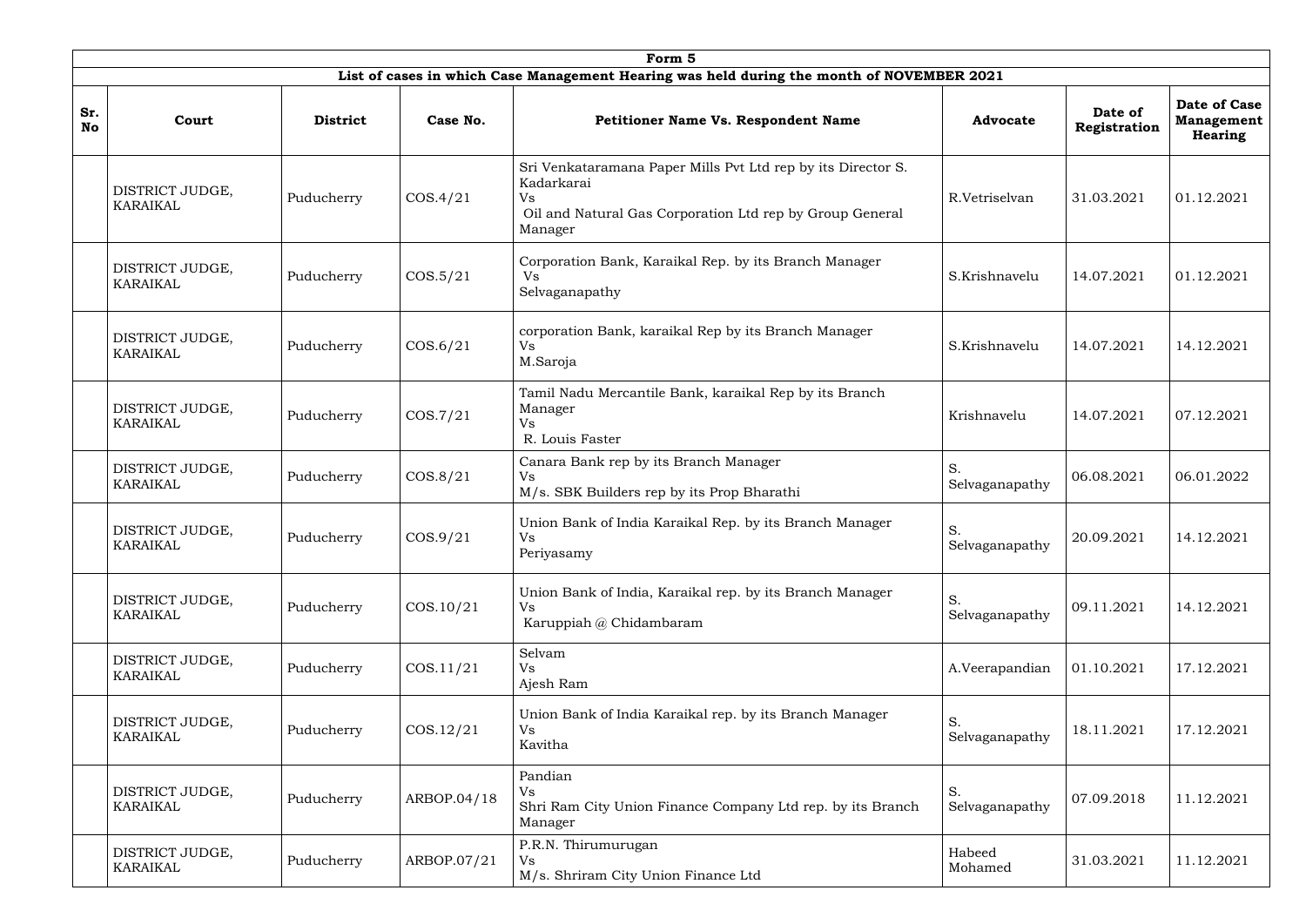| Form 5 | | | | | | | |
|---|---|---|---|---|---|---|---|
| **List of cases in which Case Management Hearing was held during the month of NOVEMBER 2021** | | | | | | | |
| **Sr. No** | **Court** | **District** | **Case No.** | **Petitioner Name Vs. Respondent Name** | **Advocate** | **Date of Registration** | **Date of Case Management Hearing** |
| | DISTRICT JUDGE, KARAIKAL | Puducherry | COS.4/21 | Sri Venkataramana Paper Mills Pvt Ltd rep by its Director S. Kadarkarai Vs Oil and Natural Gas Corporation Ltd rep by Group General Manager | R.Vetriselvan | 31.03.2021 | 01.12.2021 |
| | DISTRICT JUDGE, KARAIKAL | Puducherry | COS.5/21 | Corporation Bank, Karaikal Rep. by its Branch Manager Vs Selvaganapathy | S.Krishnavelu | 14.07.2021 | 01.12.2021 |
| | DISTRICT JUDGE, KARAIKAL | Puducherry | COS.6/21 | corporation Bank, karaikal Rep by its Branch Manager Vs M.Saroja | S.Krishnavelu | 14.07.2021 | 14.12.2021 |
| | DISTRICT JUDGE, KARAIKAL | Puducherry | COS.7/21 | Tamil Nadu Mercantile Bank, karaikal Rep by its Branch Manager Vs R. Louis Faster | Krishnavelu | 14.07.2021 | 07.12.2021 |
| | DISTRICT JUDGE, KARAIKAL | Puducherry | COS.8/21 | Canara Bank rep by its Branch Manager Vs M/s. SBK Builders rep by its Prop Bharathi | S. Selvaganapathy | 06.08.2021 | 06.01.2022 |
| | DISTRICT JUDGE, KARAIKAL | Puducherry | COS.9/21 | Union Bank of India Karaikal Rep. by its Branch Manager Vs Periyasamy | S. Selvaganapathy | 20.09.2021 | 14.12.2021 |
| | DISTRICT JUDGE, KARAIKAL | Puducherry | COS.10/21 | Union Bank of India, Karaikal rep. by its Branch Manager Vs Karuppiah @ Chidambaram | S. Selvaganapathy | 09.11.2021 | 14.12.2021 |
| | DISTRICT JUDGE, KARAIKAL | Puducherry | COS.11/21 | Selvam Vs Ajesh Ram | A.Veerapandian | 01.10.2021 | 17.12.2021 |
| | DISTRICT JUDGE, KARAIKAL | Puducherry | COS.12/21 | Union Bank of India Karaikal rep. by its Branch Manager Vs Kavitha | S. Selvaganapathy | 18.11.2021 | 17.12.2021 |
| | DISTRICT JUDGE, KARAIKAL | Puducherry | ARBOP.04/18 | Pandian Vs Shri Ram City Union Finance Company Ltd rep. by its Branch Manager | S. Selvaganapathy | 07.09.2018 | 11.12.2021 |
| | DISTRICT JUDGE, KARAIKAL | Puducherry | ARBOP.07/21 | P.R.N. Thirumurugan Vs M/s. Shriram City Union Finance Ltd | Habeed Mohamed | 31.03.2021 | 11.12.2021 |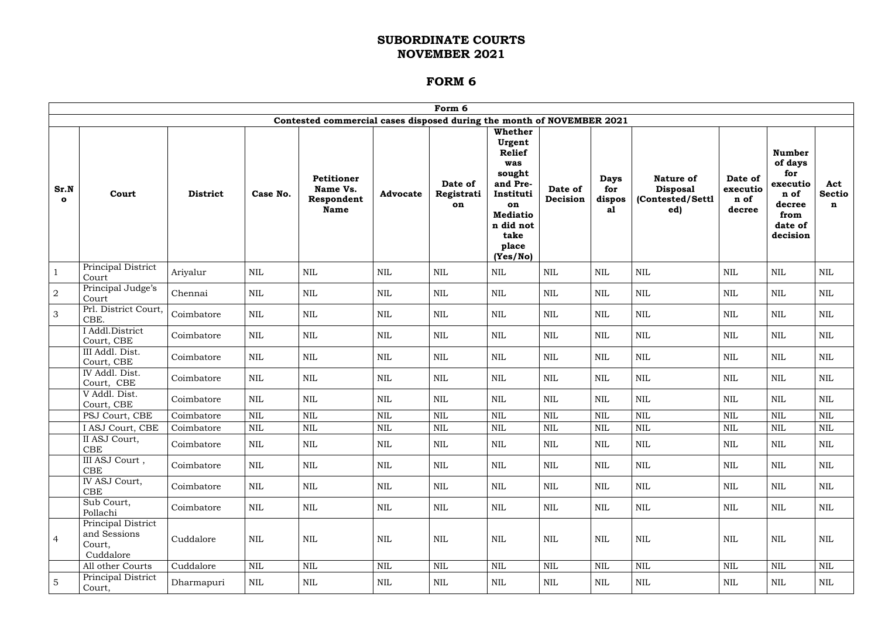# SUBORDINATE COURTS
# NOVEMBER 2021

## FORM 6

| Form 6 | | | | | | | | | | | | | |
|---|---|---|---|---|---|---|---|---|---|---|---|---|---|
| Contested commercial cases disposed during the month of NOVEMBER 2021 | | | | | | | | | | | | | |
| **Sr.No** | **Court** | **District** | **Case No.** | **Petitioner Name Vs. Respondent Name** | **Advocate** | **Date of Registration** | **Whether Urgent Relief was sought and Pre-Institution Mediation did not take place (Yes/No)** | **Date of Decision** | **Days for disposal** | **Nature of Disposal (Contested/Settled)** | **Date of execution of decree** | **Number of days for execution of decree from date of decision** | **Act Section** |
| 1 | Principal District Court | Ariyalur | NIL | NIL | NIL | NIL | NIL | NIL | NIL | NIL | NIL | NIL | NIL |
| 2 | Principal Judge's Court | Chennai | NIL | NIL | NIL | NIL | NIL | NIL | NIL | NIL | NIL | NIL | NIL |
| 3 | Prl. District Court, CBE. | Coimbatore | NIL | NIL | NIL | NIL | NIL | NIL | NIL | NIL | NIL | NIL | NIL |
| | I Addl.District Court, CBE | Coimbatore | NIL | NIL | NIL | NIL | NIL | NIL | NIL | NIL | NIL | NIL | NIL |
| | III Addl. Dist. Court, CBE | Coimbatore | NIL | NIL | NIL | NIL | NIL | NIL | NIL | NIL | NIL | NIL | NIL |
| | IV Addl. Dist. Court, CBE | Coimbatore | NIL | NIL | NIL | NIL | NIL | NIL | NIL | NIL | NIL | NIL | NIL |
| | V Addl. Dist. Court, CBE | Coimbatore | NIL | NIL | NIL | NIL | NIL | NIL | NIL | NIL | NIL | NIL | NIL |
| | PSJ Court, CBE | Coimbatore | NIL | NIL | NIL | NIL | NIL | NIL | NIL | NIL | NIL | NIL | NIL |
| | I ASJ Court, CBE | Coimbatore | NIL | NIL | NIL | NIL | NIL | NIL | NIL | NIL | NIL | NIL | NIL |
| | II ASJ Court, CBE | Coimbatore | NIL | NIL | NIL | NIL | NIL | NIL | NIL | NIL | NIL | NIL | NIL |
| | III ASJ Court , CBE | Coimbatore | NIL | NIL | NIL | NIL | NIL | NIL | NIL | NIL | NIL | NIL | NIL |
| | IV ASJ Court, CBE | Coimbatore | NIL | NIL | NIL | NIL | NIL | NIL | NIL | NIL | NIL | NIL | NIL |
| | Sub Court, Pollachi | Coimbatore | NIL | NIL | NIL | NIL | NIL | NIL | NIL | NIL | NIL | NIL | NIL |
| 4 | Principal District and Sessions Court, Cuddalore | Cuddalore | NIL | NIL | NIL | NIL | NIL | NIL | NIL | NIL | NIL | NIL | NIL |
| | All other Courts | Cuddalore | NIL | NIL | NIL | NIL | NIL | NIL | NIL | NIL | NIL | NIL | NIL |
| 5 | Principal District Court, | Dharmapuri | NIL | NIL | NIL | NIL | NIL | NIL | NIL | NIL | NIL | NIL | NIL |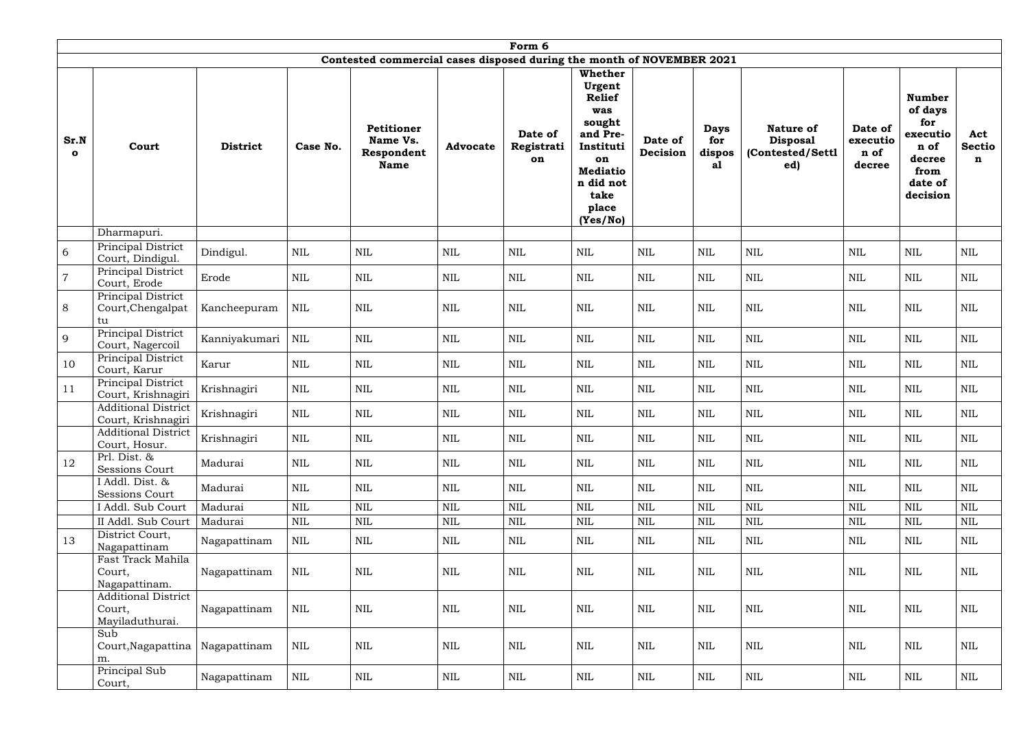| Form 6 | | | | | | | | | | | | | |
|---|---|---|---|---|---|---|---|---|---|---|---|---|---|
| **Contested commercial cases disposed during the month of NOVEMBER 2021** | | | | | | | | | | | | | |
| **Sr.No** | **Court** | **District** | **Case No.** | **Petitioner Name Vs. Respondent Name** | **Advocate** | **Date of Registration** | **Whether Urgent Relief was sought and Pre-Institution Mediation did not take place (Yes/No)** | **Date of Decision** | **Days for disposal** | **Nature of Disposal (Contested/Settled)** | **Date of execution of decree** | **Number of days for execution of decree from date of decision** | **Act Section** |
| | Dharmapuri. | | | | | | | | | | | | |
| 6 | Principal District Court, Dindigul. | Dindigul. | NIL | NIL | NIL | NIL | NIL | NIL | NIL | NIL | NIL | NIL | NIL |
| 7 | Principal District Court, Erode | Erode | NIL | NIL | NIL | NIL | NIL | NIL | NIL | NIL | NIL | NIL | NIL |
| 8 | Principal District Court,Chengalpattu | Kancheepuram | NIL | NIL | NIL | NIL | NIL | NIL | NIL | NIL | NIL | NIL | NIL |
| 9 | Principal District Court, Nagercoil | Kanniyakumari | NIL | NIL | NIL | NIL | NIL | NIL | NIL | NIL | NIL | NIL | NIL |
| 10 | Principal District Court, Karur | Karur | NIL | NIL | NIL | NIL | NIL | NIL | NIL | NIL | NIL | NIL | NIL |
| 11 | Principal District Court, Krishnagiri | Krishnagiri | NIL | NIL | NIL | NIL | NIL | NIL | NIL | NIL | NIL | NIL | NIL |
| | Additional District Court, Krishnagiri | Krishnagiri | NIL | NIL | NIL | NIL | NIL | NIL | NIL | NIL | NIL | NIL | NIL |
| | Additional District Court, Hosur. | Krishnagiri | NIL | NIL | NIL | NIL | NIL | NIL | NIL | NIL | NIL | NIL | NIL |
| 12 | Prl. Dist. & Sessions Court | Madurai | NIL | NIL | NIL | NIL | NIL | NIL | NIL | NIL | NIL | NIL | NIL |
| | I Addl. Dist. & Sessions Court | Madurai | NIL | NIL | NIL | NIL | NIL | NIL | NIL | NIL | NIL | NIL | NIL |
| | I Addl. Sub Court | Madurai | NIL | NIL | NIL | NIL | NIL | NIL | NIL | NIL | NIL | NIL | NIL |
| | II Addl. Sub Court | Madurai | NIL | NIL | NIL | NIL | NIL | NIL | NIL | NIL | NIL | NIL | NIL |
| 13 | District Court, Nagapattinam | Nagapattinam | NIL | NIL | NIL | NIL | NIL | NIL | NIL | NIL | NIL | NIL | NIL |
| | Fast Track Mahila Court, Nagapattinam. | Nagapattinam | NIL | NIL | NIL | NIL | NIL | NIL | NIL | NIL | NIL | NIL | NIL |
| | Additional District Court, Mayiladuthurai. | Nagapattinam | NIL | NIL | NIL | NIL | NIL | NIL | NIL | NIL | NIL | NIL | NIL |
| | Sub Court,Nagapattinam. | Nagapattinam | NIL | NIL | NIL | NIL | NIL | NIL | NIL | NIL | NIL | NIL | NIL |
| | Principal Sub Court, | Nagapattinam | NIL | NIL | NIL | NIL | NIL | NIL | NIL | NIL | NIL | NIL | NIL |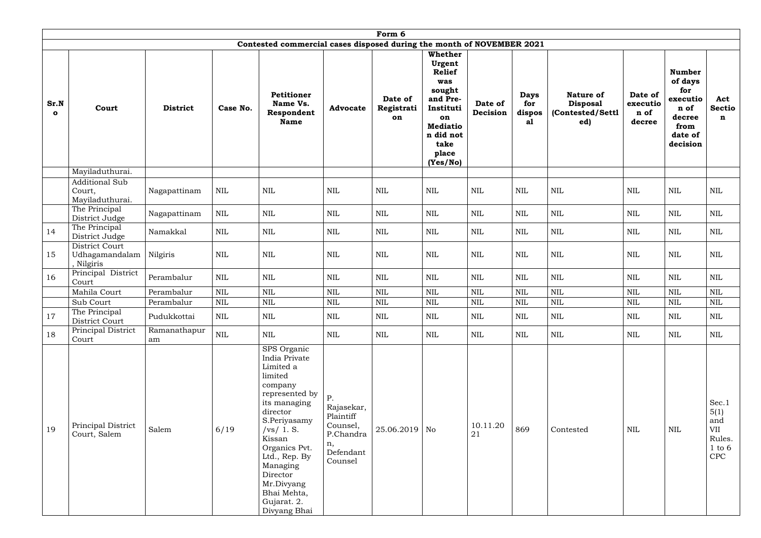| Form 6 | | | | | | | | | | | | | |
|---|---|---|---|---|---|---|---|---|---|---|---|---|---|
| Contested commercial cases disposed during the month of NOVEMBER 2021 | | | | | | | | | | | | | |
| **Sr.No** | **Court** | **District** | **Case No.** | **Petitioner Name Vs. Respondent Name** | **Advocate** | **Date of Registration** | **Whether Urgent Relief was sought and Pre-Institution Mediation did not take place (Yes/No)** | **Date of Decision** | **Days for disposal** | **Nature of Disposal (Contested/Settled)** | **Date of execution of decree** | **Number of days for execution of decree from date of decision** | **Act Section** |
| | Mayiladuthurai. | | | | | | | | | | | | |
| | Additional Sub Court, Mayiladuthurai. | Nagapattinam | NIL | NIL | NIL | NIL | NIL | NIL | NIL | NIL | NIL | NIL | NIL |
| | The Principal District Judge | Nagapattinam | NIL | NIL | NIL | NIL | NIL | NIL | NIL | NIL | NIL | NIL | NIL |
| 14 | The Principal District Judge | Namakkal | NIL | NIL | NIL | NIL | NIL | NIL | NIL | NIL | NIL | NIL | NIL |
| 15 | District Court Udhagamandalam, Nilgiris | Nilgiris | NIL | NIL | NIL | NIL | NIL | NIL | NIL | NIL | NIL | NIL | NIL |
| 16 | Principal District Court | Perambalur | NIL | NIL | NIL | NIL | NIL | NIL | NIL | NIL | NIL | NIL | NIL |
| | Mahila Court | Perambalur | NIL | NIL | NIL | NIL | NIL | NIL | NIL | NIL | NIL | NIL | NIL |
| | Sub Court | Perambalur | NIL | NIL | NIL | NIL | NIL | NIL | NIL | NIL | NIL | NIL | NIL |
| 17 | The Principal District Court | Pudukkottai | NIL | NIL | NIL | NIL | NIL | NIL | NIL | NIL | NIL | NIL | NIL |
| 18 | Principal District Court | Ramanathapuram | NIL | NIL | NIL | NIL | NIL | NIL | NIL | NIL | NIL | NIL | NIL |
| 19 | Principal District Court, Salem | Salem | 6/19 | SPS Organic India Private Limited a limited company represented by its managing director S.Periyasamy /vs/ 1. S. Kissan Organics Pvt. Ltd., Rep. By Managing Director Mr.Divyang Bhai Mehta, Gujarat. 2. Divyang Bhai | P. Rajasekar, Plaintiff Counsel, P.Chandran, Defendant Counsel | 25.06.2019 | No | 10.11.2021 | 869 | Contested | NIL | NIL | Sec.15(1) and VII Rules. 1 to 6 CPC |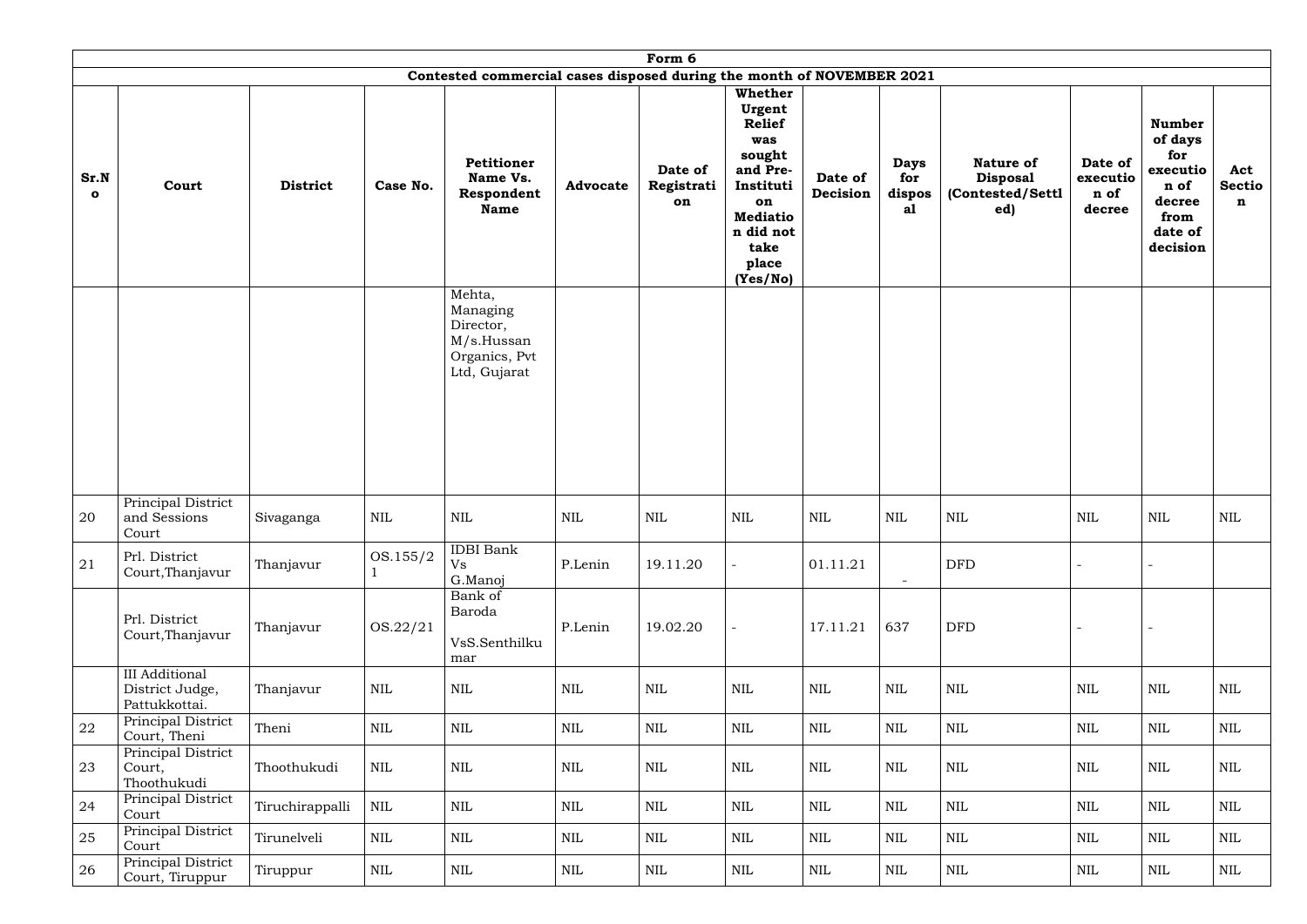| Form 6 | | | | | | | | | | | | | |
|---|---|---|---|---|---|---|---|---|---|---|---|---|---|
| **Contested commercial cases disposed during the month of NOVEMBER 2021** | | | | | | | | | | | | | |
| **Sr.No** | **Court** | **District** | **Case No.** | **Petitioner Name Vs. Respondent Name** | **Advocate** | **Date of Registration** | **Whether Urgent Relief was sought and Pre-Institution Mediation did not take place (Yes/No)** | **Date of Decision** | **Days for disposal** | **Nature of Disposal (Contested/Settled)** | **Date of execution of decree** | **Number of days for execution of decree from date of decision** | **Act Section** |
| | | | | Mehta, Managing Director, M/s.Hussan Organics, Pvt Ltd, Gujarat | | | | | | | | | |
| 20 | Principal District and Sessions Court | Sivaganga | NIL | NIL | NIL | NIL | NIL | NIL | NIL | NIL | NIL | NIL | NIL |
| 21 | Prl. District Court,Thanjavur | Thanjavur | OS.155/21 | IDBI Bank Vs G.Manoj | P.Lenin | 19.11.20 | - | 01.11.21 | - | DFD | - | - | |
| | Prl. District Court,Thanjavur | Thanjavur | OS.22/21 | Bank of Baroda VsS.Senthilkumar | P.Lenin | 19.02.20 | - | 17.11.21 | 637 | DFD | - | - | |
| | III Additional District Judge, Pattukkottai. | Thanjavur | NIL | NIL | NIL | NIL | NIL | NIL | NIL | NIL | NIL | NIL | NIL |
| 22 | Principal District Court, Theni | Theni | NIL | NIL | NIL | NIL | NIL | NIL | NIL | NIL | NIL | NIL | NIL |
| 23 | Principal District Court, Thoothukudi | Thoothukudi | NIL | NIL | NIL | NIL | NIL | NIL | NIL | NIL | NIL | NIL | NIL |
| 24 | Principal District Court | Tiruchirappalli | NIL | NIL | NIL | NIL | NIL | NIL | NIL | NIL | NIL | NIL | NIL |
| 25 | Principal District Court | Tirunelveli | NIL | NIL | NIL | NIL | NIL | NIL | NIL | NIL | NIL | NIL | NIL |
| 26 | Principal District Court, Tiruppur | Tiruppur | NIL | NIL | NIL | NIL | NIL | NIL | NIL | NIL | NIL | NIL | NIL |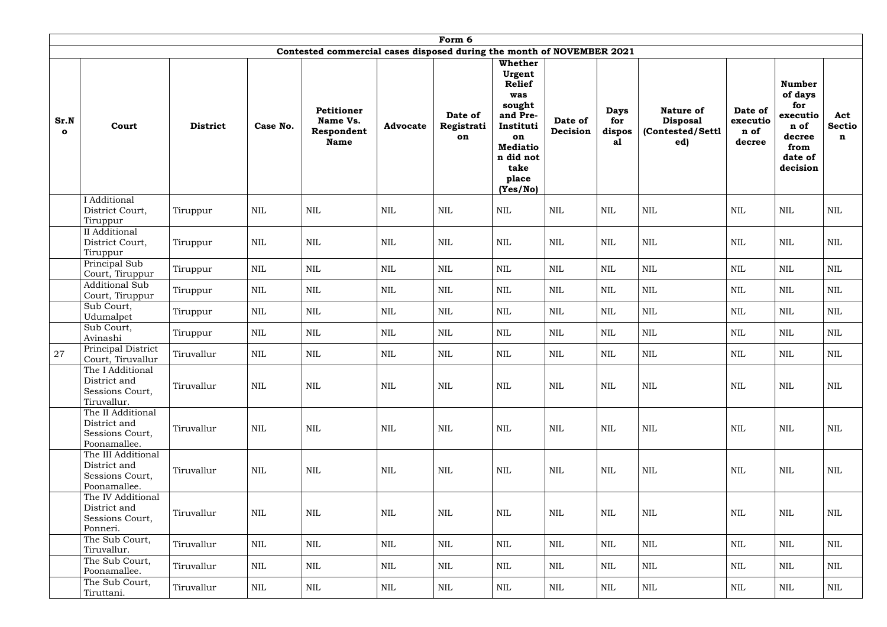| Form 6 | | | | | | | | | | | | | |
|---|---|---|---|---|---|---|---|---|---|---|---|---|---|
| Contested commercial cases disposed during the month of NOVEMBER 2021 | | | | | | | | | | | | | |
| **Sr.No** | **Court** | **District** | **Case No.** | **Petitioner Name Vs. Respondent Name** | **Advocate** | **Date of Registration** | **Whether Urgent Relief was sought and Pre-Institution Mediation did not take place (Yes/No)** | **Date of Decision** | **Days for disposal** | **Nature of Disposal (Contested/Settled)** | **Date of execution of decree** | **Number of days for execution of decree from date of decision** | **Act Section** |
| | I Additional District Court, Tiruppur | Tiruppur | NIL | NIL | NIL | NIL | NIL | NIL | NIL | NIL | NIL | NIL | NIL |
| | II Additional District Court, Tiruppur | Tiruppur | NIL | NIL | NIL | NIL | NIL | NIL | NIL | NIL | NIL | NIL | NIL |
| | Principal Sub Court, Tiruppur | Tiruppur | NIL | NIL | NIL | NIL | NIL | NIL | NIL | NIL | NIL | NIL | NIL |
| | Additional Sub Court, Tiruppur | Tiruppur | NIL | NIL | NIL | NIL | NIL | NIL | NIL | NIL | NIL | NIL | NIL |
| | Sub Court, Udumalpet | Tiruppur | NIL | NIL | NIL | NIL | NIL | NIL | NIL | NIL | NIL | NIL | NIL |
| | Sub Court, Avinashi | Tiruppur | NIL | NIL | NIL | NIL | NIL | NIL | NIL | NIL | NIL | NIL | NIL |
| 27 | Principal District Court, Tiruvallur | Tiruvallur | NIL | NIL | NIL | NIL | NIL | NIL | NIL | NIL | NIL | NIL | NIL |
| | The I Additional District and Sessions Court, Tiruvallur. | Tiruvallur | NIL | NIL | NIL | NIL | NIL | NIL | NIL | NIL | NIL | NIL | NIL |
| | The II Additional District and Sessions Court, Poonamallee. | Tiruvallur | NIL | NIL | NIL | NIL | NIL | NIL | NIL | NIL | NIL | NIL | NIL |
| | The III Additional District and Sessions Court, Poonamallee. | Tiruvallur | NIL | NIL | NIL | NIL | NIL | NIL | NIL | NIL | NIL | NIL | NIL |
| | The IV Additional District and Sessions Court, Ponneri. | Tiruvallur | NIL | NIL | NIL | NIL | NIL | NIL | NIL | NIL | NIL | NIL | NIL |
| | The Sub Court, Tiruvallur. | Tiruvallur | NIL | NIL | NIL | NIL | NIL | NIL | NIL | NIL | NIL | NIL | NIL |
| | The Sub Court, Poonamallee. | Tiruvallur | NIL | NIL | NIL | NIL | NIL | NIL | NIL | NIL | NIL | NIL | NIL |
| | The Sub Court, Tiruttani. | Tiruvallur | NIL | NIL | NIL | NIL | NIL | NIL | NIL | NIL | NIL | NIL | NIL |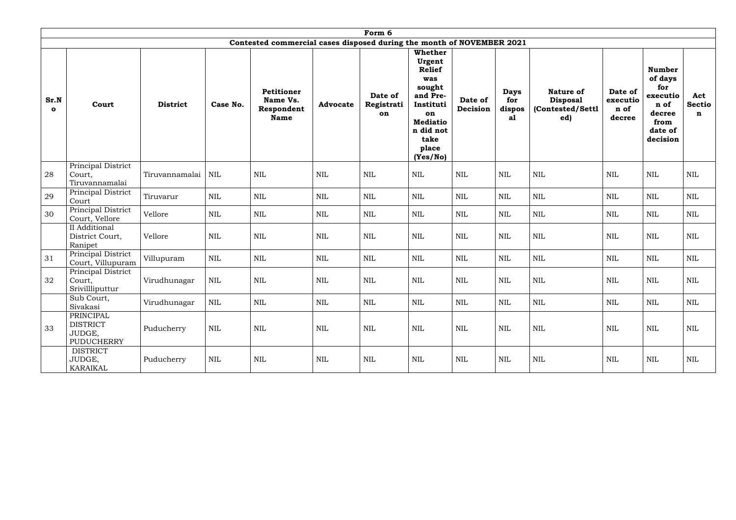## Form 6

### Contested commercial cases disposed during the month of NOVEMBER 2021

| Sr.No | Court | District | Case No. | Petitioner Name Vs. Respondent Name | Advocate | Date of Registration | Whether Urgent Relief was sought and Pre-Institution Mediation did not take place (Yes/No) | Date of Decision | Days for disposal | Nature of Disposal (Contested/Settled) | Date of execution of decree | Number of days for execution of decree from date of decision | Act Section |
|---|---|---|---|---|---|---|---|---|---|---|---|---|---|
| 28 | Principal District Court, Tiruvannamalai | Tiruvannamalai | NIL | NIL | NIL | NIL | NIL | NIL | NIL | NIL | NIL | NIL | NIL |
| 29 | Principal District Court | Tiruvarur | NIL | NIL | NIL | NIL | NIL | NIL | NIL | NIL | NIL | NIL | NIL |
| 30 | Principal District Court, Vellore | Vellore | NIL | NIL | NIL | NIL | NIL | NIL | NIL | NIL | NIL | NIL | NIL |
| | II Additional District Court, Ranipet | Vellore | NIL | NIL | NIL | NIL | NIL | NIL | NIL | NIL | NIL | NIL | NIL |
| 31 | Principal District Court, Villupuram | Villupuram | NIL | NIL | NIL | NIL | NIL | NIL | NIL | NIL | NIL | NIL | NIL |
| 32 | Principal District Court, Srivillliputtur | Virudhunagar | NIL | NIL | NIL | NIL | NIL | NIL | NIL | NIL | NIL | NIL | NIL |
| | Sub Court, Sivakasi | Virudhunagar | NIL | NIL | NIL | NIL | NIL | NIL | NIL | NIL | NIL | NIL | NIL |
| 33 | PRINCIPAL DISTRICT JUDGE, PUDUCHERRY | Puducherry | NIL | NIL | NIL | NIL | NIL | NIL | NIL | NIL | NIL | NIL | NIL |
| | DISTRICT JUDGE, KARAIKAL | Puducherry | NIL | NIL | NIL | NIL | NIL | NIL | NIL | NIL | NIL | NIL | NIL |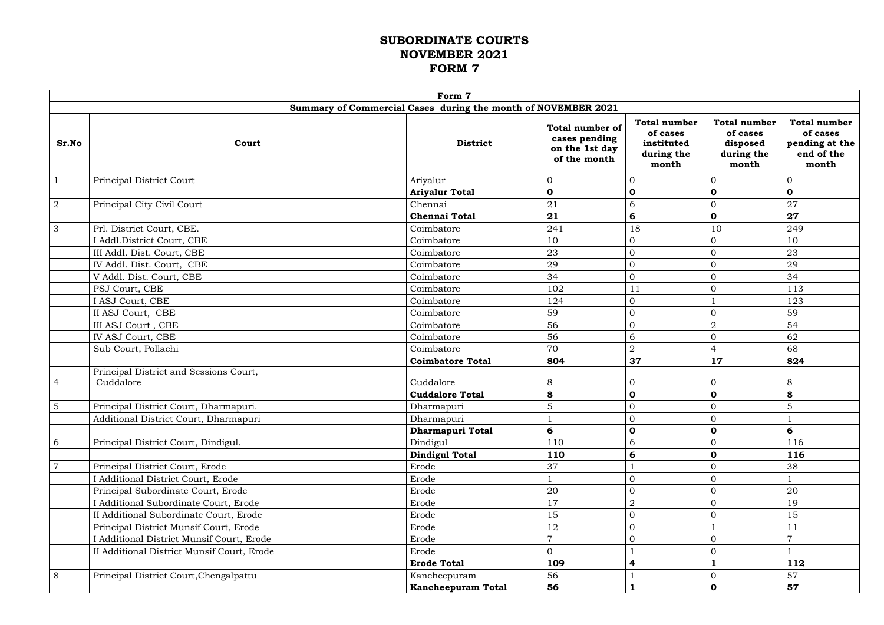# SUBORDINATE COURTS
# NOVEMBER 2021
# FORM 7

| Form 7 | | | | | | |
|---|---|---|---|---|---|---|
| **Summary of Commercial Cases during the month of NOVEMBER 2021** | | | | | | |
| **Sr.No** | **Court** | **District** | **Total number of cases pending on the 1st day of the month** | **Total number of cases instituted during the month** | **Total number of cases disposed during the month** | **Total number of cases pending at the end of the month** |
| 1 | Principal District Court | Ariyalur | 0 | 0 | 0 | 0 |
| | | **Ariyalur Total** | **0** | **0** | **0** | **0** |
| 2 | Principal City Civil Court | Chennai | 21 | 6 | 0 | 27 |
| | | **Chennai Total** | **21** | **6** | **0** | **27** |
| 3 | Prl. District Court, CBE. | Coimbatore | 241 | 18 | 10 | 249 |
| | I Addl.District Court, CBE | Coimbatore | 10 | 0 | 0 | 10 |
| | III Addl. Dist. Court, CBE | Coimbatore | 23 | 0 | 0 | 23 |
| | IV Addl. Dist. Court, CBE | Coimbatore | 29 | 0 | 0 | 29 |
| | V Addl. Dist. Court, CBE | Coimbatore | 34 | 0 | 0 | 34 |
| | PSJ Court, CBE | Coimbatore | 102 | 11 | 0 | 113 |
| | I ASJ Court, CBE | Coimbatore | 124 | 0 | 1 | 123 |
| | II ASJ Court, CBE | Coimbatore | 59 | 0 | 0 | 59 |
| | III ASJ Court , CBE | Coimbatore | 56 | 0 | 2 | 54 |
| | IV ASJ Court, CBE | Coimbatore | 56 | 6 | 0 | 62 |
| | Sub Court, Pollachi | Coimbatore | 70 | 2 | 4 | 68 |
| | | **Coimbatore Total** | **804** | **37** | **17** | **824** |
| 4 | Principal District and Sessions Court, Cuddalore | Cuddalore | 8 | 0 | 0 | 8 |
| | | **Cuddalore Total** | **8** | **0** | **0** | **8** |
| 5 | Principal District Court, Dharmapuri. | Dharmapuri | 5 | 0 | 0 | 5 |
| | Additional District Court, Dharmapuri | Dharmapuri | 1 | 0 | 0 | 1 |
| | | **Dharmapuri Total** | **6** | **0** | **0** | **6** |
| 6 | Principal District Court, Dindigul. | Dindigul | 110 | 6 | 0 | 116 |
| | | **Dindigul Total** | **110** | **6** | **0** | **116** |
| 7 | Principal District Court, Erode | Erode | 37 | 1 | 0 | 38 |
| | I Additional District Court, Erode | Erode | 1 | 0 | 0 | 1 |
| | Principal Subordinate Court, Erode | Erode | 20 | 0 | 0 | 20 |
| | I Additional Subordinate Court, Erode | Erode | 17 | 2 | 0 | 19 |
| | II Additional Subordinate Court, Erode | Erode | 15 | 0 | 0 | 15 |
| | Principal District Munsif Court, Erode | Erode | 12 | 0 | 1 | 11 |
| | I Additional District Munsif Court, Erode | Erode | 7 | 0 | 0 | 7 |
| | II Additional District Munsif Court, Erode | Erode | 0 | 1 | 0 | 1 |
| | | **Erode Total** | **109** | **4** | **1** | **112** |
| 8 | Principal District Court,Chengalpattu | Kancheepuram | 56 | 1 | 0 | 57 |
| | | **Kancheepuram Total** | **56** | **1** | **0** | **57** |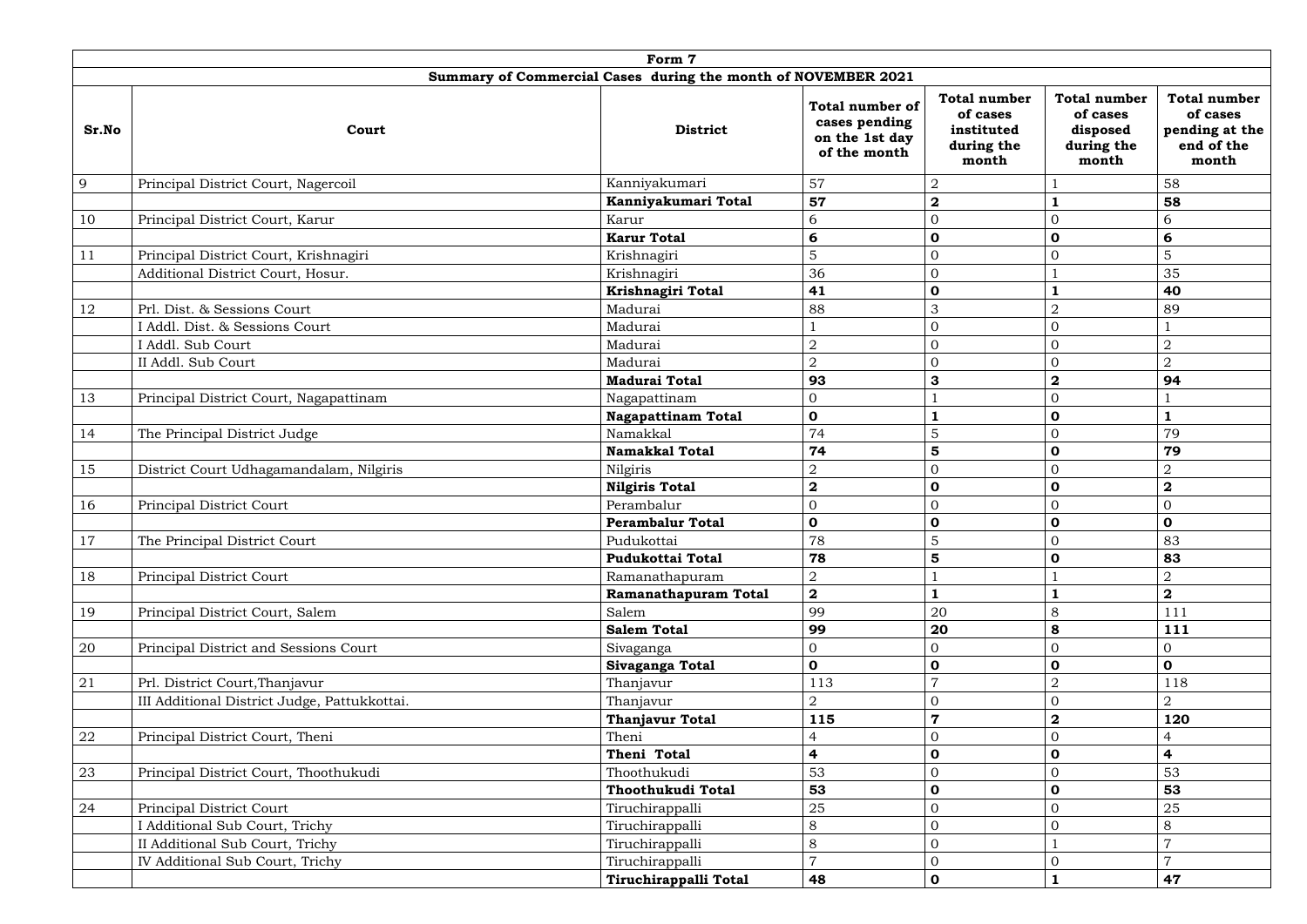| Form 7 | | | | | | |
|---|---|---|---|---|---|---|
| Summary of Commercial Cases during the month of NOVEMBER 2021 | | | | | | |
| **Sr.No** | **Court** | **District** | **Total number of cases pending on the 1st day of the month** | **Total number of cases instituted during the month** | **Total number of cases disposed during the month** | **Total number of cases pending at the end of the month** |
| 9 | Principal District Court, Nagercoil | Kanniyakumari | 57 | 2 | 1 | 58 |
| | | **Kanniyakumari Total** | **57** | **2** | **1** | **58** |
| 10 | Principal District Court, Karur | Karur | 6 | 0 | 0 | 6 |
| | | **Karur Total** | **6** | **0** | **0** | **6** |
| 11 | Principal District Court, Krishnagiri | Krishnagiri | 5 | 0 | 0 | 5 |
| | Additional District Court, Hosur. | Krishnagiri | 36 | 0 | 1 | 35 |
| | | **Krishnagiri Total** | **41** | **0** | **1** | **40** |
| 12 | Prl. Dist. & Sessions Court | Madurai | 88 | 3 | 2 | 89 |
| | I Addl. Dist. & Sessions Court | Madurai | 1 | 0 | 0 | 1 |
| | I Addl. Sub Court | Madurai | 2 | 0 | 0 | 2 |
| | II Addl. Sub Court | Madurai | 2 | 0 | 0 | 2 |
| | | **Madurai Total** | **93** | **3** | **2** | **94** |
| 13 | Principal District Court, Nagapattinam | Nagapattinam | 0 | 1 | 0 | 1 |
| | | **Nagapattinam Total** | **0** | **1** | **0** | **1** |
| 14 | The Principal District Judge | Namakkal | 74 | 5 | 0 | 79 |
| | | **Namakkal Total** | **74** | **5** | **0** | **79** |
| 15 | District Court Udhagamandalam, Nilgiris | Nilgiris | 2 | 0 | 0 | 2 |
| | | **Nilgiris Total** | **2** | **0** | **0** | **2** |
| 16 | Principal District Court | Perambalur | 0 | 0 | 0 | 0 |
| | | **Perambalur Total** | **0** | **0** | **0** | **0** |
| 17 | The Principal District Court | Pudukottai | 78 | 5 | 0 | 83 |
| | | **Pudukottai Total** | **78** | **5** | **0** | **83** |
| 18 | Principal District Court | Ramanathapuram | 2 | 1 | 1 | 2 |
| | | **Ramanathapuram Total** | **2** | **1** | **1** | **2** |
| 19 | Principal District Court, Salem | Salem | 99 | 20 | 8 | 111 |
| | | **Salem Total** | **99** | **20** | **8** | **111** |
| 20 | Principal District and Sessions Court | Sivaganga | 0 | 0 | 0 | 0 |
| | | **Sivaganga Total** | **0** | **0** | **0** | **0** |
| 21 | Prl. District Court,Thanjavur | Thanjavur | 113 | 7 | 2 | 118 |
| | III Additional District Judge, Pattukkottai. | Thanjavur | 2 | 0 | 0 | 2 |
| | | **Thanjavur Total** | **115** | **7** | **2** | **120** |
| 22 | Principal District Court, Theni | Theni | 4 | 0 | 0 | 4 |
| | | **Theni Total** | **4** | **0** | **0** | **4** |
| 23 | Principal District Court, Thoothukudi | Thoothukudi | 53 | 0 | 0 | 53 |
| | | **Thoothukudi Total** | **53** | **0** | **0** | **53** |
| 24 | Principal District Court | Tiruchirappalli | 25 | 0 | 0 | 25 |
| | I Additional Sub Court, Trichy | Tiruchirappalli | 8 | 0 | 0 | 8 |
| | II Additional Sub Court, Trichy | Tiruchirappalli | 8 | 0 | 1 | 7 |
| | IV Additional Sub Court, Trichy | Tiruchirappalli | 7 | 0 | 0 | 7 |
| | | **Tiruchirappalli Total** | **48** | **0** | **1** | **47** |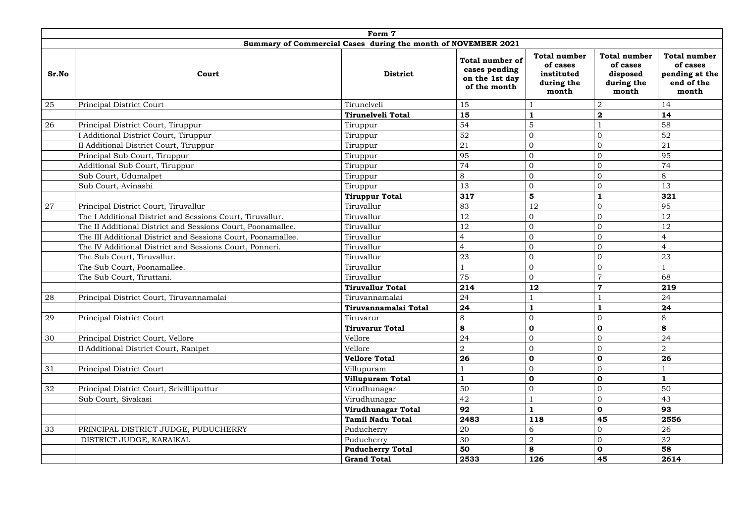| Form 7 | | | | | | |
|---|---|---|---|---|---|---|
| **Summary of Commercial Cases during the month of NOVEMBER 2021** | | | | | | |
| **Sr.No** | **Court** | **District** | **Total number of cases pending on the 1st day of the month** | **Total number of cases instituted during the month** | **Total number of cases disposed during the month** | **Total number of cases pending at the end of the month** |
| 25 | Principal District Court | Tirunelveli | 15 | 1 | 2 | 14 |
| | | **Tirunelveli Total** | **15** | **1** | **2** | **14** |
| 26 | Principal District Court, Tiruppur | Tiruppur | 54 | 5 | 1 | 58 |
| | I Additional District Court, Tiruppur | Tiruppur | 52 | 0 | 0 | 52 |
| | II Additional District Court, Tiruppur | Tiruppur | 21 | 0 | 0 | 21 |
| | Principal Sub Court, Tiruppur | Tiruppur | 95 | 0 | 0 | 95 |
| | Additional Sub Court, Tiruppur | Tiruppur | 74 | 0 | 0 | 74 |
| | Sub Court, Udumalpet | Tiruppur | 8 | 0 | 0 | 8 |
| | Sub Court, Avinashi | Tiruppur | 13 | 0 | 0 | 13 |
| | | **Tiruppur Total** | **317** | **5** | **1** | **321** |
| 27 | Principal District Court, Tiruvallur | Tiruvallur | 83 | 12 | 0 | 95 |
| | The I Additional District and Sessions Court, Tiruvallur. | Tiruvallur | 12 | 0 | 0 | 12 |
| | The II Additional District and Sessions Court, Poonamallee. | Tiruvallur | 12 | 0 | 0 | 12 |
| | The III Additional District and Sessions Court, Poonamallee. | Tiruvallur | 4 | 0 | 0 | 4 |
| | The IV Additional District and Sessions Court, Ponneri. | Tiruvallur | 4 | 0 | 0 | 4 |
| | The Sub Court, Tiruvallur. | Tiruvallur | 23 | 0 | 0 | 23 |
| | The Sub Court, Poonamallee. | Tiruvallur | 1 | 0 | 0 | 1 |
| | The Sub Court, Tiruttani. | Tiruvallur | 75 | 0 | 7 | 68 |
| | | **Tiruvallur Total** | **214** | **12** | **7** | **219** |
| 28 | Principal District Court, Tiruvannamalai | Tiruvannamalai | 24 | 1 | 1 | 24 |
| | | **Tiruvannamalai Total** | **24** | **1** | **1** | **24** |
| 29 | Principal District Court | Tiruvarur | 8 | 0 | 0 | 8 |
| | | **Tiruvarur Total** | **8** | **0** | **0** | **8** |
| 30 | Principal District Court, Vellore | Vellore | 24 | 0 | 0 | 24 |
| | II Additional District Court, Ranipet | Vellore | 2 | 0 | 0 | 2 |
| | | **Vellore Total** | **26** | **0** | **0** | **26** |
| 31 | Principal District Court | Villupuram | 1 | 0 | 0 | 1 |
| | | **Villupuram Total** | **1** | **0** | **0** | **1** |
| 32 | Principal District Court, Srivillliputtur | Virudhunagar | 50 | 0 | 0 | 50 |
| | Sub Court, Sivakasi | Virudhunagar | 42 | 1 | 0 | 43 |
| | | **Virudhunagar Total** | **92** | **1** | **0** | **93** |
| | | **Tamil Nadu Total** | **2483** | **118** | **45** | **2556** |
| 33 | PRINCIPAL DISTRICT JUDGE, PUDUCHERRY | Puducherry | 20 | 6 | 0 | 26 |
| | DISTRICT JUDGE, KARAIKAL | Puducherry | 30 | 2 | 0 | 32 |
| | | **Puducherry Total** | **50** | **8** | **0** | **58** |
| | | **Grand Total** | **2533** | **126** | **45** | **2614** |